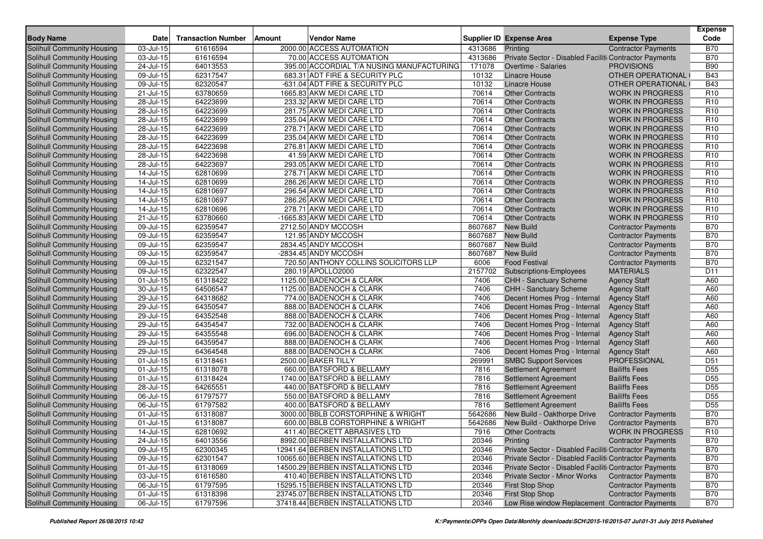| Body Name | Date | Transaction Number | Amount | Vendor Name | Supplier ID | Expense Area | Expense Type | Expense Code |
|---|---|---|---|---|---|---|---|---|
| Solihull Community Housing | 03-Jul-15 | 61616594 | 2000.00 | ACCESS AUTOMATION | 4313686 | Printing | Contractor Payments | B70 |
| Solihull Community Housing | 03-Jul-15 | 61616594 | 70.00 | ACCESS AUTOMATION | 4313686 | Private Sector - Disabled Faciliti | Contractor Payments | B70 |
| Solihull Community Housing | 24-Jul-15 | 64013553 | 395.00 | ACCORDIAL T/A NUSING MANUFACTURING | 171078 | Overtime - Salaries | PROVISIONS | B90 |
| Solihull Community Housing | 09-Jul-15 | 62317547 | 683.31 | ADT FIRE & SECURITY PLC | 10132 | Linacre House | OTHER OPERATIONAL | B43 |
| Solihull Community Housing | 09-Jul-15 | 62320547 | -631.04 | ADT FIRE & SECURITY PLC | 10132 | Linacre House | OTHER OPERATIONAL | B43 |
| Solihull Community Housing | 21-Jul-15 | 63780659 | 1665.83 | AKW MEDI CARE LTD | 70614 | Other Contracts | WORK IN PROGRESS | R10 |
| Solihull Community Housing | 28-Jul-15 | 64223699 | 233.32 | AKW MEDI CARE LTD | 70614 | Other Contracts | WORK IN PROGRESS | R10 |
| Solihull Community Housing | 28-Jul-15 | 64223699 | 281.75 | AKW MEDI CARE LTD | 70614 | Other Contracts | WORK IN PROGRESS | R10 |
| Solihull Community Housing | 28-Jul-15 | 64223699 | 235.04 | AKW MEDI CARE LTD | 70614 | Other Contracts | WORK IN PROGRESS | R10 |
| Solihull Community Housing | 28-Jul-15 | 64223699 | 278.71 | AKW MEDI CARE LTD | 70614 | Other Contracts | WORK IN PROGRESS | R10 |
| Solihull Community Housing | 28-Jul-15 | 64223699 | 235.04 | AKW MEDI CARE LTD | 70614 | Other Contracts | WORK IN PROGRESS | R10 |
| Solihull Community Housing | 28-Jul-15 | 64223698 | 276.81 | AKW MEDI CARE LTD | 70614 | Other Contracts | WORK IN PROGRESS | R10 |
| Solihull Community Housing | 28-Jul-15 | 64223698 | 41.59 | AKW MEDI CARE LTD | 70614 | Other Contracts | WORK IN PROGRESS | R10 |
| Solihull Community Housing | 28-Jul-15 | 64223697 | 293.05 | AKW MEDI CARE LTD | 70614 | Other Contracts | WORK IN PROGRESS | R10 |
| Solihull Community Housing | 14-Jul-15 | 62810699 | 278.71 | AKW MEDI CARE LTD | 70614 | Other Contracts | WORK IN PROGRESS | R10 |
| Solihull Community Housing | 14-Jul-15 | 62810699 | 286.26 | AKW MEDI CARE LTD | 70614 | Other Contracts | WORK IN PROGRESS | R10 |
| Solihull Community Housing | 14-Jul-15 | 62810697 | 296.54 | AKW MEDI CARE LTD | 70614 | Other Contracts | WORK IN PROGRESS | R10 |
| Solihull Community Housing | 14-Jul-15 | 62810697 | 286.26 | AKW MEDI CARE LTD | 70614 | Other Contracts | WORK IN PROGRESS | R10 |
| Solihull Community Housing | 14-Jul-15 | 62810696 | 278.71 | AKW MEDI CARE LTD | 70614 | Other Contracts | WORK IN PROGRESS | R10 |
| Solihull Community Housing | 21-Jul-15 | 63780660 | -1665.83 | AKW MEDI CARE LTD | 70614 | Other Contracts | WORK IN PROGRESS | R10 |
| Solihull Community Housing | 09-Jul-15 | 62359547 | 2712.50 | ANDY MCCOSH | 8607687 | New Build | Contractor Payments | B70 |
| Solihull Community Housing | 09-Jul-15 | 62359547 | 121.95 | ANDY MCCOSH | 8607687 | New Build | Contractor Payments | B70 |
| Solihull Community Housing | 09-Jul-15 | 62359547 | 2834.45 | ANDY MCCOSH | 8607687 | New Build | Contractor Payments | B70 |
| Solihull Community Housing | 09-Jul-15 | 62359547 | -2834.45 | ANDY MCCOSH | 8607687 | New Build | Contractor Payments | B70 |
| Solihull Community Housing | 09-Jul-15 | 62321547 | 720.50 | ANTHONY COLLINS SOLICITORS LLP | 6006 | Food Festival | Contractor Payments | B70 |
| Solihull Community Housing | 09-Jul-15 | 62322547 | 280.19 | APOLLO2000 | 2157702 | Subscriptions-Employees | MATERIALS | D11 |
| Solihull Community Housing | 01-Jul-15 | 61318422 | 1125.00 | BADENOCH & CLARK | 7406 | CHH - Sanctuary Scheme | Agency Staff | A60 |
| Solihull Community Housing | 30-Jul-15 | 64506547 | 1125.00 | BADENOCH & CLARK | 7406 | CHH - Sanctuary Scheme | Agency Staff | A60 |
| Solihull Community Housing | 29-Jul-15 | 64318682 | 774.00 | BADENOCH & CLARK | 7406 | Decent Homes Prog - Internal | Agency Staff | A60 |
| Solihull Community Housing | 29-Jul-15 | 64350547 | 888.00 | BADENOCH & CLARK | 7406 | Decent Homes Prog - Internal | Agency Staff | A60 |
| Solihull Community Housing | 29-Jul-15 | 64352548 | 888.00 | BADENOCH & CLARK | 7406 | Decent Homes Prog - Internal | Agency Staff | A60 |
| Solihull Community Housing | 29-Jul-15 | 64354547 | 732.00 | BADENOCH & CLARK | 7406 | Decent Homes Prog - Internal | Agency Staff | A60 |
| Solihull Community Housing | 29-Jul-15 | 64355548 | 696.00 | BADENOCH & CLARK | 7406 | Decent Homes Prog - Internal | Agency Staff | A60 |
| Solihull Community Housing | 29-Jul-15 | 64359547 | 888.00 | BADENOCH & CLARK | 7406 | Decent Homes Prog - Internal | Agency Staff | A60 |
| Solihull Community Housing | 29-Jul-15 | 64364548 | 888.00 | BADENOCH & CLARK | 7406 | Decent Homes Prog - Internal | Agency Staff | A60 |
| Solihull Community Housing | 01-Jul-15 | 61318461 | 2500.00 | BAKER TILLY | 269991 | SMBC Support Services | PROFESSIONAL | D51 |
| Solihull Community Housing | 01-Jul-15 | 61318078 | 660.00 | BATSFORD & BELLAMY | 7816 | Settlement Agreement | Bailiffs Fees | D55 |
| Solihull Community Housing | 01-Jul-15 | 61318424 | 1740.00 | BATSFORD & BELLAMY | 7816 | Settlement Agreement | Bailiffs Fees | D55 |
| Solihull Community Housing | 28-Jul-15 | 64265551 | 440.00 | BATSFORD & BELLAMY | 7816 | Settlement Agreement | Bailiffs Fees | D55 |
| Solihull Community Housing | 06-Jul-15 | 61797577 | 550.00 | BATSFORD & BELLAMY | 7816 | Settlement Agreement | Bailiffs Fees | D55 |
| Solihull Community Housing | 06-Jul-15 | 61797582 | 400.00 | BATSFORD & BELLAMY | 7816 | Settlement Agreement | Bailiffs Fees | D55 |
| Solihull Community Housing | 01-Jul-15 | 61318087 | 3000.00 | BBLB CORSTORPHINE & WRIGHT | 5642686 | New Build - Oakthorpe Drive | Contractor Payments | B70 |
| Solihull Community Housing | 01-Jul-15 | 61318087 | 600.00 | BBLB CORSTORPHINE & WRIGHT | 5642686 | New Build - Oakthorpe Drive | Contractor Payments | B70 |
| Solihull Community Housing | 14-Jul-15 | 62810692 | 411.40 | BECKETT ABRASIVES LTD | 7916 | Other Contracts | WORK IN PROGRESS | R10 |
| Solihull Community Housing | 24-Jul-15 | 64013556 | 8992.00 | BERBEN INSTALLATIONS LTD | 20346 | Printing | Contractor Payments | B70 |
| Solihull Community Housing | 09-Jul-15 | 62300345 | 12941.64 | BERBEN INSTALLATIONS LTD | 20346 | Private Sector - Disabled Faciliti | Contractor Payments | B70 |
| Solihull Community Housing | 09-Jul-15 | 62301547 | 10065.60 | BERBEN INSTALLATIONS LTD | 20346 | Private Sector - Disabled Faciliti | Contractor Payments | B70 |
| Solihull Community Housing | 01-Jul-15 | 61318069 | 14500.29 | BERBEN INSTALLATIONS LTD | 20346 | Private Sector - Disabled Faciliti | Contractor Payments | B70 |
| Solihull Community Housing | 03-Jul-15 | 61616580 | 410.40 | BERBEN INSTALLATIONS LTD | 20346 | Private Sector - Minor Works | Contractor Payments | B70 |
| Solihull Community Housing | 06-Jul-15 | 61797595 | 15295.15 | BERBEN INSTALLATIONS LTD | 20346 | First Stop Shop | Contractor Payments | B70 |
| Solihull Community Housing | 01-Jul-15 | 61318398 | 23745.07 | BERBEN INSTALLATIONS LTD | 20346 | First Stop Shop | Contractor Payments | B70 |
| Solihull Community Housing | 06-Jul-15 | 61797596 | 37418.44 | BERBEN INSTALLATIONS LTD | 20346 | Low Rise window Replacement | Contractor Payments | B70 |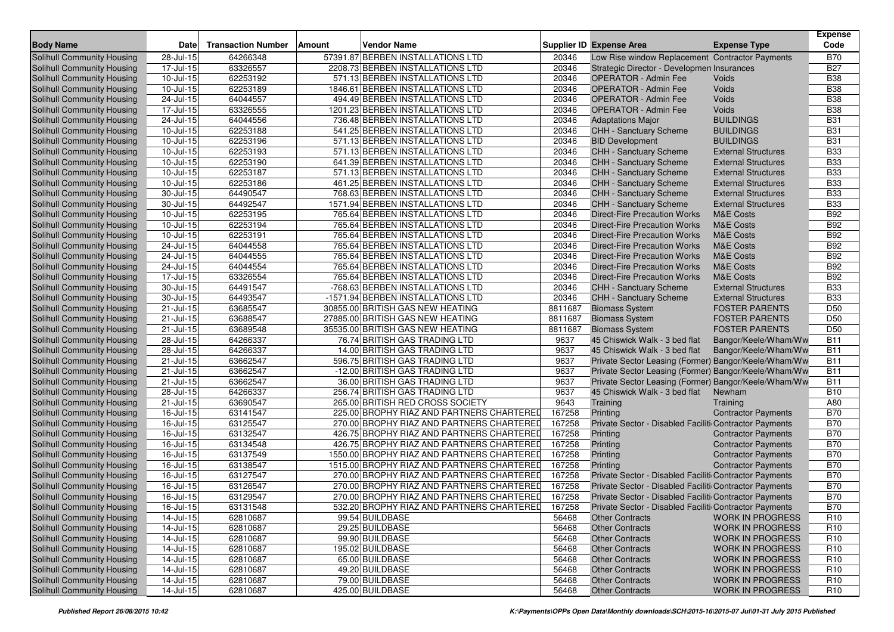| Body Name | Date | Transaction Number | Amount | Vendor Name | Supplier ID | Expense Area | Expense Type | Expense Code |
|---|---|---|---|---|---|---|---|---|
| Solihull Community Housing | 28-Jul-15 | 64266348 | 57391.87 | BERBEN INSTALLATIONS LTD | 20346 | Low Rise window Replacement | Contractor Payments | B70 |
| Solihull Community Housing | 17-Jul-15 | 63326557 | 2208.73 | BERBEN INSTALLATIONS LTD | 20346 | Strategic Director - Developmen | Insurances | B27 |
| Solihull Community Housing | 10-Jul-15 | 62253192 | 571.13 | BERBEN INSTALLATIONS LTD | 20346 | OPERATOR - Admin Fee | Voids | B38 |
| Solihull Community Housing | 10-Jul-15 | 62253189 | 1846.61 | BERBEN INSTALLATIONS LTD | 20346 | OPERATOR - Admin Fee | Voids | B38 |
| Solihull Community Housing | 24-Jul-15 | 64044557 | 494.49 | BERBEN INSTALLATIONS LTD | 20346 | OPERATOR - Admin Fee | Voids | B38 |
| Solihull Community Housing | 17-Jul-15 | 63326555 | 1201.23 | BERBEN INSTALLATIONS LTD | 20346 | OPERATOR - Admin Fee | Voids | B38 |
| Solihull Community Housing | 24-Jul-15 | 64044556 | 736.48 | BERBEN INSTALLATIONS LTD | 20346 | Adaptations Major | BUILDINGS | B31 |
| Solihull Community Housing | 10-Jul-15 | 62253188 | 541.25 | BERBEN INSTALLATIONS LTD | 20346 | CHH - Sanctuary Scheme | BUILDINGS | B31 |
| Solihull Community Housing | 10-Jul-15 | 62253196 | 571.13 | BERBEN INSTALLATIONS LTD | 20346 | BID Development | BUILDINGS | B31 |
| Solihull Community Housing | 10-Jul-15 | 62253193 | 571.13 | BERBEN INSTALLATIONS LTD | 20346 | CHH - Sanctuary Scheme | External Structures | B33 |
| Solihull Community Housing | 10-Jul-15 | 62253190 | 641.39 | BERBEN INSTALLATIONS LTD | 20346 | CHH - Sanctuary Scheme | External Structures | B33 |
| Solihull Community Housing | 10-Jul-15 | 62253187 | 571.13 | BERBEN INSTALLATIONS LTD | 20346 | CHH - Sanctuary Scheme | External Structures | B33 |
| Solihull Community Housing | 10-Jul-15 | 62253186 | 461.25 | BERBEN INSTALLATIONS LTD | 20346 | CHH - Sanctuary Scheme | External Structures | B33 |
| Solihull Community Housing | 30-Jul-15 | 64490547 | 768.63 | BERBEN INSTALLATIONS LTD | 20346 | CHH - Sanctuary Scheme | External Structures | B33 |
| Solihull Community Housing | 30-Jul-15 | 64492547 | 1571.94 | BERBEN INSTALLATIONS LTD | 20346 | CHH - Sanctuary Scheme | External Structures | B33 |
| Solihull Community Housing | 10-Jul-15 | 62253195 | 765.64 | BERBEN INSTALLATIONS LTD | 20346 | Direct-Fire Precaution Works | M&E Costs | B92 |
| Solihull Community Housing | 10-Jul-15 | 62253194 | 765.64 | BERBEN INSTALLATIONS LTD | 20346 | Direct-Fire Precaution Works | M&E Costs | B92 |
| Solihull Community Housing | 10-Jul-15 | 62253191 | 765.64 | BERBEN INSTALLATIONS LTD | 20346 | Direct-Fire Precaution Works | M&E Costs | B92 |
| Solihull Community Housing | 24-Jul-15 | 64044558 | 765.64 | BERBEN INSTALLATIONS LTD | 20346 | Direct-Fire Precaution Works | M&E Costs | B92 |
| Solihull Community Housing | 24-Jul-15 | 64044555 | 765.64 | BERBEN INSTALLATIONS LTD | 20346 | Direct-Fire Precaution Works | M&E Costs | B92 |
| Solihull Community Housing | 24-Jul-15 | 64044554 | 765.64 | BERBEN INSTALLATIONS LTD | 20346 | Direct-Fire Precaution Works | M&E Costs | B92 |
| Solihull Community Housing | 17-Jul-15 | 63326554 | 765.64 | BERBEN INSTALLATIONS LTD | 20346 | Direct-Fire Precaution Works | M&E Costs | B92 |
| Solihull Community Housing | 30-Jul-15 | 64491547 | -768.63 | BERBEN INSTALLATIONS LTD | 20346 | CHH - Sanctuary Scheme | External Structures | B33 |
| Solihull Community Housing | 30-Jul-15 | 64493547 | -1571.94 | BERBEN INSTALLATIONS LTD | 20346 | CHH - Sanctuary Scheme | External Structures | B33 |
| Solihull Community Housing | 21-Jul-15 | 63685547 | 30855.00 | BRITISH GAS NEW HEATING | 8811687 | Biomass System | FOSTER PARENTS | D50 |
| Solihull Community Housing | 21-Jul-15 | 63688547 | 27885.00 | BRITISH GAS NEW HEATING | 8811687 | Biomass System | FOSTER PARENTS | D50 |
| Solihull Community Housing | 21-Jul-15 | 63689548 | 35535.00 | BRITISH GAS NEW HEATING | 8811687 | Biomass System | FOSTER PARENTS | D50 |
| Solihull Community Housing | 28-Jul-15 | 64266337 | 76.74 | BRITISH GAS TRADING LTD | 9637 | 45 Chiswick Walk - 3 bed flat | Bangor/Keele/Wham/Ww | B11 |
| Solihull Community Housing | 28-Jul-15 | 64266337 | 14.00 | BRITISH GAS TRADING LTD | 9637 | 45 Chiswick Walk - 3 bed flat | Bangor/Keele/Wham/Ww | B11 |
| Solihull Community Housing | 21-Jul-15 | 63662547 | 596.75 | BRITISH GAS TRADING LTD | 9637 | Private Sector Leasing (Former) | Bangor/Keele/Wham/Ww | B11 |
| Solihull Community Housing | 21-Jul-15 | 63662547 | -12.00 | BRITISH GAS TRADING LTD | 9637 | Private Sector Leasing (Former) | Bangor/Keele/Wham/Ww | B11 |
| Solihull Community Housing | 21-Jul-15 | 63662547 | 36.00 | BRITISH GAS TRADING LTD | 9637 | Private Sector Leasing (Former) | Bangor/Keele/Wham/Ww | B11 |
| Solihull Community Housing | 28-Jul-15 | 64266337 | 256.74 | BRITISH GAS TRADING LTD | 9637 | 45 Chiswick Walk - 3 bed flat | Newham | B10 |
| Solihull Community Housing | 21-Jul-15 | 63690547 | 265.00 | BRITISH RED CROSS SOCIETY | 9643 | Training | Training | A80 |
| Solihull Community Housing | 16-Jul-15 | 63141547 | 225.00 | BROPHY RIAZ AND PARTNERS CHARTERED | 167258 | Printing | Contractor Payments | B70 |
| Solihull Community Housing | 16-Jul-15 | 63125547 | 270.00 | BROPHY RIAZ AND PARTNERS CHARTERED | 167258 | Private Sector - Disabled Faciliti | Contractor Payments | B70 |
| Solihull Community Housing | 16-Jul-15 | 63132547 | 426.75 | BROPHY RIAZ AND PARTNERS CHARTERED | 167258 | Printing | Contractor Payments | B70 |
| Solihull Community Housing | 16-Jul-15 | 63134548 | 426.75 | BROPHY RIAZ AND PARTNERS CHARTERED | 167258 | Printing | Contractor Payments | B70 |
| Solihull Community Housing | 16-Jul-15 | 63137549 | 1550.00 | BROPHY RIAZ AND PARTNERS CHARTERED | 167258 | Printing | Contractor Payments | B70 |
| Solihull Community Housing | 16-Jul-15 | 63138547 | 1515.00 | BROPHY RIAZ AND PARTNERS CHARTERED | 167258 | Printing | Contractor Payments | B70 |
| Solihull Community Housing | 16-Jul-15 | 63127547 | 270.00 | BROPHY RIAZ AND PARTNERS CHARTERED | 167258 | Private Sector - Disabled Faciliti | Contractor Payments | B70 |
| Solihull Community Housing | 16-Jul-15 | 63126547 | 270.00 | BROPHY RIAZ AND PARTNERS CHARTERED | 167258 | Private Sector - Disabled Faciliti | Contractor Payments | B70 |
| Solihull Community Housing | 16-Jul-15 | 63129547 | 270.00 | BROPHY RIAZ AND PARTNERS CHARTERED | 167258 | Private Sector - Disabled Faciliti | Contractor Payments | B70 |
| Solihull Community Housing | 16-Jul-15 | 63131548 | 532.20 | BROPHY RIAZ AND PARTNERS CHARTERED | 167258 | Private Sector - Disabled Faciliti | Contractor Payments | B70 |
| Solihull Community Housing | 14-Jul-15 | 62810687 | 99.54 | BUILDBASE | 56468 | Other Contracts | WORK IN PROGRESS | R10 |
| Solihull Community Housing | 14-Jul-15 | 62810687 | 29.25 | BUILDBASE | 56468 | Other Contracts | WORK IN PROGRESS | R10 |
| Solihull Community Housing | 14-Jul-15 | 62810687 | 99.90 | BUILDBASE | 56468 | Other Contracts | WORK IN PROGRESS | R10 |
| Solihull Community Housing | 14-Jul-15 | 62810687 | 195.02 | BUILDBASE | 56468 | Other Contracts | WORK IN PROGRESS | R10 |
| Solihull Community Housing | 14-Jul-15 | 62810687 | 65.00 | BUILDBASE | 56468 | Other Contracts | WORK IN PROGRESS | R10 |
| Solihull Community Housing | 14-Jul-15 | 62810687 | 49.20 | BUILDBASE | 56468 | Other Contracts | WORK IN PROGRESS | R10 |
| Solihull Community Housing | 14-Jul-15 | 62810687 | 79.00 | BUILDBASE | 56468 | Other Contracts | WORK IN PROGRESS | R10 |
| Solihull Community Housing | 14-Jul-15 | 62810687 | 425.00 | BUILDBASE | 56468 | Other Contracts | WORK IN PROGRESS | R10 |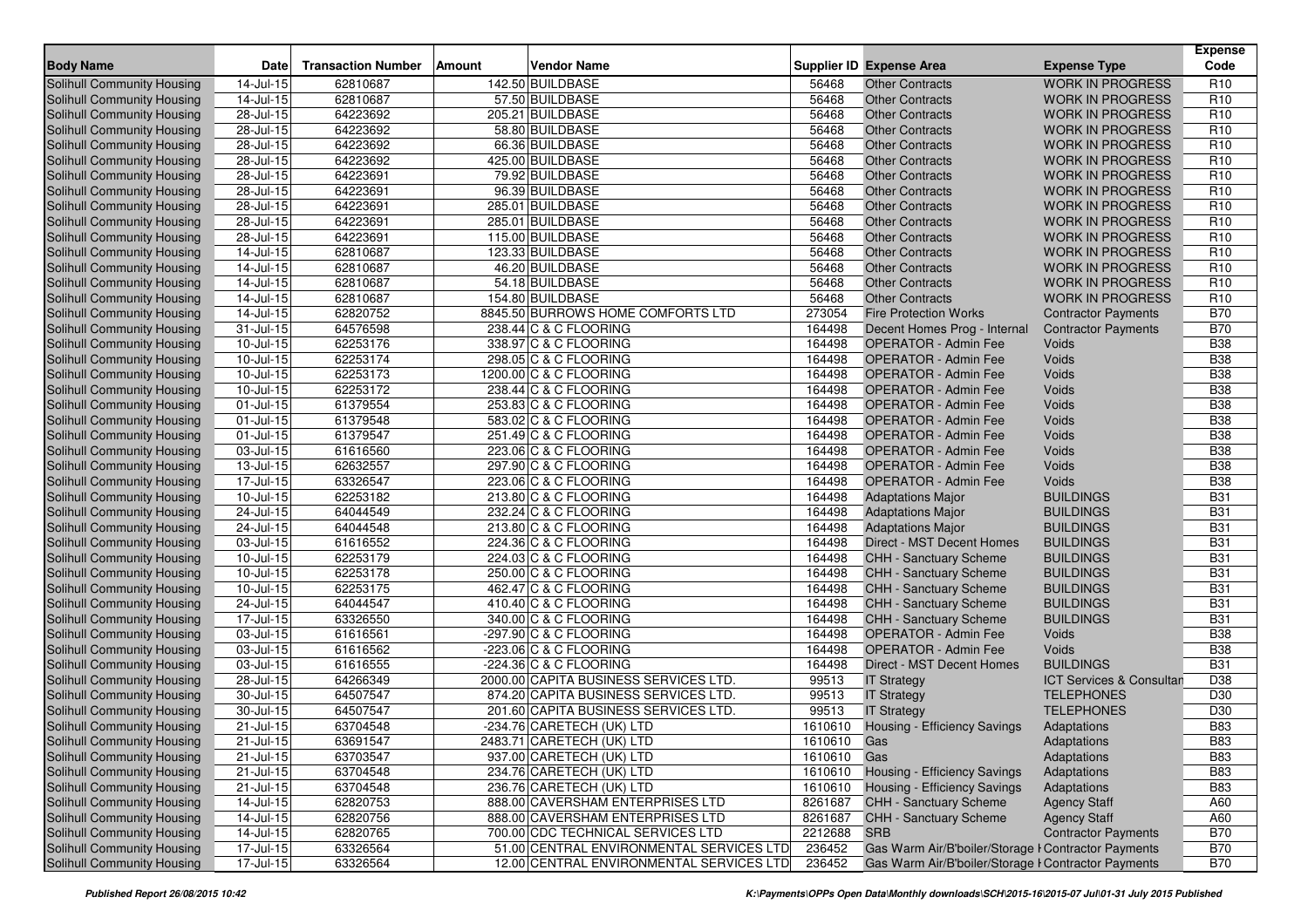| Body Name | Date | Transaction Number | Amount | Vendor Name | Supplier ID | Expense Area | Expense Type | Expense Code |
|---|---|---|---|---|---|---|---|---|
| Solihull Community Housing | 14-Jul-15 | 62810687 | 142.50 | BUILDBASE | 56468 | Other Contracts | WORK IN PROGRESS | R10 |
| Solihull Community Housing | 14-Jul-15 | 62810687 | 57.50 | BUILDBASE | 56468 | Other Contracts | WORK IN PROGRESS | R10 |
| Solihull Community Housing | 28-Jul-15 | 64223692 | 205.21 | BUILDBASE | 56468 | Other Contracts | WORK IN PROGRESS | R10 |
| Solihull Community Housing | 28-Jul-15 | 64223692 | 58.80 | BUILDBASE | 56468 | Other Contracts | WORK IN PROGRESS | R10 |
| Solihull Community Housing | 28-Jul-15 | 64223692 | 66.36 | BUILDBASE | 56468 | Other Contracts | WORK IN PROGRESS | R10 |
| Solihull Community Housing | 28-Jul-15 | 64223692 | 425.00 | BUILDBASE | 56468 | Other Contracts | WORK IN PROGRESS | R10 |
| Solihull Community Housing | 28-Jul-15 | 64223691 | 79.92 | BUILDBASE | 56468 | Other Contracts | WORK IN PROGRESS | R10 |
| Solihull Community Housing | 28-Jul-15 | 64223691 | 96.39 | BUILDBASE | 56468 | Other Contracts | WORK IN PROGRESS | R10 |
| Solihull Community Housing | 28-Jul-15 | 64223691 | 285.01 | BUILDBASE | 56468 | Other Contracts | WORK IN PROGRESS | R10 |
| Solihull Community Housing | 28-Jul-15 | 64223691 | 285.01 | BUILDBASE | 56468 | Other Contracts | WORK IN PROGRESS | R10 |
| Solihull Community Housing | 28-Jul-15 | 64223691 | 115.00 | BUILDBASE | 56468 | Other Contracts | WORK IN PROGRESS | R10 |
| Solihull Community Housing | 14-Jul-15 | 62810687 | 123.33 | BUILDBASE | 56468 | Other Contracts | WORK IN PROGRESS | R10 |
| Solihull Community Housing | 14-Jul-15 | 62810687 | 46.20 | BUILDBASE | 56468 | Other Contracts | WORK IN PROGRESS | R10 |
| Solihull Community Housing | 14-Jul-15 | 62810687 | 54.18 | BUILDBASE | 56468 | Other Contracts | WORK IN PROGRESS | R10 |
| Solihull Community Housing | 14-Jul-15 | 62810687 | 154.80 | BUILDBASE | 56468 | Other Contracts | WORK IN PROGRESS | R10 |
| Solihull Community Housing | 14-Jul-15 | 62820752 | 8845.50 | BURROWS HOME COMFORTS LTD | 273054 | Fire Protection Works | Contractor Payments | B70 |
| Solihull Community Housing | 31-Jul-15 | 64576598 | 238.44 | C & C FLOORING | 164498 | Decent Homes Prog - Internal | Contractor Payments | B70 |
| Solihull Community Housing | 10-Jul-15 | 62253176 | 338.97 | C & C FLOORING | 164498 | OPERATOR - Admin Fee | Voids | B38 |
| Solihull Community Housing | 10-Jul-15 | 62253174 | 298.05 | C & C FLOORING | 164498 | OPERATOR - Admin Fee | Voids | B38 |
| Solihull Community Housing | 10-Jul-15 | 62253173 | 1200.00 | C & C FLOORING | 164498 | OPERATOR - Admin Fee | Voids | B38 |
| Solihull Community Housing | 10-Jul-15 | 62253172 | 238.44 | C & C FLOORING | 164498 | OPERATOR - Admin Fee | Voids | B38 |
| Solihull Community Housing | 01-Jul-15 | 61379554 | 253.83 | C & C FLOORING | 164498 | OPERATOR - Admin Fee | Voids | B38 |
| Solihull Community Housing | 01-Jul-15 | 61379548 | 583.02 | C & C FLOORING | 164498 | OPERATOR - Admin Fee | Voids | B38 |
| Solihull Community Housing | 01-Jul-15 | 61379547 | 251.49 | C & C FLOORING | 164498 | OPERATOR - Admin Fee | Voids | B38 |
| Solihull Community Housing | 03-Jul-15 | 61616560 | 223.06 | C & C FLOORING | 164498 | OPERATOR - Admin Fee | Voids | B38 |
| Solihull Community Housing | 13-Jul-15 | 62632557 | 297.90 | C & C FLOORING | 164498 | OPERATOR - Admin Fee | Voids | B38 |
| Solihull Community Housing | 17-Jul-15 | 63326547 | 223.06 | C & C FLOORING | 164498 | OPERATOR - Admin Fee | Voids | B38 |
| Solihull Community Housing | 10-Jul-15 | 62253182 | 213.80 | C & C FLOORING | 164498 | Adaptations Major | BUILDINGS | B31 |
| Solihull Community Housing | 24-Jul-15 | 64044549 | 232.24 | C & C FLOORING | 164498 | Adaptations Major | BUILDINGS | B31 |
| Solihull Community Housing | 24-Jul-15 | 64044548 | 213.80 | C & C FLOORING | 164498 | Adaptations Major | BUILDINGS | B31 |
| Solihull Community Housing | 03-Jul-15 | 61616552 | 224.36 | C & C FLOORING | 164498 | Direct - MST Decent Homes | BUILDINGS | B31 |
| Solihull Community Housing | 10-Jul-15 | 62253179 | 224.03 | C & C FLOORING | 164498 | CHH - Sanctuary Scheme | BUILDINGS | B31 |
| Solihull Community Housing | 10-Jul-15 | 62253178 | 250.00 | C & C FLOORING | 164498 | CHH - Sanctuary Scheme | BUILDINGS | B31 |
| Solihull Community Housing | 10-Jul-15 | 62253175 | 462.47 | C & C FLOORING | 164498 | CHH - Sanctuary Scheme | BUILDINGS | B31 |
| Solihull Community Housing | 24-Jul-15 | 64044547 | 410.40 | C & C FLOORING | 164498 | CHH - Sanctuary Scheme | BUILDINGS | B31 |
| Solihull Community Housing | 17-Jul-15 | 63326550 | 340.00 | C & C FLOORING | 164498 | CHH - Sanctuary Scheme | BUILDINGS | B31 |
| Solihull Community Housing | 03-Jul-15 | 61616561 | -297.90 | C & C FLOORING | 164498 | OPERATOR - Admin Fee | Voids | B38 |
| Solihull Community Housing | 03-Jul-15 | 61616562 | -223.06 | C & C FLOORING | 164498 | OPERATOR - Admin Fee | Voids | B38 |
| Solihull Community Housing | 03-Jul-15 | 61616555 | -224.36 | C & C FLOORING | 164498 | Direct - MST Decent Homes | BUILDINGS | B31 |
| Solihull Community Housing | 28-Jul-15 | 64266349 | 2000.00 | CAPITA BUSINESS SERVICES LTD. | 99513 | IT Strategy | ICT Services & Consultan | D38 |
| Solihull Community Housing | 30-Jul-15 | 64507547 | 874.20 | CAPITA BUSINESS SERVICES LTD. | 99513 | IT Strategy | TELEPHONES | D30 |
| Solihull Community Housing | 30-Jul-15 | 64507547 | 201.60 | CAPITA BUSINESS SERVICES LTD. | 99513 | IT Strategy | TELEPHONES | D30 |
| Solihull Community Housing | 21-Jul-15 | 63704548 | -234.76 | CARETECH (UK) LTD | 1610610 | Housing - Efficiency Savings | Adaptations | B83 |
| Solihull Community Housing | 21-Jul-15 | 63691547 | 2483.71 | CARETECH (UK) LTD | 1610610 | Gas | Adaptations | B83 |
| Solihull Community Housing | 21-Jul-15 | 63703547 | 937.00 | CARETECH (UK) LTD | 1610610 | Gas | Adaptations | B83 |
| Solihull Community Housing | 21-Jul-15 | 63704548 | 234.76 | CARETECH (UK) LTD | 1610610 | Housing - Efficiency Savings | Adaptations | B83 |
| Solihull Community Housing | 21-Jul-15 | 63704548 | 236.76 | CARETECH (UK) LTD | 1610610 | Housing - Efficiency Savings | Adaptations | B83 |
| Solihull Community Housing | 14-Jul-15 | 62820753 | 888.00 | CAVERSHAM ENTERPRISES LTD | 8261687 | CHH - Sanctuary Scheme | Agency Staff | A60 |
| Solihull Community Housing | 14-Jul-15 | 62820756 | 888.00 | CAVERSHAM ENTERPRISES LTD | 8261687 | CHH - Sanctuary Scheme | Agency Staff | A60 |
| Solihull Community Housing | 14-Jul-15 | 62820765 | 700.00 | CDC TECHNICAL SERVICES LTD | 2212688 | SRB | Contractor Payments | B70 |
| Solihull Community Housing | 17-Jul-15 | 63326564 | 51.00 | CENTRAL ENVIRONMENTAL SERVICES LTD | 236452 | Gas Warm Air/B'boiler/Storage I | Contractor Payments | B70 |
| Solihull Community Housing | 17-Jul-15 | 63326564 | 12.00 | CENTRAL ENVIRONMENTAL SERVICES LTD | 236452 | Gas Warm Air/B'boiler/Storage I | Contractor Payments | B70 |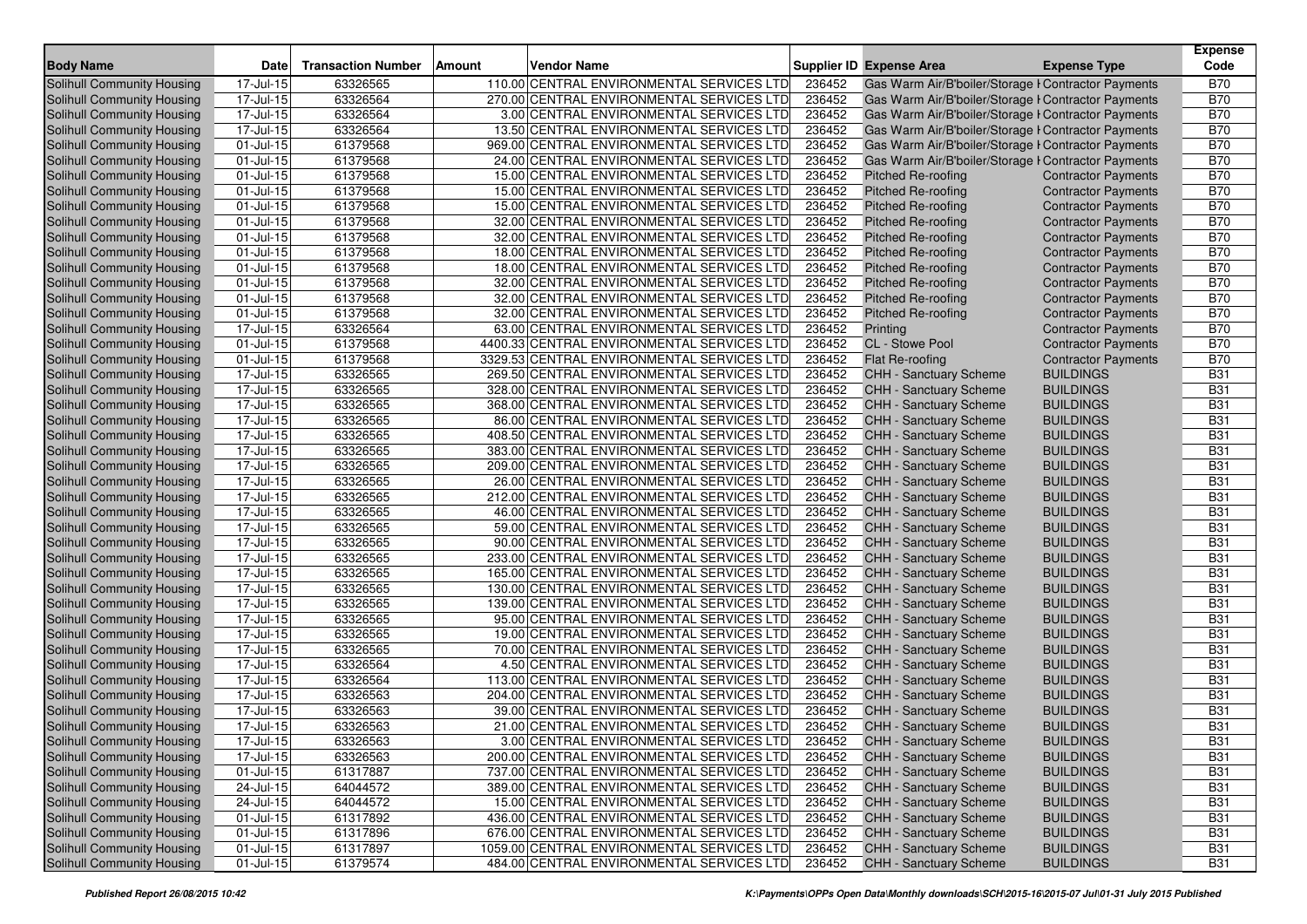| Body Name | Date | Transaction Number | Amount | Vendor Name | Supplier ID | Expense Area | Expense Type | Expense Code |
|---|---|---|---|---|---|---|---|---|
| Solihull Community Housing | 17-Jul-15 | 63326565 | 110.00 | CENTRAL ENVIRONMENTAL SERVICES LTD | 236452 | Gas Warm Air/B'boiler/Storage H | Contractor Payments | B70 |
| Solihull Community Housing | 17-Jul-15 | 63326564 | 270.00 | CENTRAL ENVIRONMENTAL SERVICES LTD | 236452 | Gas Warm Air/B'boiler/Storage H | Contractor Payments | B70 |
| Solihull Community Housing | 17-Jul-15 | 63326564 | 3.00 | CENTRAL ENVIRONMENTAL SERVICES LTD | 236452 | Gas Warm Air/B'boiler/Storage H | Contractor Payments | B70 |
| Solihull Community Housing | 17-Jul-15 | 63326564 | 13.50 | CENTRAL ENVIRONMENTAL SERVICES LTD | 236452 | Gas Warm Air/B'boiler/Storage H | Contractor Payments | B70 |
| Solihull Community Housing | 01-Jul-15 | 61379568 | 969.00 | CENTRAL ENVIRONMENTAL SERVICES LTD | 236452 | Gas Warm Air/B'boiler/Storage H | Contractor Payments | B70 |
| Solihull Community Housing | 01-Jul-15 | 61379568 | 24.00 | CENTRAL ENVIRONMENTAL SERVICES LTD | 236452 | Gas Warm Air/B'boiler/Storage H | Contractor Payments | B70 |
| Solihull Community Housing | 01-Jul-15 | 61379568 | 15.00 | CENTRAL ENVIRONMENTAL SERVICES LTD | 236452 | Pitched Re-roofing | Contractor Payments | B70 |
| Solihull Community Housing | 01-Jul-15 | 61379568 | 15.00 | CENTRAL ENVIRONMENTAL SERVICES LTD | 236452 | Pitched Re-roofing | Contractor Payments | B70 |
| Solihull Community Housing | 01-Jul-15 | 61379568 | 15.00 | CENTRAL ENVIRONMENTAL SERVICES LTD | 236452 | Pitched Re-roofing | Contractor Payments | B70 |
| Solihull Community Housing | 01-Jul-15 | 61379568 | 32.00 | CENTRAL ENVIRONMENTAL SERVICES LTD | 236452 | Pitched Re-roofing | Contractor Payments | B70 |
| Solihull Community Housing | 01-Jul-15 | 61379568 | 32.00 | CENTRAL ENVIRONMENTAL SERVICES LTD | 236452 | Pitched Re-roofing | Contractor Payments | B70 |
| Solihull Community Housing | 01-Jul-15 | 61379568 | 18.00 | CENTRAL ENVIRONMENTAL SERVICES LTD | 236452 | Pitched Re-roofing | Contractor Payments | B70 |
| Solihull Community Housing | 01-Jul-15 | 61379568 | 18.00 | CENTRAL ENVIRONMENTAL SERVICES LTD | 236452 | Pitched Re-roofing | Contractor Payments | B70 |
| Solihull Community Housing | 01-Jul-15 | 61379568 | 32.00 | CENTRAL ENVIRONMENTAL SERVICES LTD | 236452 | Pitched Re-roofing | Contractor Payments | B70 |
| Solihull Community Housing | 01-Jul-15 | 61379568 | 32.00 | CENTRAL ENVIRONMENTAL SERVICES LTD | 236452 | Pitched Re-roofing | Contractor Payments | B70 |
| Solihull Community Housing | 01-Jul-15 | 61379568 | 32.00 | CENTRAL ENVIRONMENTAL SERVICES LTD | 236452 | Pitched Re-roofing | Contractor Payments | B70 |
| Solihull Community Housing | 17-Jul-15 | 63326564 | 63.00 | CENTRAL ENVIRONMENTAL SERVICES LTD | 236452 | Printing | Contractor Payments | B70 |
| Solihull Community Housing | 01-Jul-15 | 61379568 | 4400.33 | CENTRAL ENVIRONMENTAL SERVICES LTD | 236452 | CL - Stowe Pool | Contractor Payments | B70 |
| Solihull Community Housing | 01-Jul-15 | 61379568 | 3329.53 | CENTRAL ENVIRONMENTAL SERVICES LTD | 236452 | Flat Re-roofing | Contractor Payments | B70 |
| Solihull Community Housing | 17-Jul-15 | 63326565 | 269.50 | CENTRAL ENVIRONMENTAL SERVICES LTD | 236452 | CHH - Sanctuary Scheme | BUILDINGS | B31 |
| Solihull Community Housing | 17-Jul-15 | 63326565 | 328.00 | CENTRAL ENVIRONMENTAL SERVICES LTD | 236452 | CHH - Sanctuary Scheme | BUILDINGS | B31 |
| Solihull Community Housing | 17-Jul-15 | 63326565 | 368.00 | CENTRAL ENVIRONMENTAL SERVICES LTD | 236452 | CHH - Sanctuary Scheme | BUILDINGS | B31 |
| Solihull Community Housing | 17-Jul-15 | 63326565 | 86.00 | CENTRAL ENVIRONMENTAL SERVICES LTD | 236452 | CHH - Sanctuary Scheme | BUILDINGS | B31 |
| Solihull Community Housing | 17-Jul-15 | 63326565 | 408.50 | CENTRAL ENVIRONMENTAL SERVICES LTD | 236452 | CHH - Sanctuary Scheme | BUILDINGS | B31 |
| Solihull Community Housing | 17-Jul-15 | 63326565 | 383.00 | CENTRAL ENVIRONMENTAL SERVICES LTD | 236452 | CHH - Sanctuary Scheme | BUILDINGS | B31 |
| Solihull Community Housing | 17-Jul-15 | 63326565 | 209.00 | CENTRAL ENVIRONMENTAL SERVICES LTD | 236452 | CHH - Sanctuary Scheme | BUILDINGS | B31 |
| Solihull Community Housing | 17-Jul-15 | 63326565 | 26.00 | CENTRAL ENVIRONMENTAL SERVICES LTD | 236452 | CHH - Sanctuary Scheme | BUILDINGS | B31 |
| Solihull Community Housing | 17-Jul-15 | 63326565 | 212.00 | CENTRAL ENVIRONMENTAL SERVICES LTD | 236452 | CHH - Sanctuary Scheme | BUILDINGS | B31 |
| Solihull Community Housing | 17-Jul-15 | 63326565 | 46.00 | CENTRAL ENVIRONMENTAL SERVICES LTD | 236452 | CHH - Sanctuary Scheme | BUILDINGS | B31 |
| Solihull Community Housing | 17-Jul-15 | 63326565 | 59.00 | CENTRAL ENVIRONMENTAL SERVICES LTD | 236452 | CHH - Sanctuary Scheme | BUILDINGS | B31 |
| Solihull Community Housing | 17-Jul-15 | 63326565 | 90.00 | CENTRAL ENVIRONMENTAL SERVICES LTD | 236452 | CHH - Sanctuary Scheme | BUILDINGS | B31 |
| Solihull Community Housing | 17-Jul-15 | 63326565 | 233.00 | CENTRAL ENVIRONMENTAL SERVICES LTD | 236452 | CHH - Sanctuary Scheme | BUILDINGS | B31 |
| Solihull Community Housing | 17-Jul-15 | 63326565 | 165.00 | CENTRAL ENVIRONMENTAL SERVICES LTD | 236452 | CHH - Sanctuary Scheme | BUILDINGS | B31 |
| Solihull Community Housing | 17-Jul-15 | 63326565 | 130.00 | CENTRAL ENVIRONMENTAL SERVICES LTD | 236452 | CHH - Sanctuary Scheme | BUILDINGS | B31 |
| Solihull Community Housing | 17-Jul-15 | 63326565 | 139.00 | CENTRAL ENVIRONMENTAL SERVICES LTD | 236452 | CHH - Sanctuary Scheme | BUILDINGS | B31 |
| Solihull Community Housing | 17-Jul-15 | 63326565 | 95.00 | CENTRAL ENVIRONMENTAL SERVICES LTD | 236452 | CHH - Sanctuary Scheme | BUILDINGS | B31 |
| Solihull Community Housing | 17-Jul-15 | 63326565 | 19.00 | CENTRAL ENVIRONMENTAL SERVICES LTD | 236452 | CHH - Sanctuary Scheme | BUILDINGS | B31 |
| Solihull Community Housing | 17-Jul-15 | 63326565 | 70.00 | CENTRAL ENVIRONMENTAL SERVICES LTD | 236452 | CHH - Sanctuary Scheme | BUILDINGS | B31 |
| Solihull Community Housing | 17-Jul-15 | 63326564 | 4.50 | CENTRAL ENVIRONMENTAL SERVICES LTD | 236452 | CHH - Sanctuary Scheme | BUILDINGS | B31 |
| Solihull Community Housing | 17-Jul-15 | 63326564 | 113.00 | CENTRAL ENVIRONMENTAL SERVICES LTD | 236452 | CHH - Sanctuary Scheme | BUILDINGS | B31 |
| Solihull Community Housing | 17-Jul-15 | 63326563 | 204.00 | CENTRAL ENVIRONMENTAL SERVICES LTD | 236452 | CHH - Sanctuary Scheme | BUILDINGS | B31 |
| Solihull Community Housing | 17-Jul-15 | 63326563 | 39.00 | CENTRAL ENVIRONMENTAL SERVICES LTD | 236452 | CHH - Sanctuary Scheme | BUILDINGS | B31 |
| Solihull Community Housing | 17-Jul-15 | 63326563 | 21.00 | CENTRAL ENVIRONMENTAL SERVICES LTD | 236452 | CHH - Sanctuary Scheme | BUILDINGS | B31 |
| Solihull Community Housing | 17-Jul-15 | 63326563 | 3.00 | CENTRAL ENVIRONMENTAL SERVICES LTD | 236452 | CHH - Sanctuary Scheme | BUILDINGS | B31 |
| Solihull Community Housing | 17-Jul-15 | 63326563 | 200.00 | CENTRAL ENVIRONMENTAL SERVICES LTD | 236452 | CHH - Sanctuary Scheme | BUILDINGS | B31 |
| Solihull Community Housing | 01-Jul-15 | 61317887 | 737.00 | CENTRAL ENVIRONMENTAL SERVICES LTD | 236452 | CHH - Sanctuary Scheme | BUILDINGS | B31 |
| Solihull Community Housing | 24-Jul-15 | 64044572 | 389.00 | CENTRAL ENVIRONMENTAL SERVICES LTD | 236452 | CHH - Sanctuary Scheme | BUILDINGS | B31 |
| Solihull Community Housing | 24-Jul-15 | 64044572 | 15.00 | CENTRAL ENVIRONMENTAL SERVICES LTD | 236452 | CHH - Sanctuary Scheme | BUILDINGS | B31 |
| Solihull Community Housing | 01-Jul-15 | 61317892 | 436.00 | CENTRAL ENVIRONMENTAL SERVICES LTD | 236452 | CHH - Sanctuary Scheme | BUILDINGS | B31 |
| Solihull Community Housing | 01-Jul-15 | 61317896 | 676.00 | CENTRAL ENVIRONMENTAL SERVICES LTD | 236452 | CHH - Sanctuary Scheme | BUILDINGS | B31 |
| Solihull Community Housing | 01-Jul-15 | 61317897 | 1059.00 | CENTRAL ENVIRONMENTAL SERVICES LTD | 236452 | CHH - Sanctuary Scheme | BUILDINGS | B31 |
| Solihull Community Housing | 01-Jul-15 | 61379574 | 484.00 | CENTRAL ENVIRONMENTAL SERVICES LTD | 236452 | CHH - Sanctuary Scheme | BUILDINGS | B31 |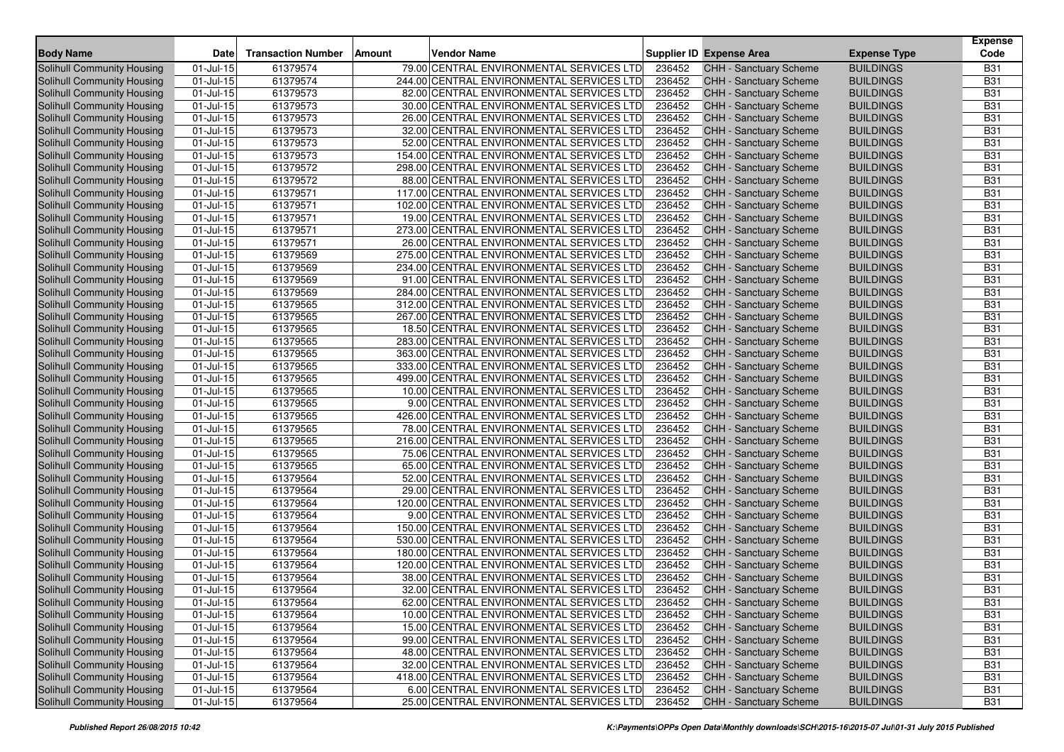| Body Name | Date | Transaction Number | Amount | Vendor Name | Supplier ID | Expense Area | Expense Type | Expense Code |
|---|---|---|---|---|---|---|---|---|
| Solihull Community Housing | 01-Jul-15 | 61379574 | 79.00 | CENTRAL ENVIRONMENTAL SERVICES LTD | 236452 | CHH - Sanctuary Scheme | BUILDINGS | B31 |
| Solihull Community Housing | 01-Jul-15 | 61379574 | 244.00 | CENTRAL ENVIRONMENTAL SERVICES LTD | 236452 | CHH - Sanctuary Scheme | BUILDINGS | B31 |
| Solihull Community Housing | 01-Jul-15 | 61379573 | 82.00 | CENTRAL ENVIRONMENTAL SERVICES LTD | 236452 | CHH - Sanctuary Scheme | BUILDINGS | B31 |
| Solihull Community Housing | 01-Jul-15 | 61379573 | 30.00 | CENTRAL ENVIRONMENTAL SERVICES LTD | 236452 | CHH - Sanctuary Scheme | BUILDINGS | B31 |
| Solihull Community Housing | 01-Jul-15 | 61379573 | 26.00 | CENTRAL ENVIRONMENTAL SERVICES LTD | 236452 | CHH - Sanctuary Scheme | BUILDINGS | B31 |
| Solihull Community Housing | 01-Jul-15 | 61379573 | 32.00 | CENTRAL ENVIRONMENTAL SERVICES LTD | 236452 | CHH - Sanctuary Scheme | BUILDINGS | B31 |
| Solihull Community Housing | 01-Jul-15 | 61379573 | 52.00 | CENTRAL ENVIRONMENTAL SERVICES LTD | 236452 | CHH - Sanctuary Scheme | BUILDINGS | B31 |
| Solihull Community Housing | 01-Jul-15 | 61379573 | 154.00 | CENTRAL ENVIRONMENTAL SERVICES LTD | 236452 | CHH - Sanctuary Scheme | BUILDINGS | B31 |
| Solihull Community Housing | 01-Jul-15 | 61379572 | 298.00 | CENTRAL ENVIRONMENTAL SERVICES LTD | 236452 | CHH - Sanctuary Scheme | BUILDINGS | B31 |
| Solihull Community Housing | 01-Jul-15 | 61379572 | 88.00 | CENTRAL ENVIRONMENTAL SERVICES LTD | 236452 | CHH - Sanctuary Scheme | BUILDINGS | B31 |
| Solihull Community Housing | 01-Jul-15 | 61379571 | 117.00 | CENTRAL ENVIRONMENTAL SERVICES LTD | 236452 | CHH - Sanctuary Scheme | BUILDINGS | B31 |
| Solihull Community Housing | 01-Jul-15 | 61379571 | 102.00 | CENTRAL ENVIRONMENTAL SERVICES LTD | 236452 | CHH - Sanctuary Scheme | BUILDINGS | B31 |
| Solihull Community Housing | 01-Jul-15 | 61379571 | 19.00 | CENTRAL ENVIRONMENTAL SERVICES LTD | 236452 | CHH - Sanctuary Scheme | BUILDINGS | B31 |
| Solihull Community Housing | 01-Jul-15 | 61379571 | 273.00 | CENTRAL ENVIRONMENTAL SERVICES LTD | 236452 | CHH - Sanctuary Scheme | BUILDINGS | B31 |
| Solihull Community Housing | 01-Jul-15 | 61379571 | 26.00 | CENTRAL ENVIRONMENTAL SERVICES LTD | 236452 | CHH - Sanctuary Scheme | BUILDINGS | B31 |
| Solihull Community Housing | 01-Jul-15 | 61379569 | 275.00 | CENTRAL ENVIRONMENTAL SERVICES LTD | 236452 | CHH - Sanctuary Scheme | BUILDINGS | B31 |
| Solihull Community Housing | 01-Jul-15 | 61379569 | 234.00 | CENTRAL ENVIRONMENTAL SERVICES LTD | 236452 | CHH - Sanctuary Scheme | BUILDINGS | B31 |
| Solihull Community Housing | 01-Jul-15 | 61379569 | 91.00 | CENTRAL ENVIRONMENTAL SERVICES LTD | 236452 | CHH - Sanctuary Scheme | BUILDINGS | B31 |
| Solihull Community Housing | 01-Jul-15 | 61379569 | 284.00 | CENTRAL ENVIRONMENTAL SERVICES LTD | 236452 | CHH - Sanctuary Scheme | BUILDINGS | B31 |
| Solihull Community Housing | 01-Jul-15 | 61379565 | 312.00 | CENTRAL ENVIRONMENTAL SERVICES LTD | 236452 | CHH - Sanctuary Scheme | BUILDINGS | B31 |
| Solihull Community Housing | 01-Jul-15 | 61379565 | 267.00 | CENTRAL ENVIRONMENTAL SERVICES LTD | 236452 | CHH - Sanctuary Scheme | BUILDINGS | B31 |
| Solihull Community Housing | 01-Jul-15 | 61379565 | 18.50 | CENTRAL ENVIRONMENTAL SERVICES LTD | 236452 | CHH - Sanctuary Scheme | BUILDINGS | B31 |
| Solihull Community Housing | 01-Jul-15 | 61379565 | 283.00 | CENTRAL ENVIRONMENTAL SERVICES LTD | 236452 | CHH - Sanctuary Scheme | BUILDINGS | B31 |
| Solihull Community Housing | 01-Jul-15 | 61379565 | 363.00 | CENTRAL ENVIRONMENTAL SERVICES LTD | 236452 | CHH - Sanctuary Scheme | BUILDINGS | B31 |
| Solihull Community Housing | 01-Jul-15 | 61379565 | 333.00 | CENTRAL ENVIRONMENTAL SERVICES LTD | 236452 | CHH - Sanctuary Scheme | BUILDINGS | B31 |
| Solihull Community Housing | 01-Jul-15 | 61379565 | 499.00 | CENTRAL ENVIRONMENTAL SERVICES LTD | 236452 | CHH - Sanctuary Scheme | BUILDINGS | B31 |
| Solihull Community Housing | 01-Jul-15 | 61379565 | 10.00 | CENTRAL ENVIRONMENTAL SERVICES LTD | 236452 | CHH - Sanctuary Scheme | BUILDINGS | B31 |
| Solihull Community Housing | 01-Jul-15 | 61379565 | 9.00 | CENTRAL ENVIRONMENTAL SERVICES LTD | 236452 | CHH - Sanctuary Scheme | BUILDINGS | B31 |
| Solihull Community Housing | 01-Jul-15 | 61379565 | 426.00 | CENTRAL ENVIRONMENTAL SERVICES LTD | 236452 | CHH - Sanctuary Scheme | BUILDINGS | B31 |
| Solihull Community Housing | 01-Jul-15 | 61379565 | 78.00 | CENTRAL ENVIRONMENTAL SERVICES LTD | 236452 | CHH - Sanctuary Scheme | BUILDINGS | B31 |
| Solihull Community Housing | 01-Jul-15 | 61379565 | 216.00 | CENTRAL ENVIRONMENTAL SERVICES LTD | 236452 | CHH - Sanctuary Scheme | BUILDINGS | B31 |
| Solihull Community Housing | 01-Jul-15 | 61379565 | 75.06 | CENTRAL ENVIRONMENTAL SERVICES LTD | 236452 | CHH - Sanctuary Scheme | BUILDINGS | B31 |
| Solihull Community Housing | 01-Jul-15 | 61379565 | 65.00 | CENTRAL ENVIRONMENTAL SERVICES LTD | 236452 | CHH - Sanctuary Scheme | BUILDINGS | B31 |
| Solihull Community Housing | 01-Jul-15 | 61379564 | 52.00 | CENTRAL ENVIRONMENTAL SERVICES LTD | 236452 | CHH - Sanctuary Scheme | BUILDINGS | B31 |
| Solihull Community Housing | 01-Jul-15 | 61379564 | 29.00 | CENTRAL ENVIRONMENTAL SERVICES LTD | 236452 | CHH - Sanctuary Scheme | BUILDINGS | B31 |
| Solihull Community Housing | 01-Jul-15 | 61379564 | 120.00 | CENTRAL ENVIRONMENTAL SERVICES LTD | 236452 | CHH - Sanctuary Scheme | BUILDINGS | B31 |
| Solihull Community Housing | 01-Jul-15 | 61379564 | 9.00 | CENTRAL ENVIRONMENTAL SERVICES LTD | 236452 | CHH - Sanctuary Scheme | BUILDINGS | B31 |
| Solihull Community Housing | 01-Jul-15 | 61379564 | 150.00 | CENTRAL ENVIRONMENTAL SERVICES LTD | 236452 | CHH - Sanctuary Scheme | BUILDINGS | B31 |
| Solihull Community Housing | 01-Jul-15 | 61379564 | 530.00 | CENTRAL ENVIRONMENTAL SERVICES LTD | 236452 | CHH - Sanctuary Scheme | BUILDINGS | B31 |
| Solihull Community Housing | 01-Jul-15 | 61379564 | 180.00 | CENTRAL ENVIRONMENTAL SERVICES LTD | 236452 | CHH - Sanctuary Scheme | BUILDINGS | B31 |
| Solihull Community Housing | 01-Jul-15 | 61379564 | 120.00 | CENTRAL ENVIRONMENTAL SERVICES LTD | 236452 | CHH - Sanctuary Scheme | BUILDINGS | B31 |
| Solihull Community Housing | 01-Jul-15 | 61379564 | 38.00 | CENTRAL ENVIRONMENTAL SERVICES LTD | 236452 | CHH - Sanctuary Scheme | BUILDINGS | B31 |
| Solihull Community Housing | 01-Jul-15 | 61379564 | 32.00 | CENTRAL ENVIRONMENTAL SERVICES LTD | 236452 | CHH - Sanctuary Scheme | BUILDINGS | B31 |
| Solihull Community Housing | 01-Jul-15 | 61379564 | 62.00 | CENTRAL ENVIRONMENTAL SERVICES LTD | 236452 | CHH - Sanctuary Scheme | BUILDINGS | B31 |
| Solihull Community Housing | 01-Jul-15 | 61379564 | 10.00 | CENTRAL ENVIRONMENTAL SERVICES LTD | 236452 | CHH - Sanctuary Scheme | BUILDINGS | B31 |
| Solihull Community Housing | 01-Jul-15 | 61379564 | 15.00 | CENTRAL ENVIRONMENTAL SERVICES LTD | 236452 | CHH - Sanctuary Scheme | BUILDINGS | B31 |
| Solihull Community Housing | 01-Jul-15 | 61379564 | 99.00 | CENTRAL ENVIRONMENTAL SERVICES LTD | 236452 | CHH - Sanctuary Scheme | BUILDINGS | B31 |
| Solihull Community Housing | 01-Jul-15 | 61379564 | 48.00 | CENTRAL ENVIRONMENTAL SERVICES LTD | 236452 | CHH - Sanctuary Scheme | BUILDINGS | B31 |
| Solihull Community Housing | 01-Jul-15 | 61379564 | 32.00 | CENTRAL ENVIRONMENTAL SERVICES LTD | 236452 | CHH - Sanctuary Scheme | BUILDINGS | B31 |
| Solihull Community Housing | 01-Jul-15 | 61379564 | 418.00 | CENTRAL ENVIRONMENTAL SERVICES LTD | 236452 | CHH - Sanctuary Scheme | BUILDINGS | B31 |
| Solihull Community Housing | 01-Jul-15 | 61379564 | 6.00 | CENTRAL ENVIRONMENTAL SERVICES LTD | 236452 | CHH - Sanctuary Scheme | BUILDINGS | B31 |
| Solihull Community Housing | 01-Jul-15 | 61379564 | 25.00 | CENTRAL ENVIRONMENTAL SERVICES LTD | 236452 | CHH - Sanctuary Scheme | BUILDINGS | B31 |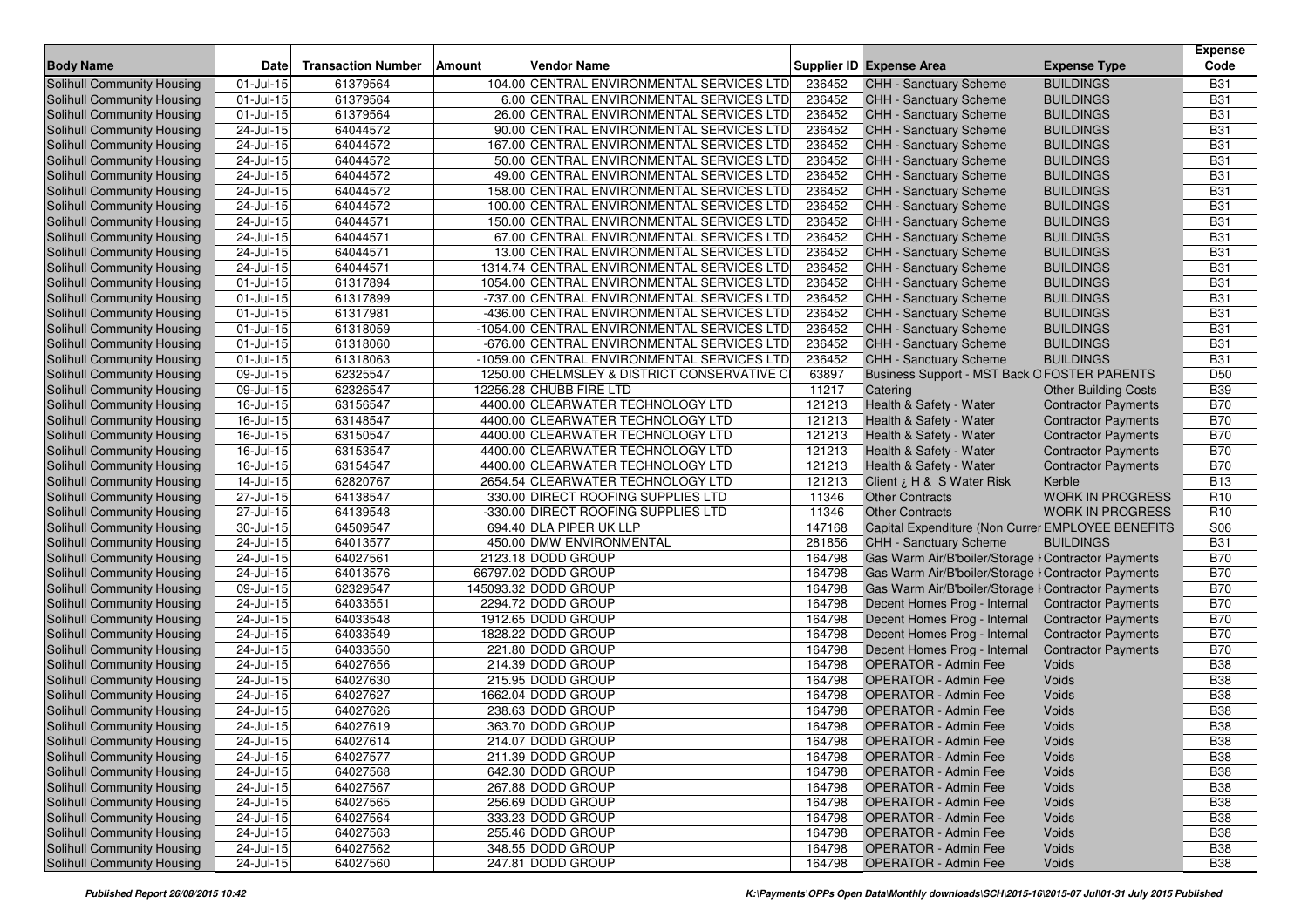| Body Name | Date | Transaction Number | Amount | Vendor Name | Supplier ID | Expense Area | Expense Type | Expense Code |
|---|---|---|---|---|---|---|---|---|
| Solihull Community Housing | 01-Jul-15 | 61379564 | 104.00 | CENTRAL ENVIRONMENTAL SERVICES LTD | 236452 | CHH - Sanctuary Scheme | BUILDINGS | B31 |
| Solihull Community Housing | 01-Jul-15 | 61379564 | 6.00 | CENTRAL ENVIRONMENTAL SERVICES LTD | 236452 | CHH - Sanctuary Scheme | BUILDINGS | B31 |
| Solihull Community Housing | 01-Jul-15 | 61379564 | 26.00 | CENTRAL ENVIRONMENTAL SERVICES LTD | 236452 | CHH - Sanctuary Scheme | BUILDINGS | B31 |
| Solihull Community Housing | 24-Jul-15 | 64044572 | 90.00 | CENTRAL ENVIRONMENTAL SERVICES LTD | 236452 | CHH - Sanctuary Scheme | BUILDINGS | B31 |
| Solihull Community Housing | 24-Jul-15 | 64044572 | 167.00 | CENTRAL ENVIRONMENTAL SERVICES LTD | 236452 | CHH - Sanctuary Scheme | BUILDINGS | B31 |
| Solihull Community Housing | 24-Jul-15 | 64044572 | 50.00 | CENTRAL ENVIRONMENTAL SERVICES LTD | 236452 | CHH - Sanctuary Scheme | BUILDINGS | B31 |
| Solihull Community Housing | 24-Jul-15 | 64044572 | 49.00 | CENTRAL ENVIRONMENTAL SERVICES LTD | 236452 | CHH - Sanctuary Scheme | BUILDINGS | B31 |
| Solihull Community Housing | 24-Jul-15 | 64044572 | 158.00 | CENTRAL ENVIRONMENTAL SERVICES LTD | 236452 | CHH - Sanctuary Scheme | BUILDINGS | B31 |
| Solihull Community Housing | 24-Jul-15 | 64044572 | 100.00 | CENTRAL ENVIRONMENTAL SERVICES LTD | 236452 | CHH - Sanctuary Scheme | BUILDINGS | B31 |
| Solihull Community Housing | 24-Jul-15 | 64044571 | 150.00 | CENTRAL ENVIRONMENTAL SERVICES LTD | 236452 | CHH - Sanctuary Scheme | BUILDINGS | B31 |
| Solihull Community Housing | 24-Jul-15 | 64044571 | 67.00 | CENTRAL ENVIRONMENTAL SERVICES LTD | 236452 | CHH - Sanctuary Scheme | BUILDINGS | B31 |
| Solihull Community Housing | 24-Jul-15 | 64044571 | 13.00 | CENTRAL ENVIRONMENTAL SERVICES LTD | 236452 | CHH - Sanctuary Scheme | BUILDINGS | B31 |
| Solihull Community Housing | 24-Jul-15 | 64044571 | 1314.74 | CENTRAL ENVIRONMENTAL SERVICES LTD | 236452 | CHH - Sanctuary Scheme | BUILDINGS | B31 |
| Solihull Community Housing | 01-Jul-15 | 61317894 | 1054.00 | CENTRAL ENVIRONMENTAL SERVICES LTD | 236452 | CHH - Sanctuary Scheme | BUILDINGS | B31 |
| Solihull Community Housing | 01-Jul-15 | 61317899 | -737.00 | CENTRAL ENVIRONMENTAL SERVICES LTD | 236452 | CHH - Sanctuary Scheme | BUILDINGS | B31 |
| Solihull Community Housing | 01-Jul-15 | 61317981 | -436.00 | CENTRAL ENVIRONMENTAL SERVICES LTD | 236452 | CHH - Sanctuary Scheme | BUILDINGS | B31 |
| Solihull Community Housing | 01-Jul-15 | 61318059 | -1054.00 | CENTRAL ENVIRONMENTAL SERVICES LTD | 236452 | CHH - Sanctuary Scheme | BUILDINGS | B31 |
| Solihull Community Housing | 01-Jul-15 | 61318060 | -676.00 | CENTRAL ENVIRONMENTAL SERVICES LTD | 236452 | CHH - Sanctuary Scheme | BUILDINGS | B31 |
| Solihull Community Housing | 01-Jul-15 | 61318063 | -1059.00 | CENTRAL ENVIRONMENTAL SERVICES LTD | 236452 | CHH - Sanctuary Scheme | BUILDINGS | B31 |
| Solihull Community Housing | 09-Jul-15 | 62325547 | 1250.00 | CHELMSLEY & DISTRICT CONSERVATIVE C | 63897 | Business Support - MST Back O | FOSTER PARENTS | D50 |
| Solihull Community Housing | 09-Jul-15 | 62326547 | 12256.28 | CHUBB FIRE LTD | 11217 | Catering | Other Building Costs | B39 |
| Solihull Community Housing | 16-Jul-15 | 63156547 | 4400.00 | CLEARWATER TECHNOLOGY LTD | 121213 | Health & Safety - Water | Contractor Payments | B70 |
| Solihull Community Housing | 16-Jul-15 | 63148547 | 4400.00 | CLEARWATER TECHNOLOGY LTD | 121213 | Health & Safety - Water | Contractor Payments | B70 |
| Solihull Community Housing | 16-Jul-15 | 63150547 | 4400.00 | CLEARWATER TECHNOLOGY LTD | 121213 | Health & Safety - Water | Contractor Payments | B70 |
| Solihull Community Housing | 16-Jul-15 | 63153547 | 4400.00 | CLEARWATER TECHNOLOGY LTD | 121213 | Health & Safety - Water | Contractor Payments | B70 |
| Solihull Community Housing | 16-Jul-15 | 63154547 | 4400.00 | CLEARWATER TECHNOLOGY LTD | 121213 | Health & Safety - Water | Contractor Payments | B70 |
| Solihull Community Housing | 14-Jul-15 | 62820767 | 2654.54 | CLEARWATER TECHNOLOGY LTD | 121213 | Client ¿ H & S Water Risk | Kerble | B13 |
| Solihull Community Housing | 27-Jul-15 | 64138547 | 330.00 | DIRECT ROOFING SUPPLIES LTD | 11346 | Other Contracts | WORK IN PROGRESS | R10 |
| Solihull Community Housing | 27-Jul-15 | 64139548 | -330.00 | DIRECT ROOFING SUPPLIES LTD | 11346 | Other Contracts | WORK IN PROGRESS | R10 |
| Solihull Community Housing | 30-Jul-15 | 64509547 | 694.40 | DLA PIPER UK LLP | 147168 | Capital Expenditure (Non Curren | EMPLOYEE BENEFITS | S06 |
| Solihull Community Housing | 24-Jul-15 | 64013577 | 450.00 | DMW ENVIRONMENTAL | 281856 | CHH - Sanctuary Scheme | BUILDINGS | B31 |
| Solihull Community Housing | 24-Jul-15 | 64027561 | 2123.18 | DODD GROUP | 164798 | Gas Warm Air/B'boiler/Storage H | Contractor Payments | B70 |
| Solihull Community Housing | 24-Jul-15 | 64013576 | 66797.02 | DODD GROUP | 164798 | Gas Warm Air/B'boiler/Storage H | Contractor Payments | B70 |
| Solihull Community Housing | 09-Jul-15 | 62329547 | 145093.32 | DODD GROUP | 164798 | Gas Warm Air/B'boiler/Storage H | Contractor Payments | B70 |
| Solihull Community Housing | 24-Jul-15 | 64033551 | 2294.72 | DODD GROUP | 164798 | Decent Homes Prog - Internal | Contractor Payments | B70 |
| Solihull Community Housing | 24-Jul-15 | 64033548 | 1912.65 | DODD GROUP | 164798 | Decent Homes Prog - Internal | Contractor Payments | B70 |
| Solihull Community Housing | 24-Jul-15 | 64033549 | 1828.22 | DODD GROUP | 164798 | Decent Homes Prog - Internal | Contractor Payments | B70 |
| Solihull Community Housing | 24-Jul-15 | 64033550 | 221.80 | DODD GROUP | 164798 | Decent Homes Prog - Internal | Contractor Payments | B70 |
| Solihull Community Housing | 24-Jul-15 | 64027656 | 214.39 | DODD GROUP | 164798 | OPERATOR - Admin Fee | Voids | B38 |
| Solihull Community Housing | 24-Jul-15 | 64027630 | 215.95 | DODD GROUP | 164798 | OPERATOR - Admin Fee | Voids | B38 |
| Solihull Community Housing | 24-Jul-15 | 64027627 | 1662.04 | DODD GROUP | 164798 | OPERATOR - Admin Fee | Voids | B38 |
| Solihull Community Housing | 24-Jul-15 | 64027626 | 238.63 | DODD GROUP | 164798 | OPERATOR - Admin Fee | Voids | B38 |
| Solihull Community Housing | 24-Jul-15 | 64027619 | 363.70 | DODD GROUP | 164798 | OPERATOR - Admin Fee | Voids | B38 |
| Solihull Community Housing | 24-Jul-15 | 64027614 | 214.07 | DODD GROUP | 164798 | OPERATOR - Admin Fee | Voids | B38 |
| Solihull Community Housing | 24-Jul-15 | 64027577 | 211.39 | DODD GROUP | 164798 | OPERATOR - Admin Fee | Voids | B38 |
| Solihull Community Housing | 24-Jul-15 | 64027568 | 642.30 | DODD GROUP | 164798 | OPERATOR - Admin Fee | Voids | B38 |
| Solihull Community Housing | 24-Jul-15 | 64027567 | 267.88 | DODD GROUP | 164798 | OPERATOR - Admin Fee | Voids | B38 |
| Solihull Community Housing | 24-Jul-15 | 64027565 | 256.69 | DODD GROUP | 164798 | OPERATOR - Admin Fee | Voids | B38 |
| Solihull Community Housing | 24-Jul-15 | 64027564 | 333.23 | DODD GROUP | 164798 | OPERATOR - Admin Fee | Voids | B38 |
| Solihull Community Housing | 24-Jul-15 | 64027563 | 255.46 | DODD GROUP | 164798 | OPERATOR - Admin Fee | Voids | B38 |
| Solihull Community Housing | 24-Jul-15 | 64027562 | 348.55 | DODD GROUP | 164798 | OPERATOR - Admin Fee | Voids | B38 |
| Solihull Community Housing | 24-Jul-15 | 64027560 | 247.81 | DODD GROUP | 164798 | OPERATOR - Admin Fee | Voids | B38 |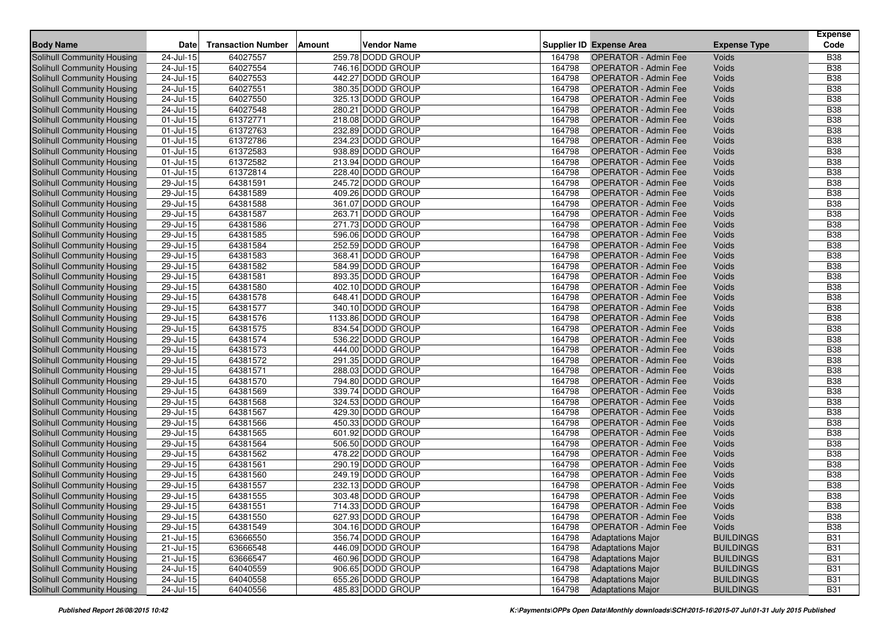| Body Name | Date | Transaction Number | Amount | Vendor Name | Supplier ID | Expense Area | Expense Type | Expense Code |
|---|---|---|---|---|---|---|---|---|
| Solihull Community Housing | 24-Jul-15 | 64027557 | 259.78 | DODD GROUP | 164798 | OPERATOR - Admin Fee | Voids | B38 |
| Solihull Community Housing | 24-Jul-15 | 64027554 | 746.16 | DODD GROUP | 164798 | OPERATOR - Admin Fee | Voids | B38 |
| Solihull Community Housing | 24-Jul-15 | 64027553 | 442.27 | DODD GROUP | 164798 | OPERATOR - Admin Fee | Voids | B38 |
| Solihull Community Housing | 24-Jul-15 | 64027551 | 380.35 | DODD GROUP | 164798 | OPERATOR - Admin Fee | Voids | B38 |
| Solihull Community Housing | 24-Jul-15 | 64027550 | 325.13 | DODD GROUP | 164798 | OPERATOR - Admin Fee | Voids | B38 |
| Solihull Community Housing | 24-Jul-15 | 64027548 | 280.21 | DODD GROUP | 164798 | OPERATOR - Admin Fee | Voids | B38 |
| Solihull Community Housing | 01-Jul-15 | 61372771 | 218.08 | DODD GROUP | 164798 | OPERATOR - Admin Fee | Voids | B38 |
| Solihull Community Housing | 01-Jul-15 | 61372763 | 232.89 | DODD GROUP | 164798 | OPERATOR - Admin Fee | Voids | B38 |
| Solihull Community Housing | 01-Jul-15 | 61372786 | 234.23 | DODD GROUP | 164798 | OPERATOR - Admin Fee | Voids | B38 |
| Solihull Community Housing | 01-Jul-15 | 61372583 | 938.89 | DODD GROUP | 164798 | OPERATOR - Admin Fee | Voids | B38 |
| Solihull Community Housing | 01-Jul-15 | 61372582 | 213.94 | DODD GROUP | 164798 | OPERATOR - Admin Fee | Voids | B38 |
| Solihull Community Housing | 01-Jul-15 | 61372814 | 228.40 | DODD GROUP | 164798 | OPERATOR - Admin Fee | Voids | B38 |
| Solihull Community Housing | 29-Jul-15 | 64381591 | 245.72 | DODD GROUP | 164798 | OPERATOR - Admin Fee | Voids | B38 |
| Solihull Community Housing | 29-Jul-15 | 64381589 | 409.26 | DODD GROUP | 164798 | OPERATOR - Admin Fee | Voids | B38 |
| Solihull Community Housing | 29-Jul-15 | 64381588 | 361.07 | DODD GROUP | 164798 | OPERATOR - Admin Fee | Voids | B38 |
| Solihull Community Housing | 29-Jul-15 | 64381587 | 263.71 | DODD GROUP | 164798 | OPERATOR - Admin Fee | Voids | B38 |
| Solihull Community Housing | 29-Jul-15 | 64381586 | 271.73 | DODD GROUP | 164798 | OPERATOR - Admin Fee | Voids | B38 |
| Solihull Community Housing | 29-Jul-15 | 64381585 | 596.06 | DODD GROUP | 164798 | OPERATOR - Admin Fee | Voids | B38 |
| Solihull Community Housing | 29-Jul-15 | 64381584 | 252.59 | DODD GROUP | 164798 | OPERATOR - Admin Fee | Voids | B38 |
| Solihull Community Housing | 29-Jul-15 | 64381583 | 368.41 | DODD GROUP | 164798 | OPERATOR - Admin Fee | Voids | B38 |
| Solihull Community Housing | 29-Jul-15 | 64381582 | 584.99 | DODD GROUP | 164798 | OPERATOR - Admin Fee | Voids | B38 |
| Solihull Community Housing | 29-Jul-15 | 64381581 | 893.35 | DODD GROUP | 164798 | OPERATOR - Admin Fee | Voids | B38 |
| Solihull Community Housing | 29-Jul-15 | 64381580 | 402.10 | DODD GROUP | 164798 | OPERATOR - Admin Fee | Voids | B38 |
| Solihull Community Housing | 29-Jul-15 | 64381578 | 648.41 | DODD GROUP | 164798 | OPERATOR - Admin Fee | Voids | B38 |
| Solihull Community Housing | 29-Jul-15 | 64381577 | 340.10 | DODD GROUP | 164798 | OPERATOR - Admin Fee | Voids | B38 |
| Solihull Community Housing | 29-Jul-15 | 64381576 | 1133.86 | DODD GROUP | 164798 | OPERATOR - Admin Fee | Voids | B38 |
| Solihull Community Housing | 29-Jul-15 | 64381575 | 834.54 | DODD GROUP | 164798 | OPERATOR - Admin Fee | Voids | B38 |
| Solihull Community Housing | 29-Jul-15 | 64381574 | 536.22 | DODD GROUP | 164798 | OPERATOR - Admin Fee | Voids | B38 |
| Solihull Community Housing | 29-Jul-15 | 64381573 | 444.00 | DODD GROUP | 164798 | OPERATOR - Admin Fee | Voids | B38 |
| Solihull Community Housing | 29-Jul-15 | 64381572 | 291.35 | DODD GROUP | 164798 | OPERATOR - Admin Fee | Voids | B38 |
| Solihull Community Housing | 29-Jul-15 | 64381571 | 288.03 | DODD GROUP | 164798 | OPERATOR - Admin Fee | Voids | B38 |
| Solihull Community Housing | 29-Jul-15 | 64381570 | 794.80 | DODD GROUP | 164798 | OPERATOR - Admin Fee | Voids | B38 |
| Solihull Community Housing | 29-Jul-15 | 64381569 | 339.74 | DODD GROUP | 164798 | OPERATOR - Admin Fee | Voids | B38 |
| Solihull Community Housing | 29-Jul-15 | 64381568 | 324.53 | DODD GROUP | 164798 | OPERATOR - Admin Fee | Voids | B38 |
| Solihull Community Housing | 29-Jul-15 | 64381567 | 429.30 | DODD GROUP | 164798 | OPERATOR - Admin Fee | Voids | B38 |
| Solihull Community Housing | 29-Jul-15 | 64381566 | 450.33 | DODD GROUP | 164798 | OPERATOR - Admin Fee | Voids | B38 |
| Solihull Community Housing | 29-Jul-15 | 64381565 | 601.92 | DODD GROUP | 164798 | OPERATOR - Admin Fee | Voids | B38 |
| Solihull Community Housing | 29-Jul-15 | 64381564 | 506.50 | DODD GROUP | 164798 | OPERATOR - Admin Fee | Voids | B38 |
| Solihull Community Housing | 29-Jul-15 | 64381562 | 478.22 | DODD GROUP | 164798 | OPERATOR - Admin Fee | Voids | B38 |
| Solihull Community Housing | 29-Jul-15 | 64381561 | 290.19 | DODD GROUP | 164798 | OPERATOR - Admin Fee | Voids | B38 |
| Solihull Community Housing | 29-Jul-15 | 64381560 | 249.19 | DODD GROUP | 164798 | OPERATOR - Admin Fee | Voids | B38 |
| Solihull Community Housing | 29-Jul-15 | 64381557 | 232.13 | DODD GROUP | 164798 | OPERATOR - Admin Fee | Voids | B38 |
| Solihull Community Housing | 29-Jul-15 | 64381555 | 303.48 | DODD GROUP | 164798 | OPERATOR - Admin Fee | Voids | B38 |
| Solihull Community Housing | 29-Jul-15 | 64381551 | 714.33 | DODD GROUP | 164798 | OPERATOR - Admin Fee | Voids | B38 |
| Solihull Community Housing | 29-Jul-15 | 64381550 | 627.93 | DODD GROUP | 164798 | OPERATOR - Admin Fee | Voids | B38 |
| Solihull Community Housing | 29-Jul-15 | 64381549 | 304.16 | DODD GROUP | 164798 | OPERATOR - Admin Fee | Voids | B38 |
| Solihull Community Housing | 21-Jul-15 | 63666550 | 356.74 | DODD GROUP | 164798 | Adaptations Major | BUILDINGS | B31 |
| Solihull Community Housing | 21-Jul-15 | 63666548 | 446.09 | DODD GROUP | 164798 | Adaptations Major | BUILDINGS | B31 |
| Solihull Community Housing | 21-Jul-15 | 63666547 | 460.96 | DODD GROUP | 164798 | Adaptations Major | BUILDINGS | B31 |
| Solihull Community Housing | 24-Jul-15 | 64040559 | 906.65 | DODD GROUP | 164798 | Adaptations Major | BUILDINGS | B31 |
| Solihull Community Housing | 24-Jul-15 | 64040558 | 655.26 | DODD GROUP | 164798 | Adaptations Major | BUILDINGS | B31 |
| Solihull Community Housing | 24-Jul-15 | 64040556 | 485.83 | DODD GROUP | 164798 | Adaptations Major | BUILDINGS | B31 |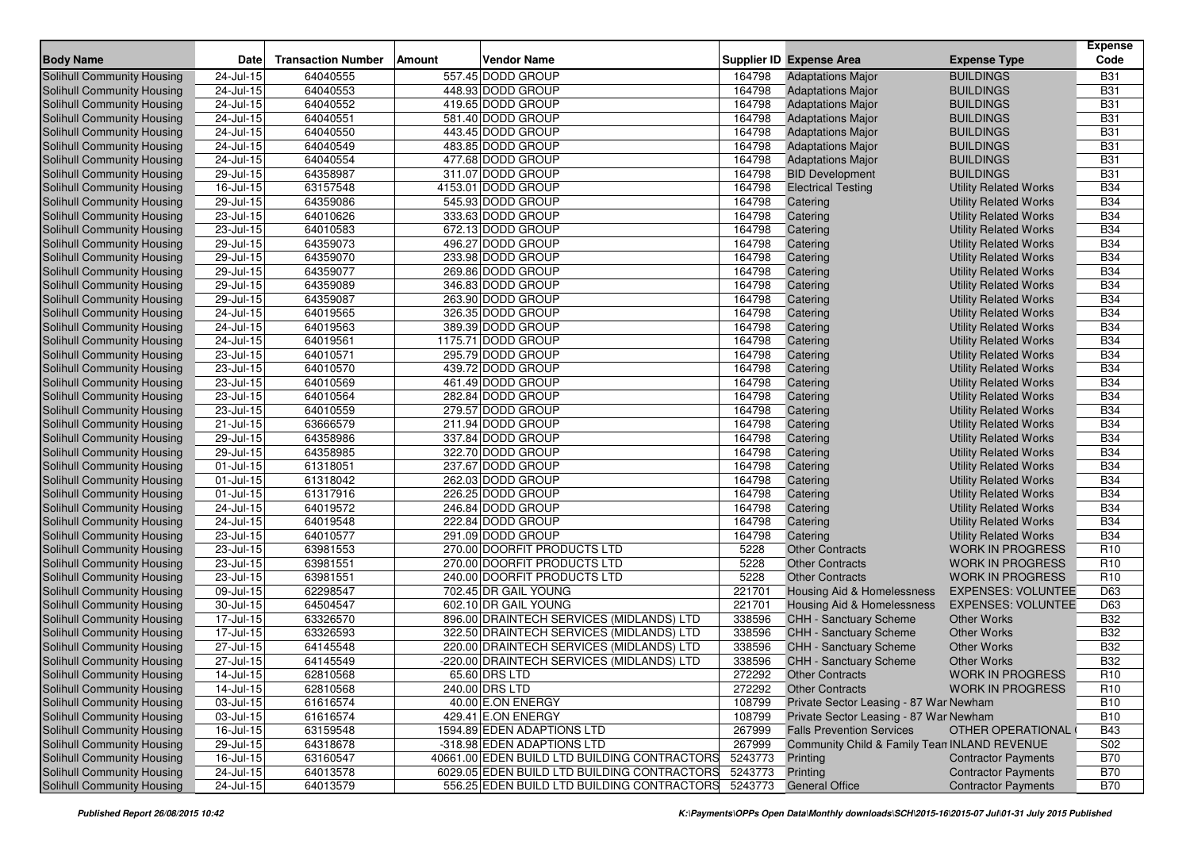| Body Name | Date | Transaction Number | Amount | Vendor Name | Supplier ID | Expense Area | Expense Type | Expense Code |
|---|---|---|---|---|---|---|---|---|
| Solihull Community Housing | 24-Jul-15 | 64040555 | 557.45 | DODD GROUP | 164798 | Adaptations Major | BUILDINGS | B31 |
| Solihull Community Housing | 24-Jul-15 | 64040553 | 448.93 | DODD GROUP | 164798 | Adaptations Major | BUILDINGS | B31 |
| Solihull Community Housing | 24-Jul-15 | 64040552 | 419.65 | DODD GROUP | 164798 | Adaptations Major | BUILDINGS | B31 |
| Solihull Community Housing | 24-Jul-15 | 64040551 | 581.40 | DODD GROUP | 164798 | Adaptations Major | BUILDINGS | B31 |
| Solihull Community Housing | 24-Jul-15 | 64040550 | 443.45 | DODD GROUP | 164798 | Adaptations Major | BUILDINGS | B31 |
| Solihull Community Housing | 24-Jul-15 | 64040549 | 483.85 | DODD GROUP | 164798 | Adaptations Major | BUILDINGS | B31 |
| Solihull Community Housing | 24-Jul-15 | 64040554 | 477.68 | DODD GROUP | 164798 | Adaptations Major | BUILDINGS | B31 |
| Solihull Community Housing | 29-Jul-15 | 64358987 | 311.07 | DODD GROUP | 164798 | BID Development | BUILDINGS | B31 |
| Solihull Community Housing | 16-Jul-15 | 63157548 | 4153.01 | DODD GROUP | 164798 | Electrical Testing | Utility Related Works | B34 |
| Solihull Community Housing | 29-Jul-15 | 64359086 | 545.93 | DODD GROUP | 164798 | Catering | Utility Related Works | B34 |
| Solihull Community Housing | 23-Jul-15 | 64010626 | 333.63 | DODD GROUP | 164798 | Catering | Utility Related Works | B34 |
| Solihull Community Housing | 23-Jul-15 | 64010583 | 672.13 | DODD GROUP | 164798 | Catering | Utility Related Works | B34 |
| Solihull Community Housing | 29-Jul-15 | 64359073 | 496.27 | DODD GROUP | 164798 | Catering | Utility Related Works | B34 |
| Solihull Community Housing | 29-Jul-15 | 64359070 | 233.98 | DODD GROUP | 164798 | Catering | Utility Related Works | B34 |
| Solihull Community Housing | 29-Jul-15 | 64359077 | 269.86 | DODD GROUP | 164798 | Catering | Utility Related Works | B34 |
| Solihull Community Housing | 29-Jul-15 | 64359089 | 346.83 | DODD GROUP | 164798 | Catering | Utility Related Works | B34 |
| Solihull Community Housing | 29-Jul-15 | 64359087 | 263.90 | DODD GROUP | 164798 | Catering | Utility Related Works | B34 |
| Solihull Community Housing | 24-Jul-15 | 64019565 | 326.35 | DODD GROUP | 164798 | Catering | Utility Related Works | B34 |
| Solihull Community Housing | 24-Jul-15 | 64019563 | 389.39 | DODD GROUP | 164798 | Catering | Utility Related Works | B34 |
| Solihull Community Housing | 24-Jul-15 | 64019561 | 1175.71 | DODD GROUP | 164798 | Catering | Utility Related Works | B34 |
| Solihull Community Housing | 23-Jul-15 | 64010571 | 295.79 | DODD GROUP | 164798 | Catering | Utility Related Works | B34 |
| Solihull Community Housing | 23-Jul-15 | 64010570 | 439.72 | DODD GROUP | 164798 | Catering | Utility Related Works | B34 |
| Solihull Community Housing | 23-Jul-15 | 64010569 | 461.49 | DODD GROUP | 164798 | Catering | Utility Related Works | B34 |
| Solihull Community Housing | 23-Jul-15 | 64010564 | 282.84 | DODD GROUP | 164798 | Catering | Utility Related Works | B34 |
| Solihull Community Housing | 23-Jul-15 | 64010559 | 279.57 | DODD GROUP | 164798 | Catering | Utility Related Works | B34 |
| Solihull Community Housing | 21-Jul-15 | 63666579 | 211.94 | DODD GROUP | 164798 | Catering | Utility Related Works | B34 |
| Solihull Community Housing | 29-Jul-15 | 64358986 | 337.84 | DODD GROUP | 164798 | Catering | Utility Related Works | B34 |
| Solihull Community Housing | 29-Jul-15 | 64358985 | 322.70 | DODD GROUP | 164798 | Catering | Utility Related Works | B34 |
| Solihull Community Housing | 01-Jul-15 | 61318051 | 237.67 | DODD GROUP | 164798 | Catering | Utility Related Works | B34 |
| Solihull Community Housing | 01-Jul-15 | 61318042 | 262.03 | DODD GROUP | 164798 | Catering | Utility Related Works | B34 |
| Solihull Community Housing | 01-Jul-15 | 61317916 | 226.25 | DODD GROUP | 164798 | Catering | Utility Related Works | B34 |
| Solihull Community Housing | 24-Jul-15 | 64019572 | 246.84 | DODD GROUP | 164798 | Catering | Utility Related Works | B34 |
| Solihull Community Housing | 24-Jul-15 | 64019548 | 222.84 | DODD GROUP | 164798 | Catering | Utility Related Works | B34 |
| Solihull Community Housing | 23-Jul-15 | 64010577 | 291.09 | DODD GROUP | 164798 | Catering | Utility Related Works | B34 |
| Solihull Community Housing | 23-Jul-15 | 63981553 | 270.00 | DOORFIT PRODUCTS LTD | 5228 | Other Contracts | WORK IN PROGRESS | R10 |
| Solihull Community Housing | 23-Jul-15 | 63981551 | 270.00 | DOORFIT PRODUCTS LTD | 5228 | Other Contracts | WORK IN PROGRESS | R10 |
| Solihull Community Housing | 23-Jul-15 | 63981551 | 240.00 | DOORFIT PRODUCTS LTD | 5228 | Other Contracts | WORK IN PROGRESS | R10 |
| Solihull Community Housing | 09-Jul-15 | 62298547 | 702.45 | DR GAIL YOUNG | 221701 | Housing Aid & Homelessness | EXPENSES: VOLUNTEE | D63 |
| Solihull Community Housing | 30-Jul-15 | 64504547 | 602.10 | DR GAIL YOUNG | 221701 | Housing Aid & Homelessness | EXPENSES: VOLUNTEE | D63 |
| Solihull Community Housing | 17-Jul-15 | 63326570 | 896.00 | DRAINTECH SERVICES (MIDLANDS) LTD | 338596 | CHH - Sanctuary Scheme | Other Works | B32 |
| Solihull Community Housing | 17-Jul-15 | 63326593 | 322.50 | DRAINTECH SERVICES (MIDLANDS) LTD | 338596 | CHH - Sanctuary Scheme | Other Works | B32 |
| Solihull Community Housing | 27-Jul-15 | 64145548 | 220.00 | DRAINTECH SERVICES (MIDLANDS) LTD | 338596 | CHH - Sanctuary Scheme | Other Works | B32 |
| Solihull Community Housing | 27-Jul-15 | 64145549 | -220.00 | DRAINTECH SERVICES (MIDLANDS) LTD | 338596 | CHH - Sanctuary Scheme | Other Works | B32 |
| Solihull Community Housing | 14-Jul-15 | 62810568 | 65.60 | DRS LTD | 272292 | Other Contracts | WORK IN PROGRESS | R10 |
| Solihull Community Housing | 14-Jul-15 | 62810568 | 240.00 | DRS LTD | 272292 | Other Contracts | WORK IN PROGRESS | R10 |
| Solihull Community Housing | 03-Jul-15 | 61616574 | 40.00 | E.ON ENERGY | 108799 | Private Sector Leasing - 87 War Newham | | B10 |
| Solihull Community Housing | 03-Jul-15 | 61616574 | 429.41 | E.ON ENERGY | 108799 | Private Sector Leasing - 87 War Newham | | B10 |
| Solihull Community Housing | 16-Jul-15 | 63159548 | 1594.89 | EDEN ADAPTIONS LTD | 267999 | Falls Prevention Services | OTHER OPERATIONAL | B43 |
| Solihull Community Housing | 29-Jul-15 | 64318678 | -318.98 | EDEN ADAPTIONS LTD | 267999 | Community Child & Family Tean | INLAND REVENUE | S02 |
| Solihull Community Housing | 16-Jul-15 | 63160547 | 40661.00 | EDEN BUILD LTD BUILDING CONTRACTORS | 5243773 | Printing | Contractor Payments | B70 |
| Solihull Community Housing | 24-Jul-15 | 64013578 | 6029.05 | EDEN BUILD LTD BUILDING CONTRACTORS | 5243773 | Printing | Contractor Payments | B70 |
| Solihull Community Housing | 24-Jul-15 | 64013579 | 556.25 | EDEN BUILD LTD BUILDING CONTRACTORS | 5243773 | General Office | Contractor Payments | B70 |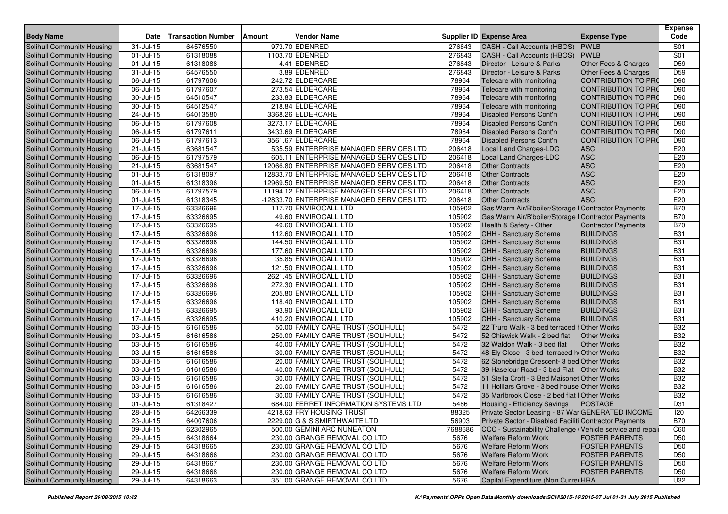| Body Name | Date | Transaction Number | Amount | Vendor Name | Supplier ID | Expense Area | Expense Type | Expense Code |
|---|---|---|---|---|---|---|---|---|
| Solihull Community Housing | 31-Jul-15 | 64576550 | 973.70 | EDENRED | 276843 | CASH - Call Accounts (HBOS) | PWLB | S01 |
| Solihull Community Housing | 01-Jul-15 | 61318088 | 1103.70 | EDENRED | 276843 | CASH - Call Accounts (HBOS) | PWLB | S01 |
| Solihull Community Housing | 01-Jul-15 | 61318088 | 4.41 | EDENRED | 276843 | Director - Leisure & Parks | Other Fees & Charges | D59 |
| Solihull Community Housing | 31-Jul-15 | 64576550 | 3.89 | EDENRED | 276843 | Director - Leisure & Parks | Other Fees & Charges | D59 |
| Solihull Community Housing | 06-Jul-15 | 61797606 | 242.72 | ELDERCARE | 78964 | Telecare with monitoring | CONTRIBUTION TO PRO | D90 |
| Solihull Community Housing | 06-Jul-15 | 61797607 | 273.54 | ELDERCARE | 78964 | Telecare with monitoring | CONTRIBUTION TO PRO | D90 |
| Solihull Community Housing | 30-Jul-15 | 64510547 | 233.83 | ELDERCARE | 78964 | Telecare with monitoring | CONTRIBUTION TO PRO | D90 |
| Solihull Community Housing | 30-Jul-15 | 64512547 | 218.84 | ELDERCARE | 78964 | Telecare with monitoring | CONTRIBUTION TO PRO | D90 |
| Solihull Community Housing | 24-Jul-15 | 64013580 | 3368.26 | ELDERCARE | 78964 | Disabled Persons Cont'n | CONTRIBUTION TO PRO | D90 |
| Solihull Community Housing | 06-Jul-15 | 61797608 | 3273.17 | ELDERCARE | 78964 | Disabled Persons Cont'n | CONTRIBUTION TO PRO | D90 |
| Solihull Community Housing | 06-Jul-15 | 61797611 | 3433.69 | ELDERCARE | 78964 | Disabled Persons Cont'n | CONTRIBUTION TO PRO | D90 |
| Solihull Community Housing | 06-Jul-15 | 61797613 | 3561.67 | ELDERCARE | 78964 | Disabled Persons Cont'n | CONTRIBUTION TO PRO | D90 |
| Solihull Community Housing | 21-Jul-15 | 63681547 | 535.59 | ENTERPRISE MANAGED SERVICES LTD | 206418 | Local Land Charges-LDC | ASC | E20 |
| Solihull Community Housing | 06-Jul-15 | 61797579 | 605.11 | ENTERPRISE MANAGED SERVICES LTD | 206418 | Local Land Charges-LDC | ASC | E20 |
| Solihull Community Housing | 21-Jul-15 | 63681547 | 12066.80 | ENTERPRISE MANAGED SERVICES LTD | 206418 | Other Contracts | ASC | E20 |
| Solihull Community Housing | 01-Jul-15 | 61318097 | 12833.70 | ENTERPRISE MANAGED SERVICES LTD | 206418 | Other Contracts | ASC | E20 |
| Solihull Community Housing | 01-Jul-15 | 61318396 | 12969.50 | ENTERPRISE MANAGED SERVICES LTD | 206418 | Other Contracts | ASC | E20 |
| Solihull Community Housing | 06-Jul-15 | 61797579 | 11194.12 | ENTERPRISE MANAGED SERVICES LTD | 206418 | Other Contracts | ASC | E20 |
| Solihull Community Housing | 01-Jul-15 | 61318345 | -12833.70 | ENTERPRISE MANAGED SERVICES LTD | 206418 | Other Contracts | ASC | E20 |
| Solihull Community Housing | 17-Jul-15 | 63326696 | 117.70 | ENVIROCALL LTD | 105902 | Gas Warm Air/B'boiler/Storage H | Contractor Payments | B70 |
| Solihull Community Housing | 17-Jul-15 | 63326695 | 49.60 | ENVIROCALL LTD | 105902 | Gas Warm Air/B'boiler/Storage H | Contractor Payments | B70 |
| Solihull Community Housing | 17-Jul-15 | 63326695 | 49.60 | ENVIROCALL LTD | 105902 | Health & Safety - Other | Contractor Payments | B70 |
| Solihull Community Housing | 17-Jul-15 | 63326696 | 112.60 | ENVIROCALL LTD | 105902 | CHH - Sanctuary Scheme | BUILDINGS | B31 |
| Solihull Community Housing | 17-Jul-15 | 63326696 | 144.50 | ENVIROCALL LTD | 105902 | CHH - Sanctuary Scheme | BUILDINGS | B31 |
| Solihull Community Housing | 17-Jul-15 | 63326696 | 177.60 | ENVIROCALL LTD | 105902 | CHH - Sanctuary Scheme | BUILDINGS | B31 |
| Solihull Community Housing | 17-Jul-15 | 63326696 | 35.85 | ENVIROCALL LTD | 105902 | CHH - Sanctuary Scheme | BUILDINGS | B31 |
| Solihull Community Housing | 17-Jul-15 | 63326696 | 121.50 | ENVIROCALL LTD | 105902 | CHH - Sanctuary Scheme | BUILDINGS | B31 |
| Solihull Community Housing | 17-Jul-15 | 63326696 | 2621.45 | ENVIROCALL LTD | 105902 | CHH - Sanctuary Scheme | BUILDINGS | B31 |
| Solihull Community Housing | 17-Jul-15 | 63326696 | 272.30 | ENVIROCALL LTD | 105902 | CHH - Sanctuary Scheme | BUILDINGS | B31 |
| Solihull Community Housing | 17-Jul-15 | 63326696 | 205.80 | ENVIROCALL LTD | 105902 | CHH - Sanctuary Scheme | BUILDINGS | B31 |
| Solihull Community Housing | 17-Jul-15 | 63326696 | 118.40 | ENVIROCALL LTD | 105902 | CHH - Sanctuary Scheme | BUILDINGS | B31 |
| Solihull Community Housing | 17-Jul-15 | 63326695 | 93.90 | ENVIROCALL LTD | 105902 | CHH - Sanctuary Scheme | BUILDINGS | B31 |
| Solihull Community Housing | 17-Jul-15 | 63326695 | 410.20 | ENVIROCALL LTD | 105902 | CHH - Sanctuary Scheme | BUILDINGS | B31 |
| Solihull Community Housing | 03-Jul-15 | 61616586 | 50.00 | FAMILY CARE TRUST (SOLIHULL) | 5472 | 22 Truro Walk - 3 bed terraced h | Other Works | B32 |
| Solihull Community Housing | 03-Jul-15 | 61616586 | 250.00 | FAMILY CARE TRUST (SOLIHULL) | 5472 | 52 Chiswick Walk - 2 bed flat | Other Works | B32 |
| Solihull Community Housing | 03-Jul-15 | 61616586 | 40.00 | FAMILY CARE TRUST (SOLIHULL) | 5472 | 32 Waldon Walk - 3 bed flat | Other Works | B32 |
| Solihull Community Housing | 03-Jul-15 | 61616586 | 30.00 | FAMILY CARE TRUST (SOLIHULL) | 5472 | 48 Ely Close - 3 bed terraced ho | Other Works | B32 |
| Solihull Community Housing | 03-Jul-15 | 61616586 | 20.00 | FAMILY CARE TRUST (SOLIHULL) | 5472 | 62 Stonebridge Crescent- 3 bed | Other Works | B32 |
| Solihull Community Housing | 03-Jul-15 | 61616586 | 40.00 | FAMILY CARE TRUST (SOLIHULL) | 5472 | 39 Haselour Road - 3 bed Flat | Other Works | B32 |
| Solihull Community Housing | 03-Jul-15 | 61616586 | 30.00 | FAMILY CARE TRUST (SOLIHULL) | 5472 | 51 Stella Croft - 3 Bed Maisonet | Other Works | B32 |
| Solihull Community Housing | 03-Jul-15 | 61616586 | 20.00 | FAMILY CARE TRUST (SOLIHULL) | 5472 | 11 Holliars Grove - 3 bed house | Other Works | B32 |
| Solihull Community Housing | 03-Jul-15 | 61616586 | 30.00 | FAMILY CARE TRUST (SOLIHULL) | 5472 | 35 Marlbrook Close - 2 bed flat l | Other Works | B32 |
| Solihull Community Housing | 01-Jul-15 | 61318427 | 684.00 | FERRET INFORMATION SYSTEMS LTD | 5486 | Housing - Efficiency Savings | POSTAGE | D31 |
| Solihull Community Housing | 28-Jul-15 | 64266339 | 4218.63 | FRY HOUSING TRUST | 88325 | Private Sector Leasing - 87 War | GENERATED INCOME | I20 |
| Solihull Community Housing | 23-Jul-15 | 64007606 | 2229.00 | G & S SMIRTHWAITE LTD | 56903 | Private Sector - Disabled Faciliti | Contractor Payments | B70 |
| Solihull Community Housing | 09-Jul-15 | 62302965 | 500.00 | GEMINI ARC NUNEATON | 7688686 | CCC - Sustainability Challenge ( | Vehicle service and repai | C60 |
| Solihull Community Housing | 29-Jul-15 | 64318664 | 230.00 | GRANGE REMOVAL CO LTD | 5676 | Welfare Reform Work | FOSTER PARENTS | D50 |
| Solihull Community Housing | 29-Jul-15 | 64318665 | 230.00 | GRANGE REMOVAL CO LTD | 5676 | Welfare Reform Work | FOSTER PARENTS | D50 |
| Solihull Community Housing | 29-Jul-15 | 64318666 | 230.00 | GRANGE REMOVAL CO LTD | 5676 | Welfare Reform Work | FOSTER PARENTS | D50 |
| Solihull Community Housing | 29-Jul-15 | 64318667 | 230.00 | GRANGE REMOVAL CO LTD | 5676 | Welfare Reform Work | FOSTER PARENTS | D50 |
| Solihull Community Housing | 29-Jul-15 | 64318668 | 230.00 | GRANGE REMOVAL CO LTD | 5676 | Welfare Reform Work | FOSTER PARENTS | D50 |
| Solihull Community Housing | 29-Jul-15 | 64318663 | 351.00 | GRANGE REMOVAL CO LTD | 5676 | Capital Expenditure (Non Currer | HRA | U32 |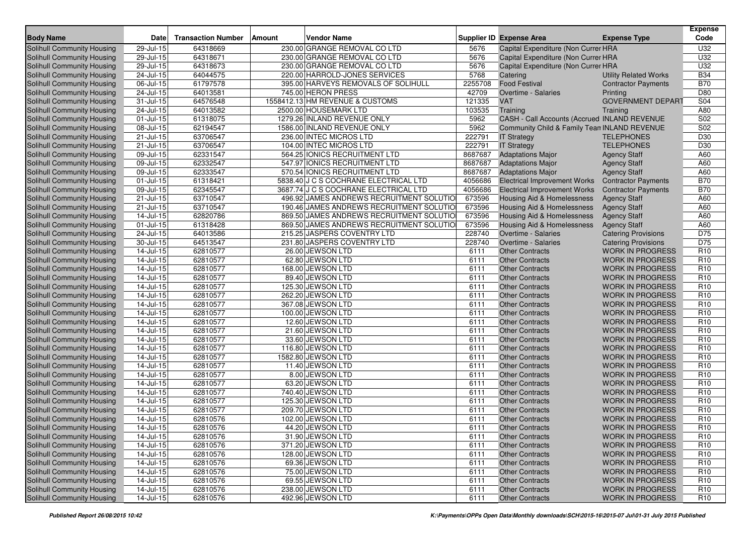| Body Name | Date | Transaction Number | Amount | Vendor Name | Supplier ID | Expense Area | Expense Type | Expense Code |
|---|---|---|---|---|---|---|---|---|
| Solihull Community Housing | 29-Jul-15 | 64318669 | 230.00 | GRANGE REMOVAL CO LTD | 5676 | Capital Expenditure (Non Currer HRA | | U32 |
| Solihull Community Housing | 29-Jul-15 | 64318671 | 230.00 | GRANGE REMOVAL CO LTD | 5676 | Capital Expenditure (Non Currer HRA | | U32 |
| Solihull Community Housing | 29-Jul-15 | 64318673 | 230.00 | GRANGE REMOVAL CO LTD | 5676 | Capital Expenditure (Non Currer HRA | | U32 |
| Solihull Community Housing | 24-Jul-15 | 64044575 | 220.00 | HARROLD-JONES SERVICES | 5768 | Catering | Utility Related Works | B34 |
| Solihull Community Housing | 06-Jul-15 | 61797578 | 395.00 | HARVEYS REMOVALS OF SOLIHULL | 2255708 | Food Festival | Contractor Payments | B70 |
| Solihull Community Housing | 24-Jul-15 | 64013581 | 745.00 | HERON PRESS | 42709 | Overtime - Salaries | Printing | D80 |
| Solihull Community Housing | 31-Jul-15 | 64576548 | 1558412.13 | HM REVENUE & CUSTOMS | 121335 | VAT | GOVERNMENT DEPART | S04 |
| Solihull Community Housing | 24-Jul-15 | 64013582 | 2500.00 | HOUSEMARK LTD | 103535 | Training | Training | A80 |
| Solihull Community Housing | 01-Jul-15 | 61318075 | 1279.26 | INLAND REVENUE ONLY | 5962 | CASH - Call Accounts (Accrued | INLAND REVENUE | S02 |
| Solihull Community Housing | 08-Jul-15 | 62194547 | 1586.00 | INLAND REVENUE ONLY | 5962 | Community Child & Family Tean | INLAND REVENUE | S02 |
| Solihull Community Housing | 21-Jul-15 | 63706547 | 236.00 | INTEC MICROS LTD | 222791 | IT Strategy | TELEPHONES | D30 |
| Solihull Community Housing | 21-Jul-15 | 63706547 | 104.00 | INTEC MICROS LTD | 222791 | IT Strategy | TELEPHONES | D30 |
| Solihull Community Housing | 09-Jul-15 | 62331547 | 564.25 | IONICS RECRUITMENT LTD | 8687687 | Adaptations Major | Agency Staff | A60 |
| Solihull Community Housing | 09-Jul-15 | 62332547 | 547.97 | IONICS RECRUITMENT LTD | 8687687 | Adaptations Major | Agency Staff | A60 |
| Solihull Community Housing | 09-Jul-15 | 62333547 | 570.54 | IONICS RECRUITMENT LTD | 8687687 | Adaptations Major | Agency Staff | A60 |
| Solihull Community Housing | 01-Jul-15 | 61318421 | 5838.40 | J C S COCHRANE ELECTRICAL LTD | 4056686 | Electrical Improvement Works | Contractor Payments | B70 |
| Solihull Community Housing | 09-Jul-15 | 62345547 | 3687.74 | J C S COCHRANE ELECTRICAL LTD | 4056686 | Electrical Improvement Works | Contractor Payments | B70 |
| Solihull Community Housing | 21-Jul-15 | 63710547 | 496.92 | JAMES ANDREWS RECRUITMENT SOLUTIO | 673596 | Housing Aid & Homelessness | Agency Staff | A60 |
| Solihull Community Housing | 21-Jul-15 | 63710547 | 190.46 | JAMES ANDREWS RECRUITMENT SOLUTIO | 673596 | Housing Aid & Homelessness | Agency Staff | A60 |
| Solihull Community Housing | 14-Jul-15 | 62820786 | 869.50 | JAMES ANDREWS RECRUITMENT SOLUTIO | 673596 | Housing Aid & Homelessness | Agency Staff | A60 |
| Solihull Community Housing | 01-Jul-15 | 61318428 | 869.50 | JAMES ANDREWS RECRUITMENT SOLUTIO | 673596 | Housing Aid & Homelessness | Agency Staff | A60 |
| Solihull Community Housing | 24-Jul-15 | 64013586 | 215.25 | JASPERS COVENTRY LTD | 228740 | Overtime - Salaries | Catering Provisions | D75 |
| Solihull Community Housing | 30-Jul-15 | 64513547 | 231.80 | JASPERS COVENTRY LTD | 228740 | Overtime - Salaries | Catering Provisions | D75 |
| Solihull Community Housing | 14-Jul-15 | 62810577 | 26.00 | JEWSON LTD | 6111 | Other Contracts | WORK IN PROGRESS | R10 |
| Solihull Community Housing | 14-Jul-15 | 62810577 | 62.80 | JEWSON LTD | 6111 | Other Contracts | WORK IN PROGRESS | R10 |
| Solihull Community Housing | 14-Jul-15 | 62810577 | 168.00 | JEWSON LTD | 6111 | Other Contracts | WORK IN PROGRESS | R10 |
| Solihull Community Housing | 14-Jul-15 | 62810577 | 89.40 | JEWSON LTD | 6111 | Other Contracts | WORK IN PROGRESS | R10 |
| Solihull Community Housing | 14-Jul-15 | 62810577 | 125.30 | JEWSON LTD | 6111 | Other Contracts | WORK IN PROGRESS | R10 |
| Solihull Community Housing | 14-Jul-15 | 62810577 | 262.20 | JEWSON LTD | 6111 | Other Contracts | WORK IN PROGRESS | R10 |
| Solihull Community Housing | 14-Jul-15 | 62810577 | 367.08 | JEWSON LTD | 6111 | Other Contracts | WORK IN PROGRESS | R10 |
| Solihull Community Housing | 14-Jul-15 | 62810577 | 100.00 | JEWSON LTD | 6111 | Other Contracts | WORK IN PROGRESS | R10 |
| Solihull Community Housing | 14-Jul-15 | 62810577 | 12.60 | JEWSON LTD | 6111 | Other Contracts | WORK IN PROGRESS | R10 |
| Solihull Community Housing | 14-Jul-15 | 62810577 | 21.60 | JEWSON LTD | 6111 | Other Contracts | WORK IN PROGRESS | R10 |
| Solihull Community Housing | 14-Jul-15 | 62810577 | 33.60 | JEWSON LTD | 6111 | Other Contracts | WORK IN PROGRESS | R10 |
| Solihull Community Housing | 14-Jul-15 | 62810577 | 116.80 | JEWSON LTD | 6111 | Other Contracts | WORK IN PROGRESS | R10 |
| Solihull Community Housing | 14-Jul-15 | 62810577 | 1582.80 | JEWSON LTD | 6111 | Other Contracts | WORK IN PROGRESS | R10 |
| Solihull Community Housing | 14-Jul-15 | 62810577 | 11.40 | JEWSON LTD | 6111 | Other Contracts | WORK IN PROGRESS | R10 |
| Solihull Community Housing | 14-Jul-15 | 62810577 | 8.00 | JEWSON LTD | 6111 | Other Contracts | WORK IN PROGRESS | R10 |
| Solihull Community Housing | 14-Jul-15 | 62810577 | 63.20 | JEWSON LTD | 6111 | Other Contracts | WORK IN PROGRESS | R10 |
| Solihull Community Housing | 14-Jul-15 | 62810577 | 740.40 | JEWSON LTD | 6111 | Other Contracts | WORK IN PROGRESS | R10 |
| Solihull Community Housing | 14-Jul-15 | 62810577 | 125.30 | JEWSON LTD | 6111 | Other Contracts | WORK IN PROGRESS | R10 |
| Solihull Community Housing | 14-Jul-15 | 62810577 | 209.70 | JEWSON LTD | 6111 | Other Contracts | WORK IN PROGRESS | R10 |
| Solihull Community Housing | 14-Jul-15 | 62810576 | 102.00 | JEWSON LTD | 6111 | Other Contracts | WORK IN PROGRESS | R10 |
| Solihull Community Housing | 14-Jul-15 | 62810576 | 44.20 | JEWSON LTD | 6111 | Other Contracts | WORK IN PROGRESS | R10 |
| Solihull Community Housing | 14-Jul-15 | 62810576 | 31.90 | JEWSON LTD | 6111 | Other Contracts | WORK IN PROGRESS | R10 |
| Solihull Community Housing | 14-Jul-15 | 62810576 | 371.20 | JEWSON LTD | 6111 | Other Contracts | WORK IN PROGRESS | R10 |
| Solihull Community Housing | 14-Jul-15 | 62810576 | 128.00 | JEWSON LTD | 6111 | Other Contracts | WORK IN PROGRESS | R10 |
| Solihull Community Housing | 14-Jul-15 | 62810576 | 69.36 | JEWSON LTD | 6111 | Other Contracts | WORK IN PROGRESS | R10 |
| Solihull Community Housing | 14-Jul-15 | 62810576 | 75.00 | JEWSON LTD | 6111 | Other Contracts | WORK IN PROGRESS | R10 |
| Solihull Community Housing | 14-Jul-15 | 62810576 | 69.55 | JEWSON LTD | 6111 | Other Contracts | WORK IN PROGRESS | R10 |
| Solihull Community Housing | 14-Jul-15 | 62810576 | 238.00 | JEWSON LTD | 6111 | Other Contracts | WORK IN PROGRESS | R10 |
| Solihull Community Housing | 14-Jul-15 | 62810576 | 492.96 | JEWSON LTD | 6111 | Other Contracts | WORK IN PROGRESS | R10 |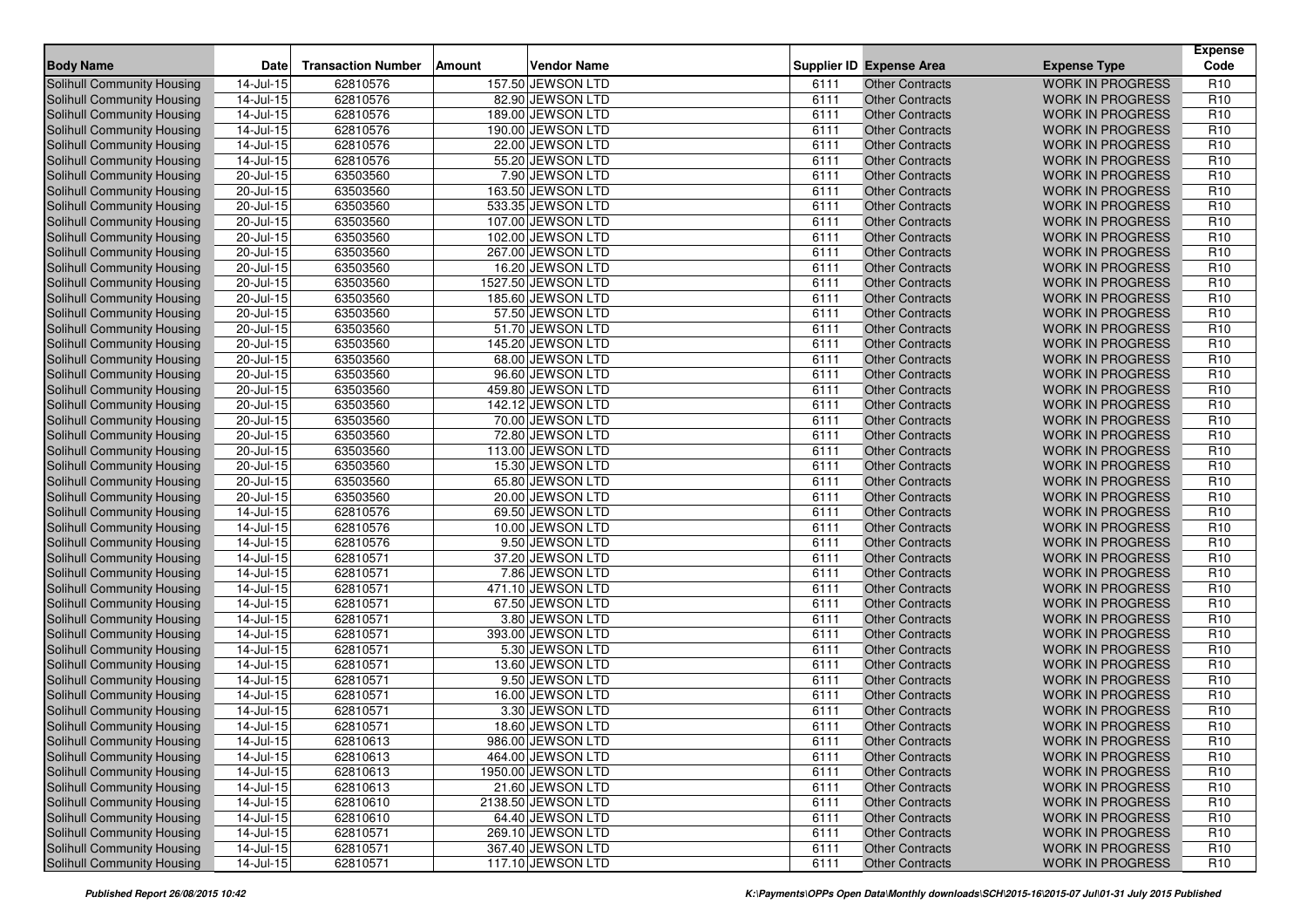| Body Name | Date | Transaction Number | Amount | Vendor Name | Supplier ID | Expense Area | Expense Type | Expense Code |
|---|---|---|---|---|---|---|---|---|
| Solihull Community Housing | 14-Jul-15 | 62810576 | 157.50 | JEWSON LTD | 6111 | Other Contracts | WORK IN PROGRESS | R10 |
| Solihull Community Housing | 14-Jul-15 | 62810576 | 82.90 | JEWSON LTD | 6111 | Other Contracts | WORK IN PROGRESS | R10 |
| Solihull Community Housing | 14-Jul-15 | 62810576 | 189.00 | JEWSON LTD | 6111 | Other Contracts | WORK IN PROGRESS | R10 |
| Solihull Community Housing | 14-Jul-15 | 62810576 | 190.00 | JEWSON LTD | 6111 | Other Contracts | WORK IN PROGRESS | R10 |
| Solihull Community Housing | 14-Jul-15 | 62810576 | 22.00 | JEWSON LTD | 6111 | Other Contracts | WORK IN PROGRESS | R10 |
| Solihull Community Housing | 14-Jul-15 | 62810576 | 55.20 | JEWSON LTD | 6111 | Other Contracts | WORK IN PROGRESS | R10 |
| Solihull Community Housing | 20-Jul-15 | 63503560 | 7.90 | JEWSON LTD | 6111 | Other Contracts | WORK IN PROGRESS | R10 |
| Solihull Community Housing | 20-Jul-15 | 63503560 | 163.50 | JEWSON LTD | 6111 | Other Contracts | WORK IN PROGRESS | R10 |
| Solihull Community Housing | 20-Jul-15 | 63503560 | 533.35 | JEWSON LTD | 6111 | Other Contracts | WORK IN PROGRESS | R10 |
| Solihull Community Housing | 20-Jul-15 | 63503560 | 107.00 | JEWSON LTD | 6111 | Other Contracts | WORK IN PROGRESS | R10 |
| Solihull Community Housing | 20-Jul-15 | 63503560 | 102.00 | JEWSON LTD | 6111 | Other Contracts | WORK IN PROGRESS | R10 |
| Solihull Community Housing | 20-Jul-15 | 63503560 | 267.00 | JEWSON LTD | 6111 | Other Contracts | WORK IN PROGRESS | R10 |
| Solihull Community Housing | 20-Jul-15 | 63503560 | 16.20 | JEWSON LTD | 6111 | Other Contracts | WORK IN PROGRESS | R10 |
| Solihull Community Housing | 20-Jul-15 | 63503560 | 1527.50 | JEWSON LTD | 6111 | Other Contracts | WORK IN PROGRESS | R10 |
| Solihull Community Housing | 20-Jul-15 | 63503560 | 185.60 | JEWSON LTD | 6111 | Other Contracts | WORK IN PROGRESS | R10 |
| Solihull Community Housing | 20-Jul-15 | 63503560 | 57.50 | JEWSON LTD | 6111 | Other Contracts | WORK IN PROGRESS | R10 |
| Solihull Community Housing | 20-Jul-15 | 63503560 | 51.70 | JEWSON LTD | 6111 | Other Contracts | WORK IN PROGRESS | R10 |
| Solihull Community Housing | 20-Jul-15 | 63503560 | 145.20 | JEWSON LTD | 6111 | Other Contracts | WORK IN PROGRESS | R10 |
| Solihull Community Housing | 20-Jul-15 | 63503560 | 68.00 | JEWSON LTD | 6111 | Other Contracts | WORK IN PROGRESS | R10 |
| Solihull Community Housing | 20-Jul-15 | 63503560 | 96.60 | JEWSON LTD | 6111 | Other Contracts | WORK IN PROGRESS | R10 |
| Solihull Community Housing | 20-Jul-15 | 63503560 | 459.80 | JEWSON LTD | 6111 | Other Contracts | WORK IN PROGRESS | R10 |
| Solihull Community Housing | 20-Jul-15 | 63503560 | 142.12 | JEWSON LTD | 6111 | Other Contracts | WORK IN PROGRESS | R10 |
| Solihull Community Housing | 20-Jul-15 | 63503560 | 70.00 | JEWSON LTD | 6111 | Other Contracts | WORK IN PROGRESS | R10 |
| Solihull Community Housing | 20-Jul-15 | 63503560 | 72.80 | JEWSON LTD | 6111 | Other Contracts | WORK IN PROGRESS | R10 |
| Solihull Community Housing | 20-Jul-15 | 63503560 | 113.00 | JEWSON LTD | 6111 | Other Contracts | WORK IN PROGRESS | R10 |
| Solihull Community Housing | 20-Jul-15 | 63503560 | 15.30 | JEWSON LTD | 6111 | Other Contracts | WORK IN PROGRESS | R10 |
| Solihull Community Housing | 20-Jul-15 | 63503560 | 65.80 | JEWSON LTD | 6111 | Other Contracts | WORK IN PROGRESS | R10 |
| Solihull Community Housing | 20-Jul-15 | 63503560 | 20.00 | JEWSON LTD | 6111 | Other Contracts | WORK IN PROGRESS | R10 |
| Solihull Community Housing | 14-Jul-15 | 62810576 | 69.50 | JEWSON LTD | 6111 | Other Contracts | WORK IN PROGRESS | R10 |
| Solihull Community Housing | 14-Jul-15 | 62810576 | 10.00 | JEWSON LTD | 6111 | Other Contracts | WORK IN PROGRESS | R10 |
| Solihull Community Housing | 14-Jul-15 | 62810576 | 9.50 | JEWSON LTD | 6111 | Other Contracts | WORK IN PROGRESS | R10 |
| Solihull Community Housing | 14-Jul-15 | 62810571 | 37.20 | JEWSON LTD | 6111 | Other Contracts | WORK IN PROGRESS | R10 |
| Solihull Community Housing | 14-Jul-15 | 62810571 | 7.86 | JEWSON LTD | 6111 | Other Contracts | WORK IN PROGRESS | R10 |
| Solihull Community Housing | 14-Jul-15 | 62810571 | 471.10 | JEWSON LTD | 6111 | Other Contracts | WORK IN PROGRESS | R10 |
| Solihull Community Housing | 14-Jul-15 | 62810571 | 67.50 | JEWSON LTD | 6111 | Other Contracts | WORK IN PROGRESS | R10 |
| Solihull Community Housing | 14-Jul-15 | 62810571 | 3.80 | JEWSON LTD | 6111 | Other Contracts | WORK IN PROGRESS | R10 |
| Solihull Community Housing | 14-Jul-15 | 62810571 | 393.00 | JEWSON LTD | 6111 | Other Contracts | WORK IN PROGRESS | R10 |
| Solihull Community Housing | 14-Jul-15 | 62810571 | 5.30 | JEWSON LTD | 6111 | Other Contracts | WORK IN PROGRESS | R10 |
| Solihull Community Housing | 14-Jul-15 | 62810571 | 13.60 | JEWSON LTD | 6111 | Other Contracts | WORK IN PROGRESS | R10 |
| Solihull Community Housing | 14-Jul-15 | 62810571 | 9.50 | JEWSON LTD | 6111 | Other Contracts | WORK IN PROGRESS | R10 |
| Solihull Community Housing | 14-Jul-15 | 62810571 | 16.00 | JEWSON LTD | 6111 | Other Contracts | WORK IN PROGRESS | R10 |
| Solihull Community Housing | 14-Jul-15 | 62810571 | 3.30 | JEWSON LTD | 6111 | Other Contracts | WORK IN PROGRESS | R10 |
| Solihull Community Housing | 14-Jul-15 | 62810571 | 18.60 | JEWSON LTD | 6111 | Other Contracts | WORK IN PROGRESS | R10 |
| Solihull Community Housing | 14-Jul-15 | 62810613 | 986.00 | JEWSON LTD | 6111 | Other Contracts | WORK IN PROGRESS | R10 |
| Solihull Community Housing | 14-Jul-15 | 62810613 | 464.00 | JEWSON LTD | 6111 | Other Contracts | WORK IN PROGRESS | R10 |
| Solihull Community Housing | 14-Jul-15 | 62810613 | 1950.00 | JEWSON LTD | 6111 | Other Contracts | WORK IN PROGRESS | R10 |
| Solihull Community Housing | 14-Jul-15 | 62810613 | 21.60 | JEWSON LTD | 6111 | Other Contracts | WORK IN PROGRESS | R10 |
| Solihull Community Housing | 14-Jul-15 | 62810610 | 2138.50 | JEWSON LTD | 6111 | Other Contracts | WORK IN PROGRESS | R10 |
| Solihull Community Housing | 14-Jul-15 | 62810610 | 64.40 | JEWSON LTD | 6111 | Other Contracts | WORK IN PROGRESS | R10 |
| Solihull Community Housing | 14-Jul-15 | 62810571 | 269.10 | JEWSON LTD | 6111 | Other Contracts | WORK IN PROGRESS | R10 |
| Solihull Community Housing | 14-Jul-15 | 62810571 | 367.40 | JEWSON LTD | 6111 | Other Contracts | WORK IN PROGRESS | R10 |
| Solihull Community Housing | 14-Jul-15 | 62810571 | 117.10 | JEWSON LTD | 6111 | Other Contracts | WORK IN PROGRESS | R10 |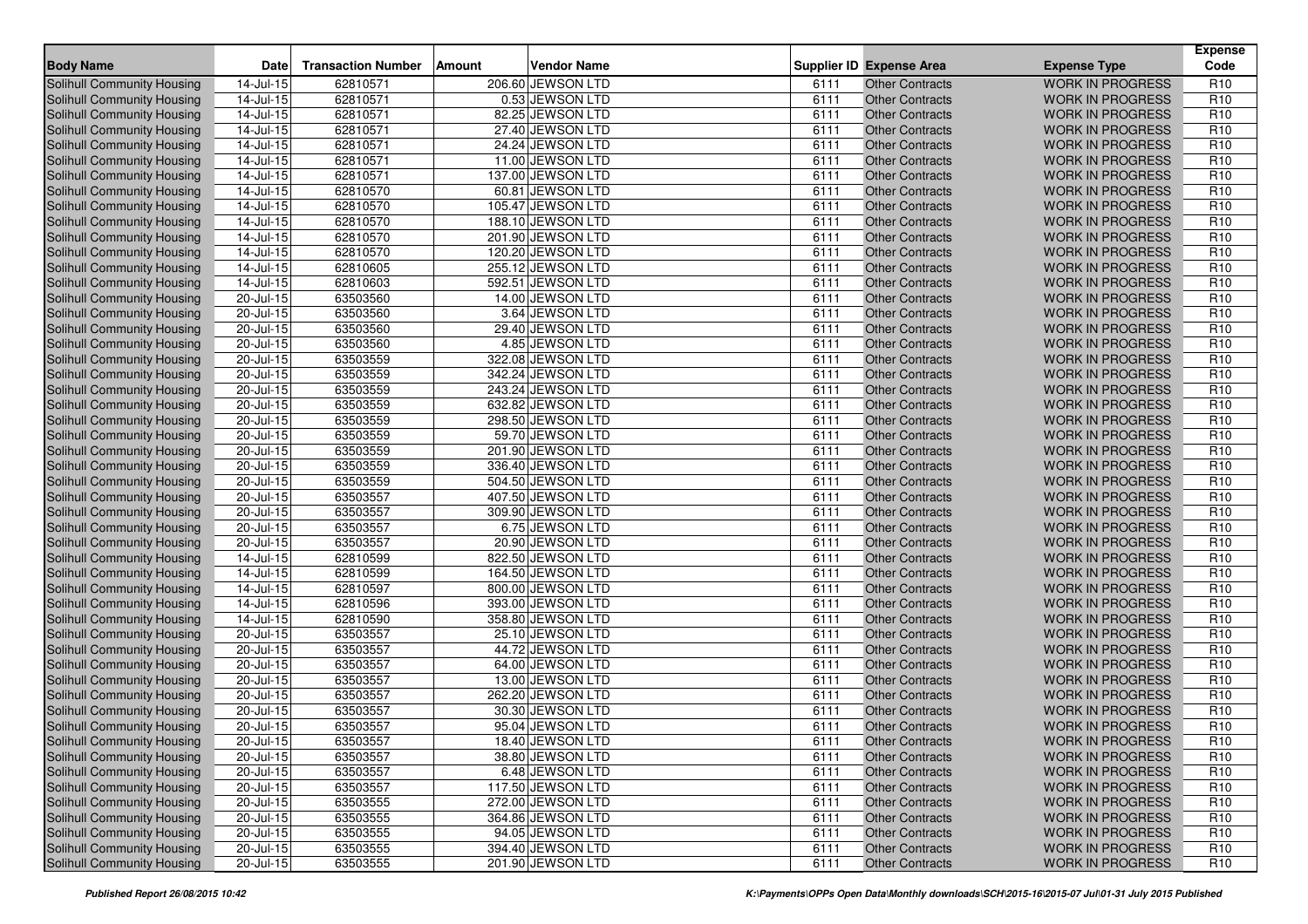| Body Name | Date | Transaction Number | Amount | Vendor Name | Supplier ID | Expense Area | Expense Type | Expense Code |
|---|---|---|---|---|---|---|---|---|
| Solihull Community Housing | 14-Jul-15 | 62810571 | 206.60 | JEWSON LTD | 6111 | Other Contracts | WORK IN PROGRESS | R10 |
| Solihull Community Housing | 14-Jul-15 | 62810571 | 0.53 | JEWSON LTD | 6111 | Other Contracts | WORK IN PROGRESS | R10 |
| Solihull Community Housing | 14-Jul-15 | 62810571 | 82.25 | JEWSON LTD | 6111 | Other Contracts | WORK IN PROGRESS | R10 |
| Solihull Community Housing | 14-Jul-15 | 62810571 | 27.40 | JEWSON LTD | 6111 | Other Contracts | WORK IN PROGRESS | R10 |
| Solihull Community Housing | 14-Jul-15 | 62810571 | 24.24 | JEWSON LTD | 6111 | Other Contracts | WORK IN PROGRESS | R10 |
| Solihull Community Housing | 14-Jul-15 | 62810571 | 11.00 | JEWSON LTD | 6111 | Other Contracts | WORK IN PROGRESS | R10 |
| Solihull Community Housing | 14-Jul-15 | 62810571 | 137.00 | JEWSON LTD | 6111 | Other Contracts | WORK IN PROGRESS | R10 |
| Solihull Community Housing | 14-Jul-15 | 62810570 | 60.81 | JEWSON LTD | 6111 | Other Contracts | WORK IN PROGRESS | R10 |
| Solihull Community Housing | 14-Jul-15 | 62810570 | 105.47 | JEWSON LTD | 6111 | Other Contracts | WORK IN PROGRESS | R10 |
| Solihull Community Housing | 14-Jul-15 | 62810570 | 188.10 | JEWSON LTD | 6111 | Other Contracts | WORK IN PROGRESS | R10 |
| Solihull Community Housing | 14-Jul-15 | 62810570 | 201.90 | JEWSON LTD | 6111 | Other Contracts | WORK IN PROGRESS | R10 |
| Solihull Community Housing | 14-Jul-15 | 62810570 | 120.20 | JEWSON LTD | 6111 | Other Contracts | WORK IN PROGRESS | R10 |
| Solihull Community Housing | 14-Jul-15 | 62810605 | 255.12 | JEWSON LTD | 6111 | Other Contracts | WORK IN PROGRESS | R10 |
| Solihull Community Housing | 14-Jul-15 | 62810603 | 592.51 | JEWSON LTD | 6111 | Other Contracts | WORK IN PROGRESS | R10 |
| Solihull Community Housing | 20-Jul-15 | 63503560 | 14.00 | JEWSON LTD | 6111 | Other Contracts | WORK IN PROGRESS | R10 |
| Solihull Community Housing | 20-Jul-15 | 63503560 | 3.64 | JEWSON LTD | 6111 | Other Contracts | WORK IN PROGRESS | R10 |
| Solihull Community Housing | 20-Jul-15 | 63503560 | 29.40 | JEWSON LTD | 6111 | Other Contracts | WORK IN PROGRESS | R10 |
| Solihull Community Housing | 20-Jul-15 | 63503560 | 4.85 | JEWSON LTD | 6111 | Other Contracts | WORK IN PROGRESS | R10 |
| Solihull Community Housing | 20-Jul-15 | 63503559 | 322.08 | JEWSON LTD | 6111 | Other Contracts | WORK IN PROGRESS | R10 |
| Solihull Community Housing | 20-Jul-15 | 63503559 | 342.24 | JEWSON LTD | 6111 | Other Contracts | WORK IN PROGRESS | R10 |
| Solihull Community Housing | 20-Jul-15 | 63503559 | 243.24 | JEWSON LTD | 6111 | Other Contracts | WORK IN PROGRESS | R10 |
| Solihull Community Housing | 20-Jul-15 | 63503559 | 632.82 | JEWSON LTD | 6111 | Other Contracts | WORK IN PROGRESS | R10 |
| Solihull Community Housing | 20-Jul-15 | 63503559 | 298.50 | JEWSON LTD | 6111 | Other Contracts | WORK IN PROGRESS | R10 |
| Solihull Community Housing | 20-Jul-15 | 63503559 | 59.70 | JEWSON LTD | 6111 | Other Contracts | WORK IN PROGRESS | R10 |
| Solihull Community Housing | 20-Jul-15 | 63503559 | 201.90 | JEWSON LTD | 6111 | Other Contracts | WORK IN PROGRESS | R10 |
| Solihull Community Housing | 20-Jul-15 | 63503559 | 336.40 | JEWSON LTD | 6111 | Other Contracts | WORK IN PROGRESS | R10 |
| Solihull Community Housing | 20-Jul-15 | 63503559 | 504.50 | JEWSON LTD | 6111 | Other Contracts | WORK IN PROGRESS | R10 |
| Solihull Community Housing | 20-Jul-15 | 63503557 | 407.50 | JEWSON LTD | 6111 | Other Contracts | WORK IN PROGRESS | R10 |
| Solihull Community Housing | 20-Jul-15 | 63503557 | 309.90 | JEWSON LTD | 6111 | Other Contracts | WORK IN PROGRESS | R10 |
| Solihull Community Housing | 20-Jul-15 | 63503557 | 6.75 | JEWSON LTD | 6111 | Other Contracts | WORK IN PROGRESS | R10 |
| Solihull Community Housing | 20-Jul-15 | 63503557 | 20.90 | JEWSON LTD | 6111 | Other Contracts | WORK IN PROGRESS | R10 |
| Solihull Community Housing | 14-Jul-15 | 62810599 | 822.50 | JEWSON LTD | 6111 | Other Contracts | WORK IN PROGRESS | R10 |
| Solihull Community Housing | 14-Jul-15 | 62810599 | 164.50 | JEWSON LTD | 6111 | Other Contracts | WORK IN PROGRESS | R10 |
| Solihull Community Housing | 14-Jul-15 | 62810597 | 800.00 | JEWSON LTD | 6111 | Other Contracts | WORK IN PROGRESS | R10 |
| Solihull Community Housing | 14-Jul-15 | 62810596 | 393.00 | JEWSON LTD | 6111 | Other Contracts | WORK IN PROGRESS | R10 |
| Solihull Community Housing | 14-Jul-15 | 62810590 | 358.80 | JEWSON LTD | 6111 | Other Contracts | WORK IN PROGRESS | R10 |
| Solihull Community Housing | 20-Jul-15 | 63503557 | 25.10 | JEWSON LTD | 6111 | Other Contracts | WORK IN PROGRESS | R10 |
| Solihull Community Housing | 20-Jul-15 | 63503557 | 44.72 | JEWSON LTD | 6111 | Other Contracts | WORK IN PROGRESS | R10 |
| Solihull Community Housing | 20-Jul-15 | 63503557 | 64.00 | JEWSON LTD | 6111 | Other Contracts | WORK IN PROGRESS | R10 |
| Solihull Community Housing | 20-Jul-15 | 63503557 | 13.00 | JEWSON LTD | 6111 | Other Contracts | WORK IN PROGRESS | R10 |
| Solihull Community Housing | 20-Jul-15 | 63503557 | 262.20 | JEWSON LTD | 6111 | Other Contracts | WORK IN PROGRESS | R10 |
| Solihull Community Housing | 20-Jul-15 | 63503557 | 30.30 | JEWSON LTD | 6111 | Other Contracts | WORK IN PROGRESS | R10 |
| Solihull Community Housing | 20-Jul-15 | 63503557 | 95.04 | JEWSON LTD | 6111 | Other Contracts | WORK IN PROGRESS | R10 |
| Solihull Community Housing | 20-Jul-15 | 63503557 | 18.40 | JEWSON LTD | 6111 | Other Contracts | WORK IN PROGRESS | R10 |
| Solihull Community Housing | 20-Jul-15 | 63503557 | 38.80 | JEWSON LTD | 6111 | Other Contracts | WORK IN PROGRESS | R10 |
| Solihull Community Housing | 20-Jul-15 | 63503557 | 6.48 | JEWSON LTD | 6111 | Other Contracts | WORK IN PROGRESS | R10 |
| Solihull Community Housing | 20-Jul-15 | 63503557 | 117.50 | JEWSON LTD | 6111 | Other Contracts | WORK IN PROGRESS | R10 |
| Solihull Community Housing | 20-Jul-15 | 63503555 | 272.00 | JEWSON LTD | 6111 | Other Contracts | WORK IN PROGRESS | R10 |
| Solihull Community Housing | 20-Jul-15 | 63503555 | 364.86 | JEWSON LTD | 6111 | Other Contracts | WORK IN PROGRESS | R10 |
| Solihull Community Housing | 20-Jul-15 | 63503555 | 94.05 | JEWSON LTD | 6111 | Other Contracts | WORK IN PROGRESS | R10 |
| Solihull Community Housing | 20-Jul-15 | 63503555 | 394.40 | JEWSON LTD | 6111 | Other Contracts | WORK IN PROGRESS | R10 |
| Solihull Community Housing | 20-Jul-15 | 63503555 | 201.90 | JEWSON LTD | 6111 | Other Contracts | WORK IN PROGRESS | R10 |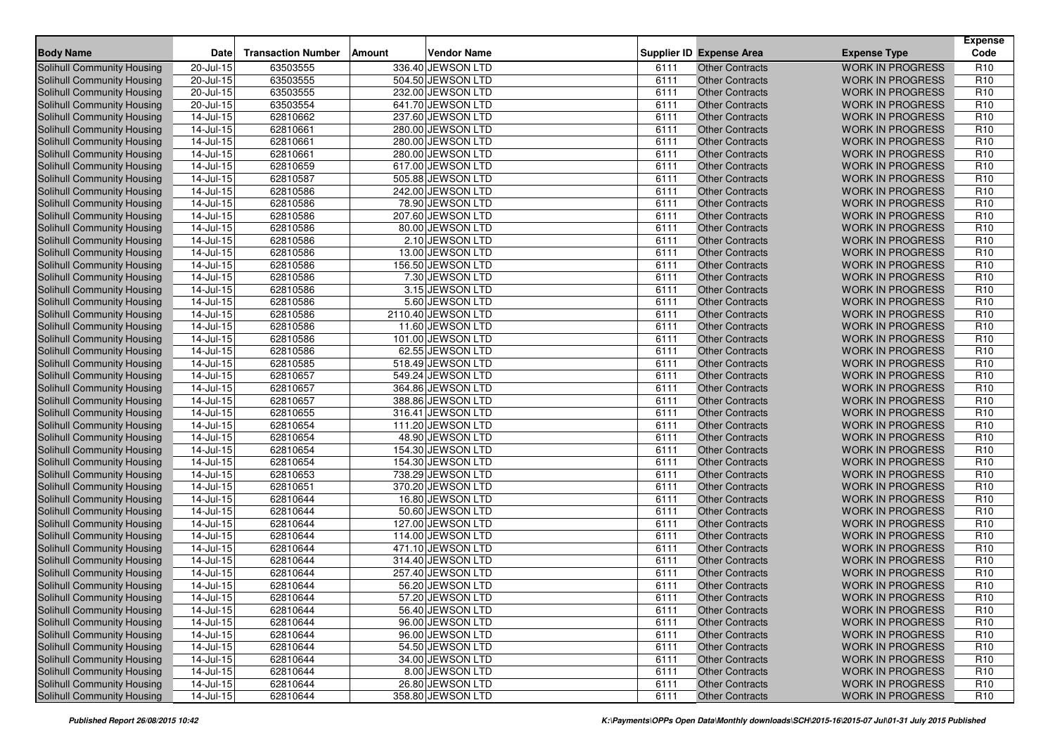| Body Name | Date | Transaction Number | Amount | Vendor Name | Supplier ID | Expense Area | Expense Type | Expense Code |
|---|---|---|---|---|---|---|---|---|
| Solihull Community Housing | 20-Jul-15 | 63503555 | 336.40 | JEWSON LTD | 6111 | Other Contracts | WORK IN PROGRESS | R10 |
| Solihull Community Housing | 20-Jul-15 | 63503555 | 504.50 | JEWSON LTD | 6111 | Other Contracts | WORK IN PROGRESS | R10 |
| Solihull Community Housing | 20-Jul-15 | 63503555 | 232.00 | JEWSON LTD | 6111 | Other Contracts | WORK IN PROGRESS | R10 |
| Solihull Community Housing | 20-Jul-15 | 63503554 | 641.70 | JEWSON LTD | 6111 | Other Contracts | WORK IN PROGRESS | R10 |
| Solihull Community Housing | 14-Jul-15 | 62810662 | 237.60 | JEWSON LTD | 6111 | Other Contracts | WORK IN PROGRESS | R10 |
| Solihull Community Housing | 14-Jul-15 | 62810661 | 280.00 | JEWSON LTD | 6111 | Other Contracts | WORK IN PROGRESS | R10 |
| Solihull Community Housing | 14-Jul-15 | 62810661 | 280.00 | JEWSON LTD | 6111 | Other Contracts | WORK IN PROGRESS | R10 |
| Solihull Community Housing | 14-Jul-15 | 62810661 | 280.00 | JEWSON LTD | 6111 | Other Contracts | WORK IN PROGRESS | R10 |
| Solihull Community Housing | 14-Jul-15 | 62810659 | 617.00 | JEWSON LTD | 6111 | Other Contracts | WORK IN PROGRESS | R10 |
| Solihull Community Housing | 14-Jul-15 | 62810587 | 505.88 | JEWSON LTD | 6111 | Other Contracts | WORK IN PROGRESS | R10 |
| Solihull Community Housing | 14-Jul-15 | 62810586 | 242.00 | JEWSON LTD | 6111 | Other Contracts | WORK IN PROGRESS | R10 |
| Solihull Community Housing | 14-Jul-15 | 62810586 | 78.90 | JEWSON LTD | 6111 | Other Contracts | WORK IN PROGRESS | R10 |
| Solihull Community Housing | 14-Jul-15 | 62810586 | 207.60 | JEWSON LTD | 6111 | Other Contracts | WORK IN PROGRESS | R10 |
| Solihull Community Housing | 14-Jul-15 | 62810586 | 80.00 | JEWSON LTD | 6111 | Other Contracts | WORK IN PROGRESS | R10 |
| Solihull Community Housing | 14-Jul-15 | 62810586 | 2.10 | JEWSON LTD | 6111 | Other Contracts | WORK IN PROGRESS | R10 |
| Solihull Community Housing | 14-Jul-15 | 62810586 | 13.00 | JEWSON LTD | 6111 | Other Contracts | WORK IN PROGRESS | R10 |
| Solihull Community Housing | 14-Jul-15 | 62810586 | 156.50 | JEWSON LTD | 6111 | Other Contracts | WORK IN PROGRESS | R10 |
| Solihull Community Housing | 14-Jul-15 | 62810586 | 7.30 | JEWSON LTD | 6111 | Other Contracts | WORK IN PROGRESS | R10 |
| Solihull Community Housing | 14-Jul-15 | 62810586 | 3.15 | JEWSON LTD | 6111 | Other Contracts | WORK IN PROGRESS | R10 |
| Solihull Community Housing | 14-Jul-15 | 62810586 | 5.60 | JEWSON LTD | 6111 | Other Contracts | WORK IN PROGRESS | R10 |
| Solihull Community Housing | 14-Jul-15 | 62810586 | 2110.40 | JEWSON LTD | 6111 | Other Contracts | WORK IN PROGRESS | R10 |
| Solihull Community Housing | 14-Jul-15 | 62810586 | 11.60 | JEWSON LTD | 6111 | Other Contracts | WORK IN PROGRESS | R10 |
| Solihull Community Housing | 14-Jul-15 | 62810586 | 101.00 | JEWSON LTD | 6111 | Other Contracts | WORK IN PROGRESS | R10 |
| Solihull Community Housing | 14-Jul-15 | 62810586 | 62.55 | JEWSON LTD | 6111 | Other Contracts | WORK IN PROGRESS | R10 |
| Solihull Community Housing | 14-Jul-15 | 62810585 | 518.49 | JEWSON LTD | 6111 | Other Contracts | WORK IN PROGRESS | R10 |
| Solihull Community Housing | 14-Jul-15 | 62810657 | 549.24 | JEWSON LTD | 6111 | Other Contracts | WORK IN PROGRESS | R10 |
| Solihull Community Housing | 14-Jul-15 | 62810657 | 364.86 | JEWSON LTD | 6111 | Other Contracts | WORK IN PROGRESS | R10 |
| Solihull Community Housing | 14-Jul-15 | 62810657 | 388.86 | JEWSON LTD | 6111 | Other Contracts | WORK IN PROGRESS | R10 |
| Solihull Community Housing | 14-Jul-15 | 62810655 | 316.41 | JEWSON LTD | 6111 | Other Contracts | WORK IN PROGRESS | R10 |
| Solihull Community Housing | 14-Jul-15 | 62810654 | 111.20 | JEWSON LTD | 6111 | Other Contracts | WORK IN PROGRESS | R10 |
| Solihull Community Housing | 14-Jul-15 | 62810654 | 48.90 | JEWSON LTD | 6111 | Other Contracts | WORK IN PROGRESS | R10 |
| Solihull Community Housing | 14-Jul-15 | 62810654 | 154.30 | JEWSON LTD | 6111 | Other Contracts | WORK IN PROGRESS | R10 |
| Solihull Community Housing | 14-Jul-15 | 62810654 | 154.30 | JEWSON LTD | 6111 | Other Contracts | WORK IN PROGRESS | R10 |
| Solihull Community Housing | 14-Jul-15 | 62810653 | 738.29 | JEWSON LTD | 6111 | Other Contracts | WORK IN PROGRESS | R10 |
| Solihull Community Housing | 14-Jul-15 | 62810651 | 370.20 | JEWSON LTD | 6111 | Other Contracts | WORK IN PROGRESS | R10 |
| Solihull Community Housing | 14-Jul-15 | 62810644 | 16.80 | JEWSON LTD | 6111 | Other Contracts | WORK IN PROGRESS | R10 |
| Solihull Community Housing | 14-Jul-15 | 62810644 | 50.60 | JEWSON LTD | 6111 | Other Contracts | WORK IN PROGRESS | R10 |
| Solihull Community Housing | 14-Jul-15 | 62810644 | 127.00 | JEWSON LTD | 6111 | Other Contracts | WORK IN PROGRESS | R10 |
| Solihull Community Housing | 14-Jul-15 | 62810644 | 114.00 | JEWSON LTD | 6111 | Other Contracts | WORK IN PROGRESS | R10 |
| Solihull Community Housing | 14-Jul-15 | 62810644 | 471.10 | JEWSON LTD | 6111 | Other Contracts | WORK IN PROGRESS | R10 |
| Solihull Community Housing | 14-Jul-15 | 62810644 | 314.40 | JEWSON LTD | 6111 | Other Contracts | WORK IN PROGRESS | R10 |
| Solihull Community Housing | 14-Jul-15 | 62810644 | 257.40 | JEWSON LTD | 6111 | Other Contracts | WORK IN PROGRESS | R10 |
| Solihull Community Housing | 14-Jul-15 | 62810644 | 56.20 | JEWSON LTD | 6111 | Other Contracts | WORK IN PROGRESS | R10 |
| Solihull Community Housing | 14-Jul-15 | 62810644 | 57.20 | JEWSON LTD | 6111 | Other Contracts | WORK IN PROGRESS | R10 |
| Solihull Community Housing | 14-Jul-15 | 62810644 | 56.40 | JEWSON LTD | 6111 | Other Contracts | WORK IN PROGRESS | R10 |
| Solihull Community Housing | 14-Jul-15 | 62810644 | 96.00 | JEWSON LTD | 6111 | Other Contracts | WORK IN PROGRESS | R10 |
| Solihull Community Housing | 14-Jul-15 | 62810644 | 96.00 | JEWSON LTD | 6111 | Other Contracts | WORK IN PROGRESS | R10 |
| Solihull Community Housing | 14-Jul-15 | 62810644 | 54.50 | JEWSON LTD | 6111 | Other Contracts | WORK IN PROGRESS | R10 |
| Solihull Community Housing | 14-Jul-15 | 62810644 | 34.00 | JEWSON LTD | 6111 | Other Contracts | WORK IN PROGRESS | R10 |
| Solihull Community Housing | 14-Jul-15 | 62810644 | 8.00 | JEWSON LTD | 6111 | Other Contracts | WORK IN PROGRESS | R10 |
| Solihull Community Housing | 14-Jul-15 | 62810644 | 26.80 | JEWSON LTD | 6111 | Other Contracts | WORK IN PROGRESS | R10 |
| Solihull Community Housing | 14-Jul-15 | 62810644 | 358.80 | JEWSON LTD | 6111 | Other Contracts | WORK IN PROGRESS | R10 |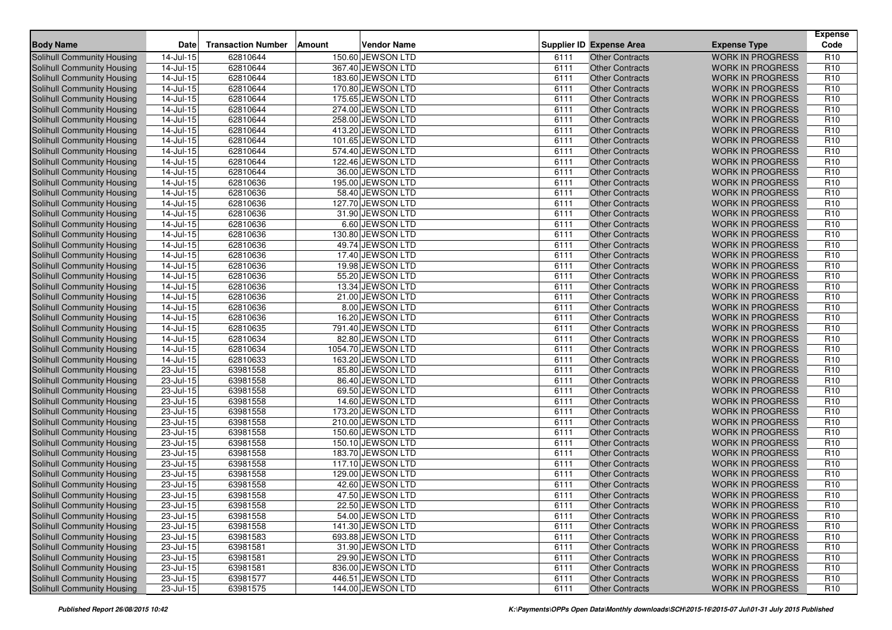| Body Name | Date | Transaction Number | Amount | Vendor Name | Supplier ID | Expense Area | Expense Type | Expense Code |
|---|---|---|---|---|---|---|---|---|
| Solihull Community Housing | 14-Jul-15 | 62810644 | 150.60 | JEWSON LTD | 6111 | Other Contracts | WORK IN PROGRESS | R10 |
| Solihull Community Housing | 14-Jul-15 | 62810644 | 367.40 | JEWSON LTD | 6111 | Other Contracts | WORK IN PROGRESS | R10 |
| Solihull Community Housing | 14-Jul-15 | 62810644 | 183.60 | JEWSON LTD | 6111 | Other Contracts | WORK IN PROGRESS | R10 |
| Solihull Community Housing | 14-Jul-15 | 62810644 | 170.80 | JEWSON LTD | 6111 | Other Contracts | WORK IN PROGRESS | R10 |
| Solihull Community Housing | 14-Jul-15 | 62810644 | 175.65 | JEWSON LTD | 6111 | Other Contracts | WORK IN PROGRESS | R10 |
| Solihull Community Housing | 14-Jul-15 | 62810644 | 274.00 | JEWSON LTD | 6111 | Other Contracts | WORK IN PROGRESS | R10 |
| Solihull Community Housing | 14-Jul-15 | 62810644 | 258.00 | JEWSON LTD | 6111 | Other Contracts | WORK IN PROGRESS | R10 |
| Solihull Community Housing | 14-Jul-15 | 62810644 | 413.20 | JEWSON LTD | 6111 | Other Contracts | WORK IN PROGRESS | R10 |
| Solihull Community Housing | 14-Jul-15 | 62810644 | 101.65 | JEWSON LTD | 6111 | Other Contracts | WORK IN PROGRESS | R10 |
| Solihull Community Housing | 14-Jul-15 | 62810644 | 574.40 | JEWSON LTD | 6111 | Other Contracts | WORK IN PROGRESS | R10 |
| Solihull Community Housing | 14-Jul-15 | 62810644 | 122.46 | JEWSON LTD | 6111 | Other Contracts | WORK IN PROGRESS | R10 |
| Solihull Community Housing | 14-Jul-15 | 62810644 | 36.00 | JEWSON LTD | 6111 | Other Contracts | WORK IN PROGRESS | R10 |
| Solihull Community Housing | 14-Jul-15 | 62810636 | 195.00 | JEWSON LTD | 6111 | Other Contracts | WORK IN PROGRESS | R10 |
| Solihull Community Housing | 14-Jul-15 | 62810636 | 58.40 | JEWSON LTD | 6111 | Other Contracts | WORK IN PROGRESS | R10 |
| Solihull Community Housing | 14-Jul-15 | 62810636 | 127.70 | JEWSON LTD | 6111 | Other Contracts | WORK IN PROGRESS | R10 |
| Solihull Community Housing | 14-Jul-15 | 62810636 | 31.90 | JEWSON LTD | 6111 | Other Contracts | WORK IN PROGRESS | R10 |
| Solihull Community Housing | 14-Jul-15 | 62810636 | 6.60 | JEWSON LTD | 6111 | Other Contracts | WORK IN PROGRESS | R10 |
| Solihull Community Housing | 14-Jul-15 | 62810636 | 130.80 | JEWSON LTD | 6111 | Other Contracts | WORK IN PROGRESS | R10 |
| Solihull Community Housing | 14-Jul-15 | 62810636 | 49.74 | JEWSON LTD | 6111 | Other Contracts | WORK IN PROGRESS | R10 |
| Solihull Community Housing | 14-Jul-15 | 62810636 | 17.40 | JEWSON LTD | 6111 | Other Contracts | WORK IN PROGRESS | R10 |
| Solihull Community Housing | 14-Jul-15 | 62810636 | 19.98 | JEWSON LTD | 6111 | Other Contracts | WORK IN PROGRESS | R10 |
| Solihull Community Housing | 14-Jul-15 | 62810636 | 55.20 | JEWSON LTD | 6111 | Other Contracts | WORK IN PROGRESS | R10 |
| Solihull Community Housing | 14-Jul-15 | 62810636 | 13.34 | JEWSON LTD | 6111 | Other Contracts | WORK IN PROGRESS | R10 |
| Solihull Community Housing | 14-Jul-15 | 62810636 | 21.00 | JEWSON LTD | 6111 | Other Contracts | WORK IN PROGRESS | R10 |
| Solihull Community Housing | 14-Jul-15 | 62810636 | 8.00 | JEWSON LTD | 6111 | Other Contracts | WORK IN PROGRESS | R10 |
| Solihull Community Housing | 14-Jul-15 | 62810636 | 16.20 | JEWSON LTD | 6111 | Other Contracts | WORK IN PROGRESS | R10 |
| Solihull Community Housing | 14-Jul-15 | 62810635 | 791.40 | JEWSON LTD | 6111 | Other Contracts | WORK IN PROGRESS | R10 |
| Solihull Community Housing | 14-Jul-15 | 62810634 | 82.80 | JEWSON LTD | 6111 | Other Contracts | WORK IN PROGRESS | R10 |
| Solihull Community Housing | 14-Jul-15 | 62810634 | 1054.70 | JEWSON LTD | 6111 | Other Contracts | WORK IN PROGRESS | R10 |
| Solihull Community Housing | 14-Jul-15 | 62810633 | 163.20 | JEWSON LTD | 6111 | Other Contracts | WORK IN PROGRESS | R10 |
| Solihull Community Housing | 23-Jul-15 | 63981558 | 85.80 | JEWSON LTD | 6111 | Other Contracts | WORK IN PROGRESS | R10 |
| Solihull Community Housing | 23-Jul-15 | 63981558 | 86.40 | JEWSON LTD | 6111 | Other Contracts | WORK IN PROGRESS | R10 |
| Solihull Community Housing | 23-Jul-15 | 63981558 | 69.50 | JEWSON LTD | 6111 | Other Contracts | WORK IN PROGRESS | R10 |
| Solihull Community Housing | 23-Jul-15 | 63981558 | 14.60 | JEWSON LTD | 6111 | Other Contracts | WORK IN PROGRESS | R10 |
| Solihull Community Housing | 23-Jul-15 | 63981558 | 173.20 | JEWSON LTD | 6111 | Other Contracts | WORK IN PROGRESS | R10 |
| Solihull Community Housing | 23-Jul-15 | 63981558 | 210.00 | JEWSON LTD | 6111 | Other Contracts | WORK IN PROGRESS | R10 |
| Solihull Community Housing | 23-Jul-15 | 63981558 | 150.60 | JEWSON LTD | 6111 | Other Contracts | WORK IN PROGRESS | R10 |
| Solihull Community Housing | 23-Jul-15 | 63981558 | 150.10 | JEWSON LTD | 6111 | Other Contracts | WORK IN PROGRESS | R10 |
| Solihull Community Housing | 23-Jul-15 | 63981558 | 183.70 | JEWSON LTD | 6111 | Other Contracts | WORK IN PROGRESS | R10 |
| Solihull Community Housing | 23-Jul-15 | 63981558 | 117.10 | JEWSON LTD | 6111 | Other Contracts | WORK IN PROGRESS | R10 |
| Solihull Community Housing | 23-Jul-15 | 63981558 | 129.00 | JEWSON LTD | 6111 | Other Contracts | WORK IN PROGRESS | R10 |
| Solihull Community Housing | 23-Jul-15 | 63981558 | 42.60 | JEWSON LTD | 6111 | Other Contracts | WORK IN PROGRESS | R10 |
| Solihull Community Housing | 23-Jul-15 | 63981558 | 47.50 | JEWSON LTD | 6111 | Other Contracts | WORK IN PROGRESS | R10 |
| Solihull Community Housing | 23-Jul-15 | 63981558 | 22.50 | JEWSON LTD | 6111 | Other Contracts | WORK IN PROGRESS | R10 |
| Solihull Community Housing | 23-Jul-15 | 63981558 | 54.00 | JEWSON LTD | 6111 | Other Contracts | WORK IN PROGRESS | R10 |
| Solihull Community Housing | 23-Jul-15 | 63981558 | 141.30 | JEWSON LTD | 6111 | Other Contracts | WORK IN PROGRESS | R10 |
| Solihull Community Housing | 23-Jul-15 | 63981583 | 693.88 | JEWSON LTD | 6111 | Other Contracts | WORK IN PROGRESS | R10 |
| Solihull Community Housing | 23-Jul-15 | 63981581 | 31.90 | JEWSON LTD | 6111 | Other Contracts | WORK IN PROGRESS | R10 |
| Solihull Community Housing | 23-Jul-15 | 63981581 | 29.90 | JEWSON LTD | 6111 | Other Contracts | WORK IN PROGRESS | R10 |
| Solihull Community Housing | 23-Jul-15 | 63981581 | 836.00 | JEWSON LTD | 6111 | Other Contracts | WORK IN PROGRESS | R10 |
| Solihull Community Housing | 23-Jul-15 | 63981577 | 446.51 | JEWSON LTD | 6111 | Other Contracts | WORK IN PROGRESS | R10 |
| Solihull Community Housing | 23-Jul-15 | 63981575 | 144.00 | JEWSON LTD | 6111 | Other Contracts | WORK IN PROGRESS | R10 |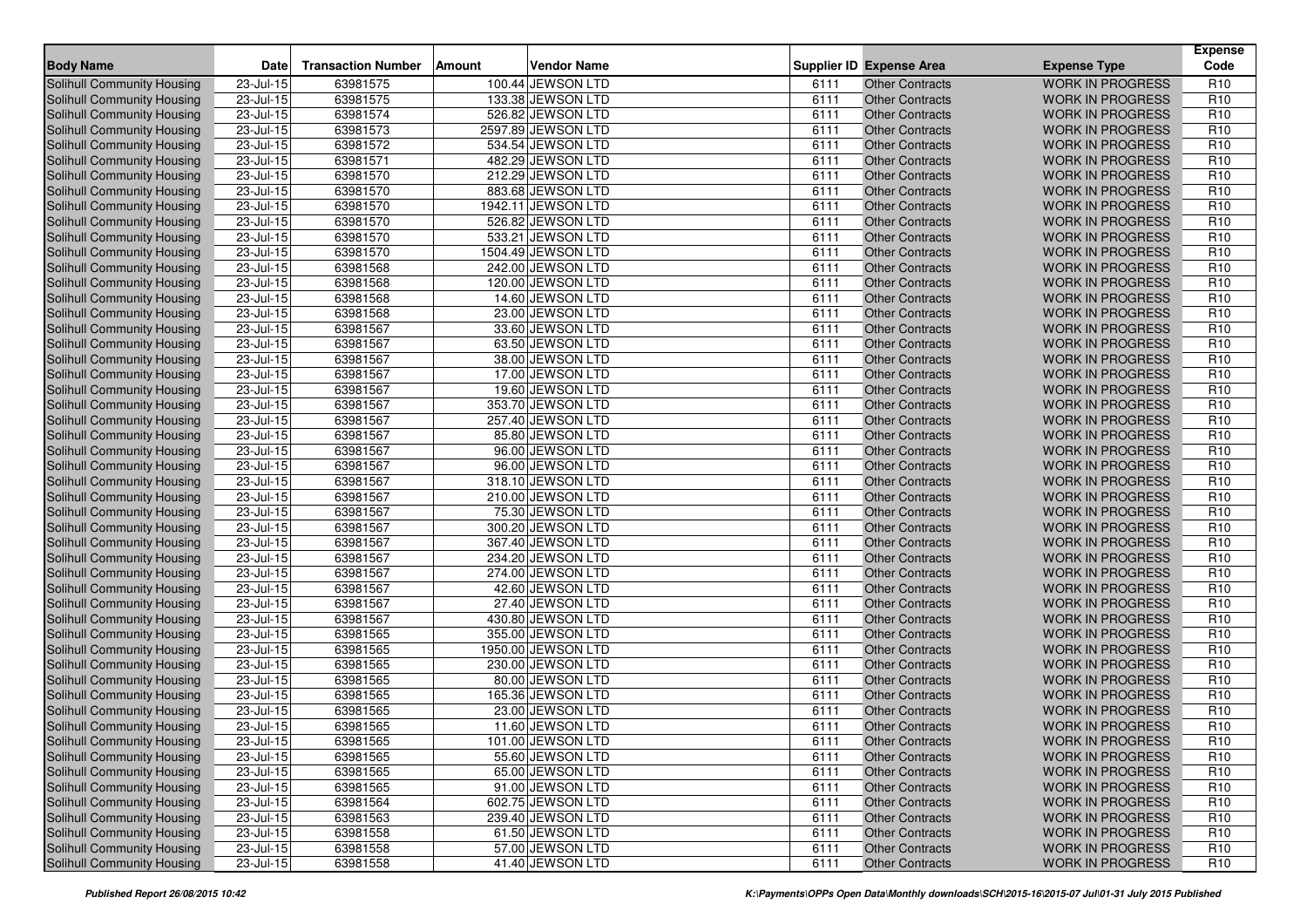| Body Name | Date | Transaction Number | Amount | Vendor Name | Supplier ID | Expense Area | Expense Type | Expense Code |
|---|---|---|---|---|---|---|---|---|
| Solihull Community Housing | 23-Jul-15 | 63981575 | 100.44 | JEWSON LTD | 6111 | Other Contracts | WORK IN PROGRESS | R10 |
| Solihull Community Housing | 23-Jul-15 | 63981575 | 133.38 | JEWSON LTD | 6111 | Other Contracts | WORK IN PROGRESS | R10 |
| Solihull Community Housing | 23-Jul-15 | 63981574 | 526.82 | JEWSON LTD | 6111 | Other Contracts | WORK IN PROGRESS | R10 |
| Solihull Community Housing | 23-Jul-15 | 63981573 | 2597.89 | JEWSON LTD | 6111 | Other Contracts | WORK IN PROGRESS | R10 |
| Solihull Community Housing | 23-Jul-15 | 63981572 | 534.54 | JEWSON LTD | 6111 | Other Contracts | WORK IN PROGRESS | R10 |
| Solihull Community Housing | 23-Jul-15 | 63981571 | 482.29 | JEWSON LTD | 6111 | Other Contracts | WORK IN PROGRESS | R10 |
| Solihull Community Housing | 23-Jul-15 | 63981570 | 212.29 | JEWSON LTD | 6111 | Other Contracts | WORK IN PROGRESS | R10 |
| Solihull Community Housing | 23-Jul-15 | 63981570 | 883.68 | JEWSON LTD | 6111 | Other Contracts | WORK IN PROGRESS | R10 |
| Solihull Community Housing | 23-Jul-15 | 63981570 | 1942.11 | JEWSON LTD | 6111 | Other Contracts | WORK IN PROGRESS | R10 |
| Solihull Community Housing | 23-Jul-15 | 63981570 | 526.82 | JEWSON LTD | 6111 | Other Contracts | WORK IN PROGRESS | R10 |
| Solihull Community Housing | 23-Jul-15 | 63981570 | 533.21 | JEWSON LTD | 6111 | Other Contracts | WORK IN PROGRESS | R10 |
| Solihull Community Housing | 23-Jul-15 | 63981570 | 1504.49 | JEWSON LTD | 6111 | Other Contracts | WORK IN PROGRESS | R10 |
| Solihull Community Housing | 23-Jul-15 | 63981568 | 242.00 | JEWSON LTD | 6111 | Other Contracts | WORK IN PROGRESS | R10 |
| Solihull Community Housing | 23-Jul-15 | 63981568 | 120.00 | JEWSON LTD | 6111 | Other Contracts | WORK IN PROGRESS | R10 |
| Solihull Community Housing | 23-Jul-15 | 63981568 | 14.60 | JEWSON LTD | 6111 | Other Contracts | WORK IN PROGRESS | R10 |
| Solihull Community Housing | 23-Jul-15 | 63981568 | 23.00 | JEWSON LTD | 6111 | Other Contracts | WORK IN PROGRESS | R10 |
| Solihull Community Housing | 23-Jul-15 | 63981567 | 33.60 | JEWSON LTD | 6111 | Other Contracts | WORK IN PROGRESS | R10 |
| Solihull Community Housing | 23-Jul-15 | 63981567 | 63.50 | JEWSON LTD | 6111 | Other Contracts | WORK IN PROGRESS | R10 |
| Solihull Community Housing | 23-Jul-15 | 63981567 | 38.00 | JEWSON LTD | 6111 | Other Contracts | WORK IN PROGRESS | R10 |
| Solihull Community Housing | 23-Jul-15 | 63981567 | 17.00 | JEWSON LTD | 6111 | Other Contracts | WORK IN PROGRESS | R10 |
| Solihull Community Housing | 23-Jul-15 | 63981567 | 19.60 | JEWSON LTD | 6111 | Other Contracts | WORK IN PROGRESS | R10 |
| Solihull Community Housing | 23-Jul-15 | 63981567 | 353.70 | JEWSON LTD | 6111 | Other Contracts | WORK IN PROGRESS | R10 |
| Solihull Community Housing | 23-Jul-15 | 63981567 | 257.40 | JEWSON LTD | 6111 | Other Contracts | WORK IN PROGRESS | R10 |
| Solihull Community Housing | 23-Jul-15 | 63981567 | 85.80 | JEWSON LTD | 6111 | Other Contracts | WORK IN PROGRESS | R10 |
| Solihull Community Housing | 23-Jul-15 | 63981567 | 96.00 | JEWSON LTD | 6111 | Other Contracts | WORK IN PROGRESS | R10 |
| Solihull Community Housing | 23-Jul-15 | 63981567 | 96.00 | JEWSON LTD | 6111 | Other Contracts | WORK IN PROGRESS | R10 |
| Solihull Community Housing | 23-Jul-15 | 63981567 | 318.10 | JEWSON LTD | 6111 | Other Contracts | WORK IN PROGRESS | R10 |
| Solihull Community Housing | 23-Jul-15 | 63981567 | 210.00 | JEWSON LTD | 6111 | Other Contracts | WORK IN PROGRESS | R10 |
| Solihull Community Housing | 23-Jul-15 | 63981567 | 75.30 | JEWSON LTD | 6111 | Other Contracts | WORK IN PROGRESS | R10 |
| Solihull Community Housing | 23-Jul-15 | 63981567 | 300.20 | JEWSON LTD | 6111 | Other Contracts | WORK IN PROGRESS | R10 |
| Solihull Community Housing | 23-Jul-15 | 63981567 | 367.40 | JEWSON LTD | 6111 | Other Contracts | WORK IN PROGRESS | R10 |
| Solihull Community Housing | 23-Jul-15 | 63981567 | 234.20 | JEWSON LTD | 6111 | Other Contracts | WORK IN PROGRESS | R10 |
| Solihull Community Housing | 23-Jul-15 | 63981567 | 274.00 | JEWSON LTD | 6111 | Other Contracts | WORK IN PROGRESS | R10 |
| Solihull Community Housing | 23-Jul-15 | 63981567 | 42.60 | JEWSON LTD | 6111 | Other Contracts | WORK IN PROGRESS | R10 |
| Solihull Community Housing | 23-Jul-15 | 63981567 | 27.40 | JEWSON LTD | 6111 | Other Contracts | WORK IN PROGRESS | R10 |
| Solihull Community Housing | 23-Jul-15 | 63981567 | 430.80 | JEWSON LTD | 6111 | Other Contracts | WORK IN PROGRESS | R10 |
| Solihull Community Housing | 23-Jul-15 | 63981565 | 355.00 | JEWSON LTD | 6111 | Other Contracts | WORK IN PROGRESS | R10 |
| Solihull Community Housing | 23-Jul-15 | 63981565 | 1950.00 | JEWSON LTD | 6111 | Other Contracts | WORK IN PROGRESS | R10 |
| Solihull Community Housing | 23-Jul-15 | 63981565 | 230.00 | JEWSON LTD | 6111 | Other Contracts | WORK IN PROGRESS | R10 |
| Solihull Community Housing | 23-Jul-15 | 63981565 | 80.00 | JEWSON LTD | 6111 | Other Contracts | WORK IN PROGRESS | R10 |
| Solihull Community Housing | 23-Jul-15 | 63981565 | 165.36 | JEWSON LTD | 6111 | Other Contracts | WORK IN PROGRESS | R10 |
| Solihull Community Housing | 23-Jul-15 | 63981565 | 23.00 | JEWSON LTD | 6111 | Other Contracts | WORK IN PROGRESS | R10 |
| Solihull Community Housing | 23-Jul-15 | 63981565 | 11.60 | JEWSON LTD | 6111 | Other Contracts | WORK IN PROGRESS | R10 |
| Solihull Community Housing | 23-Jul-15 | 63981565 | 101.00 | JEWSON LTD | 6111 | Other Contracts | WORK IN PROGRESS | R10 |
| Solihull Community Housing | 23-Jul-15 | 63981565 | 55.60 | JEWSON LTD | 6111 | Other Contracts | WORK IN PROGRESS | R10 |
| Solihull Community Housing | 23-Jul-15 | 63981565 | 65.00 | JEWSON LTD | 6111 | Other Contracts | WORK IN PROGRESS | R10 |
| Solihull Community Housing | 23-Jul-15 | 63981565 | 91.00 | JEWSON LTD | 6111 | Other Contracts | WORK IN PROGRESS | R10 |
| Solihull Community Housing | 23-Jul-15 | 63981564 | 602.75 | JEWSON LTD | 6111 | Other Contracts | WORK IN PROGRESS | R10 |
| Solihull Community Housing | 23-Jul-15 | 63981563 | 239.40 | JEWSON LTD | 6111 | Other Contracts | WORK IN PROGRESS | R10 |
| Solihull Community Housing | 23-Jul-15 | 63981558 | 61.50 | JEWSON LTD | 6111 | Other Contracts | WORK IN PROGRESS | R10 |
| Solihull Community Housing | 23-Jul-15 | 63981558 | 57.00 | JEWSON LTD | 6111 | Other Contracts | WORK IN PROGRESS | R10 |
| Solihull Community Housing | 23-Jul-15 | 63981558 | 41.40 | JEWSON LTD | 6111 | Other Contracts | WORK IN PROGRESS | R10 |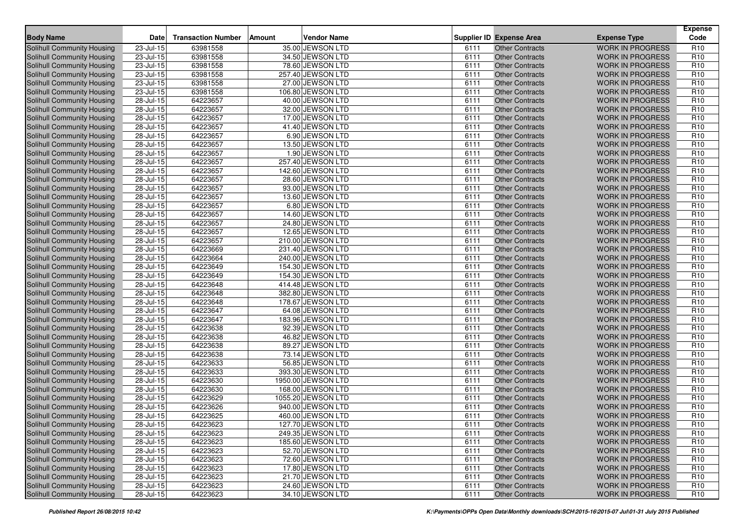| Body Name | Date | Transaction Number | Amount | Vendor Name | Supplier ID | Expense Area | Expense Type | Expense Code |
|---|---|---|---|---|---|---|---|---|
| Solihull Community Housing | 23-Jul-15 | 63981558 | 35.00 | JEWSON LTD | 6111 | Other Contracts | WORK IN PROGRESS | R10 |
| Solihull Community Housing | 23-Jul-15 | 63981558 | 34.50 | JEWSON LTD | 6111 | Other Contracts | WORK IN PROGRESS | R10 |
| Solihull Community Housing | 23-Jul-15 | 63981558 | 78.60 | JEWSON LTD | 6111 | Other Contracts | WORK IN PROGRESS | R10 |
| Solihull Community Housing | 23-Jul-15 | 63981558 | 257.40 | JEWSON LTD | 6111 | Other Contracts | WORK IN PROGRESS | R10 |
| Solihull Community Housing | 23-Jul-15 | 63981558 | 27.00 | JEWSON LTD | 6111 | Other Contracts | WORK IN PROGRESS | R10 |
| Solihull Community Housing | 23-Jul-15 | 63981558 | 106.80 | JEWSON LTD | 6111 | Other Contracts | WORK IN PROGRESS | R10 |
| Solihull Community Housing | 28-Jul-15 | 64223657 | 40.00 | JEWSON LTD | 6111 | Other Contracts | WORK IN PROGRESS | R10 |
| Solihull Community Housing | 28-Jul-15 | 64223657 | 32.00 | JEWSON LTD | 6111 | Other Contracts | WORK IN PROGRESS | R10 |
| Solihull Community Housing | 28-Jul-15 | 64223657 | 17.00 | JEWSON LTD | 6111 | Other Contracts | WORK IN PROGRESS | R10 |
| Solihull Community Housing | 28-Jul-15 | 64223657 | 41.40 | JEWSON LTD | 6111 | Other Contracts | WORK IN PROGRESS | R10 |
| Solihull Community Housing | 28-Jul-15 | 64223657 | 6.90 | JEWSON LTD | 6111 | Other Contracts | WORK IN PROGRESS | R10 |
| Solihull Community Housing | 28-Jul-15 | 64223657 | 13.50 | JEWSON LTD | 6111 | Other Contracts | WORK IN PROGRESS | R10 |
| Solihull Community Housing | 28-Jul-15 | 64223657 | 1.90 | JEWSON LTD | 6111 | Other Contracts | WORK IN PROGRESS | R10 |
| Solihull Community Housing | 28-Jul-15 | 64223657 | 257.40 | JEWSON LTD | 6111 | Other Contracts | WORK IN PROGRESS | R10 |
| Solihull Community Housing | 28-Jul-15 | 64223657 | 142.60 | JEWSON LTD | 6111 | Other Contracts | WORK IN PROGRESS | R10 |
| Solihull Community Housing | 28-Jul-15 | 64223657 | 28.60 | JEWSON LTD | 6111 | Other Contracts | WORK IN PROGRESS | R10 |
| Solihull Community Housing | 28-Jul-15 | 64223657 | 93.00 | JEWSON LTD | 6111 | Other Contracts | WORK IN PROGRESS | R10 |
| Solihull Community Housing | 28-Jul-15 | 64223657 | 13.60 | JEWSON LTD | 6111 | Other Contracts | WORK IN PROGRESS | R10 |
| Solihull Community Housing | 28-Jul-15 | 64223657 | 6.80 | JEWSON LTD | 6111 | Other Contracts | WORK IN PROGRESS | R10 |
| Solihull Community Housing | 28-Jul-15 | 64223657 | 14.60 | JEWSON LTD | 6111 | Other Contracts | WORK IN PROGRESS | R10 |
| Solihull Community Housing | 28-Jul-15 | 64223657 | 24.80 | JEWSON LTD | 6111 | Other Contracts | WORK IN PROGRESS | R10 |
| Solihull Community Housing | 28-Jul-15 | 64223657 | 12.65 | JEWSON LTD | 6111 | Other Contracts | WORK IN PROGRESS | R10 |
| Solihull Community Housing | 28-Jul-15 | 64223657 | 210.00 | JEWSON LTD | 6111 | Other Contracts | WORK IN PROGRESS | R10 |
| Solihull Community Housing | 28-Jul-15 | 64223669 | 231.40 | JEWSON LTD | 6111 | Other Contracts | WORK IN PROGRESS | R10 |
| Solihull Community Housing | 28-Jul-15 | 64223664 | 240.00 | JEWSON LTD | 6111 | Other Contracts | WORK IN PROGRESS | R10 |
| Solihull Community Housing | 28-Jul-15 | 64223649 | 154.30 | JEWSON LTD | 6111 | Other Contracts | WORK IN PROGRESS | R10 |
| Solihull Community Housing | 28-Jul-15 | 64223649 | 154.30 | JEWSON LTD | 6111 | Other Contracts | WORK IN PROGRESS | R10 |
| Solihull Community Housing | 28-Jul-15 | 64223648 | 414.48 | JEWSON LTD | 6111 | Other Contracts | WORK IN PROGRESS | R10 |
| Solihull Community Housing | 28-Jul-15 | 64223648 | 382.80 | JEWSON LTD | 6111 | Other Contracts | WORK IN PROGRESS | R10 |
| Solihull Community Housing | 28-Jul-15 | 64223648 | 178.67 | JEWSON LTD | 6111 | Other Contracts | WORK IN PROGRESS | R10 |
| Solihull Community Housing | 28-Jul-15 | 64223647 | 64.08 | JEWSON LTD | 6111 | Other Contracts | WORK IN PROGRESS | R10 |
| Solihull Community Housing | 28-Jul-15 | 64223647 | 183.96 | JEWSON LTD | 6111 | Other Contracts | WORK IN PROGRESS | R10 |
| Solihull Community Housing | 28-Jul-15 | 64223638 | 92.39 | JEWSON LTD | 6111 | Other Contracts | WORK IN PROGRESS | R10 |
| Solihull Community Housing | 28-Jul-15 | 64223638 | 46.82 | JEWSON LTD | 6111 | Other Contracts | WORK IN PROGRESS | R10 |
| Solihull Community Housing | 28-Jul-15 | 64223638 | 89.27 | JEWSON LTD | 6111 | Other Contracts | WORK IN PROGRESS | R10 |
| Solihull Community Housing | 28-Jul-15 | 64223638 | 73.14 | JEWSON LTD | 6111 | Other Contracts | WORK IN PROGRESS | R10 |
| Solihull Community Housing | 28-Jul-15 | 64223633 | 56.85 | JEWSON LTD | 6111 | Other Contracts | WORK IN PROGRESS | R10 |
| Solihull Community Housing | 28-Jul-15 | 64223633 | 393.30 | JEWSON LTD | 6111 | Other Contracts | WORK IN PROGRESS | R10 |
| Solihull Community Housing | 28-Jul-15 | 64223630 | 1950.00 | JEWSON LTD | 6111 | Other Contracts | WORK IN PROGRESS | R10 |
| Solihull Community Housing | 28-Jul-15 | 64223630 | 168.00 | JEWSON LTD | 6111 | Other Contracts | WORK IN PROGRESS | R10 |
| Solihull Community Housing | 28-Jul-15 | 64223629 | 1055.20 | JEWSON LTD | 6111 | Other Contracts | WORK IN PROGRESS | R10 |
| Solihull Community Housing | 28-Jul-15 | 64223626 | 940.00 | JEWSON LTD | 6111 | Other Contracts | WORK IN PROGRESS | R10 |
| Solihull Community Housing | 28-Jul-15 | 64223625 | 460.00 | JEWSON LTD | 6111 | Other Contracts | WORK IN PROGRESS | R10 |
| Solihull Community Housing | 28-Jul-15 | 64223623 | 127.70 | JEWSON LTD | 6111 | Other Contracts | WORK IN PROGRESS | R10 |
| Solihull Community Housing | 28-Jul-15 | 64223623 | 249.35 | JEWSON LTD | 6111 | Other Contracts | WORK IN PROGRESS | R10 |
| Solihull Community Housing | 28-Jul-15 | 64223623 | 185.60 | JEWSON LTD | 6111 | Other Contracts | WORK IN PROGRESS | R10 |
| Solihull Community Housing | 28-Jul-15 | 64223623 | 52.70 | JEWSON LTD | 6111 | Other Contracts | WORK IN PROGRESS | R10 |
| Solihull Community Housing | 28-Jul-15 | 64223623 | 72.60 | JEWSON LTD | 6111 | Other Contracts | WORK IN PROGRESS | R10 |
| Solihull Community Housing | 28-Jul-15 | 64223623 | 17.80 | JEWSON LTD | 6111 | Other Contracts | WORK IN PROGRESS | R10 |
| Solihull Community Housing | 28-Jul-15 | 64223623 | 21.70 | JEWSON LTD | 6111 | Other Contracts | WORK IN PROGRESS | R10 |
| Solihull Community Housing | 28-Jul-15 | 64223623 | 24.60 | JEWSON LTD | 6111 | Other Contracts | WORK IN PROGRESS | R10 |
| Solihull Community Housing | 28-Jul-15 | 64223623 | 34.10 | JEWSON LTD | 6111 | Other Contracts | WORK IN PROGRESS | R10 |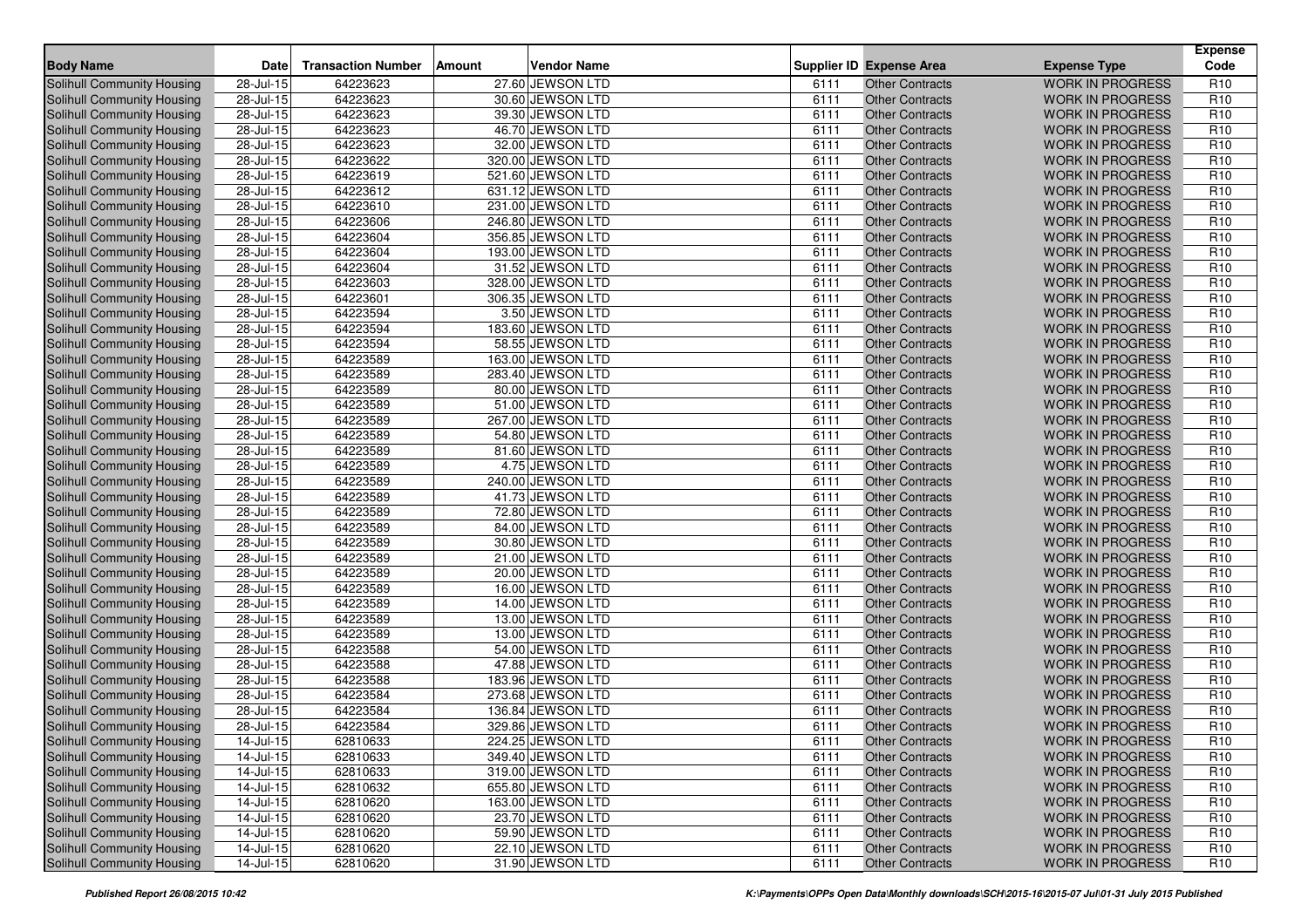| Body Name | Date | Transaction Number | Amount | Vendor Name | Supplier ID | Expense Area | Expense Type | Expense Code |
|---|---|---|---|---|---|---|---|---|
| Solihull Community Housing | 28-Jul-15 | 64223623 | 27.60 | JEWSON LTD | 6111 | Other Contracts | WORK IN PROGRESS | R10 |
| Solihull Community Housing | 28-Jul-15 | 64223623 | 30.60 | JEWSON LTD | 6111 | Other Contracts | WORK IN PROGRESS | R10 |
| Solihull Community Housing | 28-Jul-15 | 64223623 | 39.30 | JEWSON LTD | 6111 | Other Contracts | WORK IN PROGRESS | R10 |
| Solihull Community Housing | 28-Jul-15 | 64223623 | 46.70 | JEWSON LTD | 6111 | Other Contracts | WORK IN PROGRESS | R10 |
| Solihull Community Housing | 28-Jul-15 | 64223623 | 32.00 | JEWSON LTD | 6111 | Other Contracts | WORK IN PROGRESS | R10 |
| Solihull Community Housing | 28-Jul-15 | 64223622 | 320.00 | JEWSON LTD | 6111 | Other Contracts | WORK IN PROGRESS | R10 |
| Solihull Community Housing | 28-Jul-15 | 64223619 | 521.60 | JEWSON LTD | 6111 | Other Contracts | WORK IN PROGRESS | R10 |
| Solihull Community Housing | 28-Jul-15 | 64223612 | 631.12 | JEWSON LTD | 6111 | Other Contracts | WORK IN PROGRESS | R10 |
| Solihull Community Housing | 28-Jul-15 | 64223610 | 231.00 | JEWSON LTD | 6111 | Other Contracts | WORK IN PROGRESS | R10 |
| Solihull Community Housing | 28-Jul-15 | 64223606 | 246.80 | JEWSON LTD | 6111 | Other Contracts | WORK IN PROGRESS | R10 |
| Solihull Community Housing | 28-Jul-15 | 64223604 | 356.85 | JEWSON LTD | 6111 | Other Contracts | WORK IN PROGRESS | R10 |
| Solihull Community Housing | 28-Jul-15 | 64223604 | 193.00 | JEWSON LTD | 6111 | Other Contracts | WORK IN PROGRESS | R10 |
| Solihull Community Housing | 28-Jul-15 | 64223604 | 31.52 | JEWSON LTD | 6111 | Other Contracts | WORK IN PROGRESS | R10 |
| Solihull Community Housing | 28-Jul-15 | 64223603 | 328.00 | JEWSON LTD | 6111 | Other Contracts | WORK IN PROGRESS | R10 |
| Solihull Community Housing | 28-Jul-15 | 64223601 | 306.35 | JEWSON LTD | 6111 | Other Contracts | WORK IN PROGRESS | R10 |
| Solihull Community Housing | 28-Jul-15 | 64223594 | 3.50 | JEWSON LTD | 6111 | Other Contracts | WORK IN PROGRESS | R10 |
| Solihull Community Housing | 28-Jul-15 | 64223594 | 183.60 | JEWSON LTD | 6111 | Other Contracts | WORK IN PROGRESS | R10 |
| Solihull Community Housing | 28-Jul-15 | 64223594 | 58.55 | JEWSON LTD | 6111 | Other Contracts | WORK IN PROGRESS | R10 |
| Solihull Community Housing | 28-Jul-15 | 64223589 | 163.00 | JEWSON LTD | 6111 | Other Contracts | WORK IN PROGRESS | R10 |
| Solihull Community Housing | 28-Jul-15 | 64223589 | 283.40 | JEWSON LTD | 6111 | Other Contracts | WORK IN PROGRESS | R10 |
| Solihull Community Housing | 28-Jul-15 | 64223589 | 80.00 | JEWSON LTD | 6111 | Other Contracts | WORK IN PROGRESS | R10 |
| Solihull Community Housing | 28-Jul-15 | 64223589 | 51.00 | JEWSON LTD | 6111 | Other Contracts | WORK IN PROGRESS | R10 |
| Solihull Community Housing | 28-Jul-15 | 64223589 | 267.00 | JEWSON LTD | 6111 | Other Contracts | WORK IN PROGRESS | R10 |
| Solihull Community Housing | 28-Jul-15 | 64223589 | 54.80 | JEWSON LTD | 6111 | Other Contracts | WORK IN PROGRESS | R10 |
| Solihull Community Housing | 28-Jul-15 | 64223589 | 81.60 | JEWSON LTD | 6111 | Other Contracts | WORK IN PROGRESS | R10 |
| Solihull Community Housing | 28-Jul-15 | 64223589 | 4.75 | JEWSON LTD | 6111 | Other Contracts | WORK IN PROGRESS | R10 |
| Solihull Community Housing | 28-Jul-15 | 64223589 | 240.00 | JEWSON LTD | 6111 | Other Contracts | WORK IN PROGRESS | R10 |
| Solihull Community Housing | 28-Jul-15 | 64223589 | 41.73 | JEWSON LTD | 6111 | Other Contracts | WORK IN PROGRESS | R10 |
| Solihull Community Housing | 28-Jul-15 | 64223589 | 72.80 | JEWSON LTD | 6111 | Other Contracts | WORK IN PROGRESS | R10 |
| Solihull Community Housing | 28-Jul-15 | 64223589 | 84.00 | JEWSON LTD | 6111 | Other Contracts | WORK IN PROGRESS | R10 |
| Solihull Community Housing | 28-Jul-15 | 64223589 | 30.80 | JEWSON LTD | 6111 | Other Contracts | WORK IN PROGRESS | R10 |
| Solihull Community Housing | 28-Jul-15 | 64223589 | 21.00 | JEWSON LTD | 6111 | Other Contracts | WORK IN PROGRESS | R10 |
| Solihull Community Housing | 28-Jul-15 | 64223589 | 20.00 | JEWSON LTD | 6111 | Other Contracts | WORK IN PROGRESS | R10 |
| Solihull Community Housing | 28-Jul-15 | 64223589 | 16.00 | JEWSON LTD | 6111 | Other Contracts | WORK IN PROGRESS | R10 |
| Solihull Community Housing | 28-Jul-15 | 64223589 | 14.00 | JEWSON LTD | 6111 | Other Contracts | WORK IN PROGRESS | R10 |
| Solihull Community Housing | 28-Jul-15 | 64223589 | 13.00 | JEWSON LTD | 6111 | Other Contracts | WORK IN PROGRESS | R10 |
| Solihull Community Housing | 28-Jul-15 | 64223589 | 13.00 | JEWSON LTD | 6111 | Other Contracts | WORK IN PROGRESS | R10 |
| Solihull Community Housing | 28-Jul-15 | 64223588 | 54.00 | JEWSON LTD | 6111 | Other Contracts | WORK IN PROGRESS | R10 |
| Solihull Community Housing | 28-Jul-15 | 64223588 | 47.88 | JEWSON LTD | 6111 | Other Contracts | WORK IN PROGRESS | R10 |
| Solihull Community Housing | 28-Jul-15 | 64223588 | 183.96 | JEWSON LTD | 6111 | Other Contracts | WORK IN PROGRESS | R10 |
| Solihull Community Housing | 28-Jul-15 | 64223584 | 273.68 | JEWSON LTD | 6111 | Other Contracts | WORK IN PROGRESS | R10 |
| Solihull Community Housing | 28-Jul-15 | 64223584 | 136.84 | JEWSON LTD | 6111 | Other Contracts | WORK IN PROGRESS | R10 |
| Solihull Community Housing | 28-Jul-15 | 64223584 | 329.86 | JEWSON LTD | 6111 | Other Contracts | WORK IN PROGRESS | R10 |
| Solihull Community Housing | 14-Jul-15 | 62810633 | 224.25 | JEWSON LTD | 6111 | Other Contracts | WORK IN PROGRESS | R10 |
| Solihull Community Housing | 14-Jul-15 | 62810633 | 349.40 | JEWSON LTD | 6111 | Other Contracts | WORK IN PROGRESS | R10 |
| Solihull Community Housing | 14-Jul-15 | 62810633 | 319.00 | JEWSON LTD | 6111 | Other Contracts | WORK IN PROGRESS | R10 |
| Solihull Community Housing | 14-Jul-15 | 62810632 | 655.80 | JEWSON LTD | 6111 | Other Contracts | WORK IN PROGRESS | R10 |
| Solihull Community Housing | 14-Jul-15 | 62810620 | 163.00 | JEWSON LTD | 6111 | Other Contracts | WORK IN PROGRESS | R10 |
| Solihull Community Housing | 14-Jul-15 | 62810620 | 23.70 | JEWSON LTD | 6111 | Other Contracts | WORK IN PROGRESS | R10 |
| Solihull Community Housing | 14-Jul-15 | 62810620 | 59.90 | JEWSON LTD | 6111 | Other Contracts | WORK IN PROGRESS | R10 |
| Solihull Community Housing | 14-Jul-15 | 62810620 | 22.10 | JEWSON LTD | 6111 | Other Contracts | WORK IN PROGRESS | R10 |
| Solihull Community Housing | 14-Jul-15 | 62810620 | 31.90 | JEWSON LTD | 6111 | Other Contracts | WORK IN PROGRESS | R10 |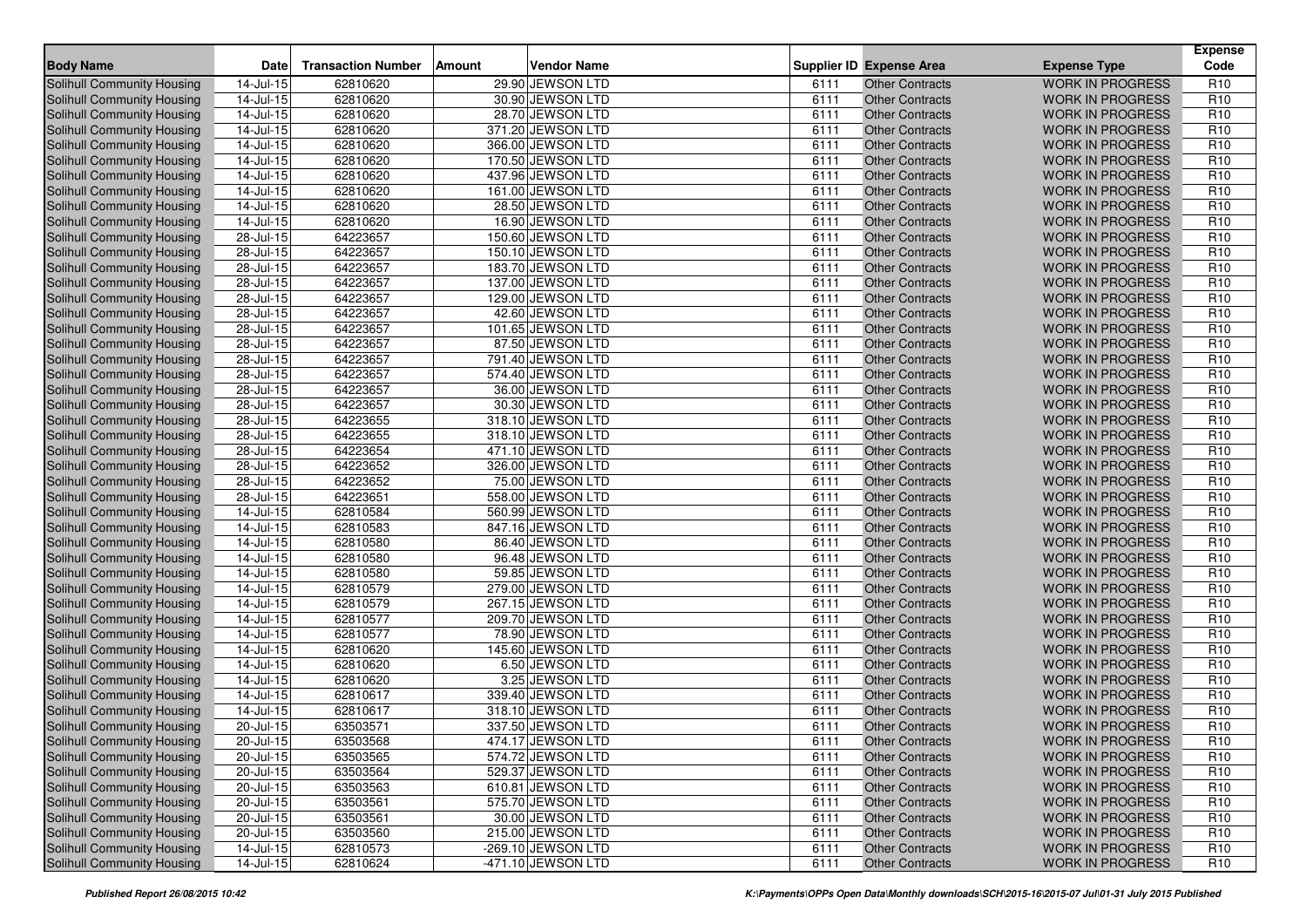| Body Name | Date | Transaction Number | Amount | Vendor Name | Supplier ID | Expense Area | Expense Type | Expense Code |
|---|---|---|---|---|---|---|---|---|
| Solihull Community Housing | 14-Jul-15 | 62810620 | 29.90 | JEWSON LTD | 6111 | Other Contracts | WORK IN PROGRESS | R10 |
| Solihull Community Housing | 14-Jul-15 | 62810620 | 30.90 | JEWSON LTD | 6111 | Other Contracts | WORK IN PROGRESS | R10 |
| Solihull Community Housing | 14-Jul-15 | 62810620 | 28.70 | JEWSON LTD | 6111 | Other Contracts | WORK IN PROGRESS | R10 |
| Solihull Community Housing | 14-Jul-15 | 62810620 | 371.20 | JEWSON LTD | 6111 | Other Contracts | WORK IN PROGRESS | R10 |
| Solihull Community Housing | 14-Jul-15 | 62810620 | 366.00 | JEWSON LTD | 6111 | Other Contracts | WORK IN PROGRESS | R10 |
| Solihull Community Housing | 14-Jul-15 | 62810620 | 170.50 | JEWSON LTD | 6111 | Other Contracts | WORK IN PROGRESS | R10 |
| Solihull Community Housing | 14-Jul-15 | 62810620 | 437.96 | JEWSON LTD | 6111 | Other Contracts | WORK IN PROGRESS | R10 |
| Solihull Community Housing | 14-Jul-15 | 62810620 | 161.00 | JEWSON LTD | 6111 | Other Contracts | WORK IN PROGRESS | R10 |
| Solihull Community Housing | 14-Jul-15 | 62810620 | 28.50 | JEWSON LTD | 6111 | Other Contracts | WORK IN PROGRESS | R10 |
| Solihull Community Housing | 14-Jul-15 | 62810620 | 16.90 | JEWSON LTD | 6111 | Other Contracts | WORK IN PROGRESS | R10 |
| Solihull Community Housing | 28-Jul-15 | 64223657 | 150.60 | JEWSON LTD | 6111 | Other Contracts | WORK IN PROGRESS | R10 |
| Solihull Community Housing | 28-Jul-15 | 64223657 | 150.10 | JEWSON LTD | 6111 | Other Contracts | WORK IN PROGRESS | R10 |
| Solihull Community Housing | 28-Jul-15 | 64223657 | 183.70 | JEWSON LTD | 6111 | Other Contracts | WORK IN PROGRESS | R10 |
| Solihull Community Housing | 28-Jul-15 | 64223657 | 137.00 | JEWSON LTD | 6111 | Other Contracts | WORK IN PROGRESS | R10 |
| Solihull Community Housing | 28-Jul-15 | 64223657 | 129.00 | JEWSON LTD | 6111 | Other Contracts | WORK IN PROGRESS | R10 |
| Solihull Community Housing | 28-Jul-15 | 64223657 | 42.60 | JEWSON LTD | 6111 | Other Contracts | WORK IN PROGRESS | R10 |
| Solihull Community Housing | 28-Jul-15 | 64223657 | 101.65 | JEWSON LTD | 6111 | Other Contracts | WORK IN PROGRESS | R10 |
| Solihull Community Housing | 28-Jul-15 | 64223657 | 87.50 | JEWSON LTD | 6111 | Other Contracts | WORK IN PROGRESS | R10 |
| Solihull Community Housing | 28-Jul-15 | 64223657 | 791.40 | JEWSON LTD | 6111 | Other Contracts | WORK IN PROGRESS | R10 |
| Solihull Community Housing | 28-Jul-15 | 64223657 | 574.40 | JEWSON LTD | 6111 | Other Contracts | WORK IN PROGRESS | R10 |
| Solihull Community Housing | 28-Jul-15 | 64223657 | 36.00 | JEWSON LTD | 6111 | Other Contracts | WORK IN PROGRESS | R10 |
| Solihull Community Housing | 28-Jul-15 | 64223657 | 30.30 | JEWSON LTD | 6111 | Other Contracts | WORK IN PROGRESS | R10 |
| Solihull Community Housing | 28-Jul-15 | 64223655 | 318.10 | JEWSON LTD | 6111 | Other Contracts | WORK IN PROGRESS | R10 |
| Solihull Community Housing | 28-Jul-15 | 64223655 | 318.10 | JEWSON LTD | 6111 | Other Contracts | WORK IN PROGRESS | R10 |
| Solihull Community Housing | 28-Jul-15 | 64223654 | 471.10 | JEWSON LTD | 6111 | Other Contracts | WORK IN PROGRESS | R10 |
| Solihull Community Housing | 28-Jul-15 | 64223652 | 326.00 | JEWSON LTD | 6111 | Other Contracts | WORK IN PROGRESS | R10 |
| Solihull Community Housing | 28-Jul-15 | 64223652 | 75.00 | JEWSON LTD | 6111 | Other Contracts | WORK IN PROGRESS | R10 |
| Solihull Community Housing | 28-Jul-15 | 64223651 | 558.00 | JEWSON LTD | 6111 | Other Contracts | WORK IN PROGRESS | R10 |
| Solihull Community Housing | 14-Jul-15 | 62810584 | 560.99 | JEWSON LTD | 6111 | Other Contracts | WORK IN PROGRESS | R10 |
| Solihull Community Housing | 14-Jul-15 | 62810583 | 847.16 | JEWSON LTD | 6111 | Other Contracts | WORK IN PROGRESS | R10 |
| Solihull Community Housing | 14-Jul-15 | 62810580 | 86.40 | JEWSON LTD | 6111 | Other Contracts | WORK IN PROGRESS | R10 |
| Solihull Community Housing | 14-Jul-15 | 62810580 | 96.48 | JEWSON LTD | 6111 | Other Contracts | WORK IN PROGRESS | R10 |
| Solihull Community Housing | 14-Jul-15 | 62810580 | 59.85 | JEWSON LTD | 6111 | Other Contracts | WORK IN PROGRESS | R10 |
| Solihull Community Housing | 14-Jul-15 | 62810579 | 279.00 | JEWSON LTD | 6111 | Other Contracts | WORK IN PROGRESS | R10 |
| Solihull Community Housing | 14-Jul-15 | 62810579 | 267.15 | JEWSON LTD | 6111 | Other Contracts | WORK IN PROGRESS | R10 |
| Solihull Community Housing | 14-Jul-15 | 62810577 | 209.70 | JEWSON LTD | 6111 | Other Contracts | WORK IN PROGRESS | R10 |
| Solihull Community Housing | 14-Jul-15 | 62810577 | 78.90 | JEWSON LTD | 6111 | Other Contracts | WORK IN PROGRESS | R10 |
| Solihull Community Housing | 14-Jul-15 | 62810620 | 145.60 | JEWSON LTD | 6111 | Other Contracts | WORK IN PROGRESS | R10 |
| Solihull Community Housing | 14-Jul-15 | 62810620 | 6.50 | JEWSON LTD | 6111 | Other Contracts | WORK IN PROGRESS | R10 |
| Solihull Community Housing | 14-Jul-15 | 62810620 | 3.25 | JEWSON LTD | 6111 | Other Contracts | WORK IN PROGRESS | R10 |
| Solihull Community Housing | 14-Jul-15 | 62810617 | 339.40 | JEWSON LTD | 6111 | Other Contracts | WORK IN PROGRESS | R10 |
| Solihull Community Housing | 14-Jul-15 | 62810617 | 318.10 | JEWSON LTD | 6111 | Other Contracts | WORK IN PROGRESS | R10 |
| Solihull Community Housing | 20-Jul-15 | 63503571 | 337.50 | JEWSON LTD | 6111 | Other Contracts | WORK IN PROGRESS | R10 |
| Solihull Community Housing | 20-Jul-15 | 63503568 | 474.17 | JEWSON LTD | 6111 | Other Contracts | WORK IN PROGRESS | R10 |
| Solihull Community Housing | 20-Jul-15 | 63503565 | 574.72 | JEWSON LTD | 6111 | Other Contracts | WORK IN PROGRESS | R10 |
| Solihull Community Housing | 20-Jul-15 | 63503564 | 529.37 | JEWSON LTD | 6111 | Other Contracts | WORK IN PROGRESS | R10 |
| Solihull Community Housing | 20-Jul-15 | 63503563 | 610.81 | JEWSON LTD | 6111 | Other Contracts | WORK IN PROGRESS | R10 |
| Solihull Community Housing | 20-Jul-15 | 63503561 | 575.70 | JEWSON LTD | 6111 | Other Contracts | WORK IN PROGRESS | R10 |
| Solihull Community Housing | 20-Jul-15 | 63503561 | 30.00 | JEWSON LTD | 6111 | Other Contracts | WORK IN PROGRESS | R10 |
| Solihull Community Housing | 20-Jul-15 | 63503560 | 215.00 | JEWSON LTD | 6111 | Other Contracts | WORK IN PROGRESS | R10 |
| Solihull Community Housing | 14-Jul-15 | 62810573 | -269.10 | JEWSON LTD | 6111 | Other Contracts | WORK IN PROGRESS | R10 |
| Solihull Community Housing | 14-Jul-15 | 62810624 | -471.10 | JEWSON LTD | 6111 | Other Contracts | WORK IN PROGRESS | R10 |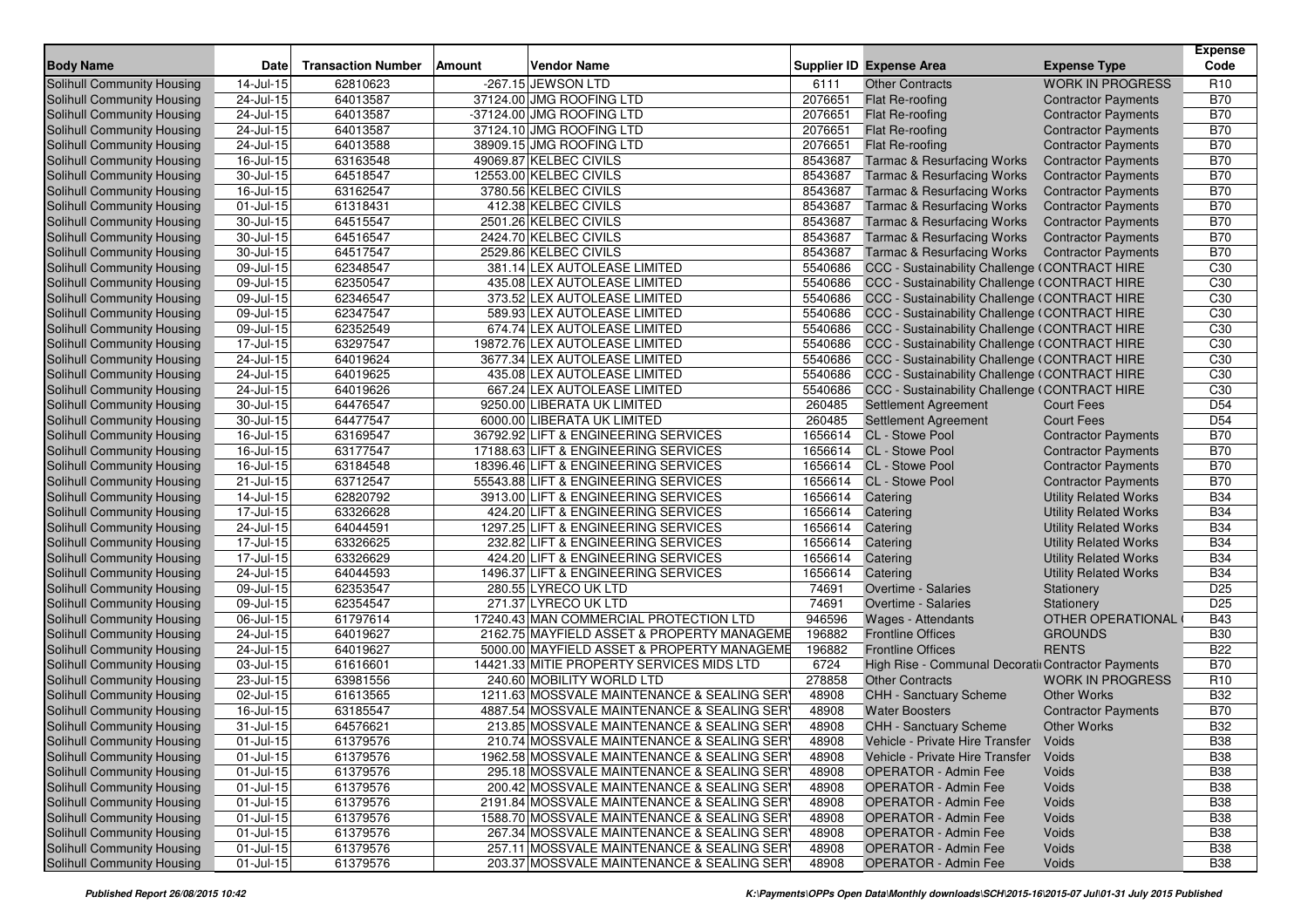| Body Name | Date | Transaction Number | Amount | Vendor Name | Supplier ID | Expense Area | Expense Type | Expense Code |
|---|---|---|---|---|---|---|---|---|
| Solihull Community Housing | 14-Jul-15 | 62810623 | -267.15 | JEWSON LTD | 6111 | Other Contracts | WORK IN PROGRESS | R10 |
| Solihull Community Housing | 24-Jul-15 | 64013587 | 37124.00 | JMG ROOFING LTD | 2076651 | Flat Re-roofing | Contractor Payments | B70 |
| Solihull Community Housing | 24-Jul-15 | 64013587 | -37124.00 | JMG ROOFING LTD | 2076651 | Flat Re-roofing | Contractor Payments | B70 |
| Solihull Community Housing | 24-Jul-15 | 64013587 | 37124.10 | JMG ROOFING LTD | 2076651 | Flat Re-roofing | Contractor Payments | B70 |
| Solihull Community Housing | 24-Jul-15 | 64013588 | 38909.15 | JMG ROOFING LTD | 2076651 | Flat Re-roofing | Contractor Payments | B70 |
| Solihull Community Housing | 16-Jul-15 | 63163548 | 49069.87 | KELBEC CIVILS | 8543687 | Tarmac & Resurfacing Works | Contractor Payments | B70 |
| Solihull Community Housing | 30-Jul-15 | 64518547 | 12553.00 | KELBEC CIVILS | 8543687 | Tarmac & Resurfacing Works | Contractor Payments | B70 |
| Solihull Community Housing | 16-Jul-15 | 63162547 | 3780.56 | KELBEC CIVILS | 8543687 | Tarmac & Resurfacing Works | Contractor Payments | B70 |
| Solihull Community Housing | 01-Jul-15 | 61318431 | 412.38 | KELBEC CIVILS | 8543687 | Tarmac & Resurfacing Works | Contractor Payments | B70 |
| Solihull Community Housing | 30-Jul-15 | 64515547 | 2501.26 | KELBEC CIVILS | 8543687 | Tarmac & Resurfacing Works | Contractor Payments | B70 |
| Solihull Community Housing | 30-Jul-15 | 64516547 | 2424.70 | KELBEC CIVILS | 8543687 | Tarmac & Resurfacing Works | Contractor Payments | B70 |
| Solihull Community Housing | 30-Jul-15 | 64517547 | 2529.86 | KELBEC CIVILS | 8543687 | Tarmac & Resurfacing Works | Contractor Payments | B70 |
| Solihull Community Housing | 09-Jul-15 | 62348547 | 381.14 | LEX AUTOLEASE LIMITED | 5540686 | CCC - Sustainability Challenge ( | CONTRACT HIRE | C30 |
| Solihull Community Housing | 09-Jul-15 | 62350547 | 435.08 | LEX AUTOLEASE LIMITED | 5540686 | CCC - Sustainability Challenge ( | CONTRACT HIRE | C30 |
| Solihull Community Housing | 09-Jul-15 | 62346547 | 373.52 | LEX AUTOLEASE LIMITED | 5540686 | CCC - Sustainability Challenge ( | CONTRACT HIRE | C30 |
| Solihull Community Housing | 09-Jul-15 | 62347547 | 589.93 | LEX AUTOLEASE LIMITED | 5540686 | CCC - Sustainability Challenge ( | CONTRACT HIRE | C30 |
| Solihull Community Housing | 09-Jul-15 | 62352549 | 674.74 | LEX AUTOLEASE LIMITED | 5540686 | CCC - Sustainability Challenge ( | CONTRACT HIRE | C30 |
| Solihull Community Housing | 17-Jul-15 | 63297547 | 19872.76 | LEX AUTOLEASE LIMITED | 5540686 | CCC - Sustainability Challenge ( | CONTRACT HIRE | C30 |
| Solihull Community Housing | 24-Jul-15 | 64019624 | 3677.34 | LEX AUTOLEASE LIMITED | 5540686 | CCC - Sustainability Challenge ( | CONTRACT HIRE | C30 |
| Solihull Community Housing | 24-Jul-15 | 64019625 | 435.08 | LEX AUTOLEASE LIMITED | 5540686 | CCC - Sustainability Challenge ( | CONTRACT HIRE | C30 |
| Solihull Community Housing | 24-Jul-15 | 64019626 | 667.24 | LEX AUTOLEASE LIMITED | 5540686 | CCC - Sustainability Challenge ( | CONTRACT HIRE | C30 |
| Solihull Community Housing | 30-Jul-15 | 64476547 | 9250.00 | LIBERATA UK LIMITED | 260485 | Settlement Agreement | Court Fees | D54 |
| Solihull Community Housing | 30-Jul-15 | 64477547 | 6000.00 | LIBERATA UK LIMITED | 260485 | Settlement Agreement | Court Fees | D54 |
| Solihull Community Housing | 16-Jul-15 | 63169547 | 36792.92 | LIFT & ENGINEERING SERVICES | 1656614 | CL - Stowe Pool | Contractor Payments | B70 |
| Solihull Community Housing | 16-Jul-15 | 63177547 | 17188.63 | LIFT & ENGINEERING SERVICES | 1656614 | CL - Stowe Pool | Contractor Payments | B70 |
| Solihull Community Housing | 16-Jul-15 | 63184548 | 18396.46 | LIFT & ENGINEERING SERVICES | 1656614 | CL - Stowe Pool | Contractor Payments | B70 |
| Solihull Community Housing | 21-Jul-15 | 63712547 | 55543.88 | LIFT & ENGINEERING SERVICES | 1656614 | CL - Stowe Pool | Contractor Payments | B70 |
| Solihull Community Housing | 14-Jul-15 | 62820792 | 3913.00 | LIFT & ENGINEERING SERVICES | 1656614 | Catering | Utility Related Works | B34 |
| Solihull Community Housing | 17-Jul-15 | 63326628 | 424.20 | LIFT & ENGINEERING SERVICES | 1656614 | Catering | Utility Related Works | B34 |
| Solihull Community Housing | 24-Jul-15 | 64044591 | 1297.25 | LIFT & ENGINEERING SERVICES | 1656614 | Catering | Utility Related Works | B34 |
| Solihull Community Housing | 17-Jul-15 | 63326625 | 232.82 | LIFT & ENGINEERING SERVICES | 1656614 | Catering | Utility Related Works | B34 |
| Solihull Community Housing | 17-Jul-15 | 63326629 | 424.20 | LIFT & ENGINEERING SERVICES | 1656614 | Catering | Utility Related Works | B34 |
| Solihull Community Housing | 24-Jul-15 | 64044593 | 1496.37 | LIFT & ENGINEERING SERVICES | 1656614 | Catering | Utility Related Works | B34 |
| Solihull Community Housing | 09-Jul-15 | 62353547 | 280.55 | LYRECO UK LTD | 74691 | Overtime - Salaries | Stationery | D25 |
| Solihull Community Housing | 09-Jul-15 | 62354547 | 271.37 | LYRECO UK LTD | 74691 | Overtime - Salaries | Stationery | D25 |
| Solihull Community Housing | 06-Jul-15 | 61797614 | 17240.43 | MAN COMMERCIAL PROTECTION LTD | 946596 | Wages - Attendants | OTHER OPERATIONAL ( | B43 |
| Solihull Community Housing | 24-Jul-15 | 64019627 | 2162.75 | MAYFIELD ASSET & PROPERTY MANAGEME | 196882 | Frontline Offices | GROUNDS | B30 |
| Solihull Community Housing | 24-Jul-15 | 64019627 | 5000.00 | MAYFIELD ASSET & PROPERTY MANAGEME | 196882 | Frontline Offices | RENTS | B22 |
| Solihull Community Housing | 03-Jul-15 | 61616601 | 14421.33 | MITIE PROPERTY SERVICES MIDS LTD | 6724 | High Rise - Communal Decorati | Contractor Payments | B70 |
| Solihull Community Housing | 23-Jul-15 | 63981556 | 240.60 | MOBILITY WORLD LTD | 278858 | Other Contracts | WORK IN PROGRESS | R10 |
| Solihull Community Housing | 02-Jul-15 | 61613565 | 1211.63 | MOSSVALE MAINTENANCE & SEALING SER | 48908 | CHH - Sanctuary Scheme | Other Works | B32 |
| Solihull Community Housing | 16-Jul-15 | 63185547 | 4887.54 | MOSSVALE MAINTENANCE & SEALING SER | 48908 | Water Boosters | Contractor Payments | B70 |
| Solihull Community Housing | 31-Jul-15 | 64576621 | 213.85 | MOSSVALE MAINTENANCE & SEALING SER | 48908 | CHH - Sanctuary Scheme | Other Works | B32 |
| Solihull Community Housing | 01-Jul-15 | 61379576 | 210.74 | MOSSVALE MAINTENANCE & SEALING SER | 48908 | Vehicle - Private Hire Transfer | Voids | B38 |
| Solihull Community Housing | 01-Jul-15 | 61379576 | 1962.58 | MOSSVALE MAINTENANCE & SEALING SER | 48908 | Vehicle - Private Hire Transfer | Voids | B38 |
| Solihull Community Housing | 01-Jul-15 | 61379576 | 295.18 | MOSSVALE MAINTENANCE & SEALING SER | 48908 | OPERATOR - Admin Fee | Voids | B38 |
| Solihull Community Housing | 01-Jul-15 | 61379576 | 200.42 | MOSSVALE MAINTENANCE & SEALING SER | 48908 | OPERATOR - Admin Fee | Voids | B38 |
| Solihull Community Housing | 01-Jul-15 | 61379576 | 2191.84 | MOSSVALE MAINTENANCE & SEALING SER | 48908 | OPERATOR - Admin Fee | Voids | B38 |
| Solihull Community Housing | 01-Jul-15 | 61379576 | 1588.70 | MOSSVALE MAINTENANCE & SEALING SER | 48908 | OPERATOR - Admin Fee | Voids | B38 |
| Solihull Community Housing | 01-Jul-15 | 61379576 | 267.34 | MOSSVALE MAINTENANCE & SEALING SER | 48908 | OPERATOR - Admin Fee | Voids | B38 |
| Solihull Community Housing | 01-Jul-15 | 61379576 | 257.11 | MOSSVALE MAINTENANCE & SEALING SER | 48908 | OPERATOR - Admin Fee | Voids | B38 |
| Solihull Community Housing | 01-Jul-15 | 61379576 | 203.37 | MOSSVALE MAINTENANCE & SEALING SER | 48908 | OPERATOR - Admin Fee | Voids | B38 |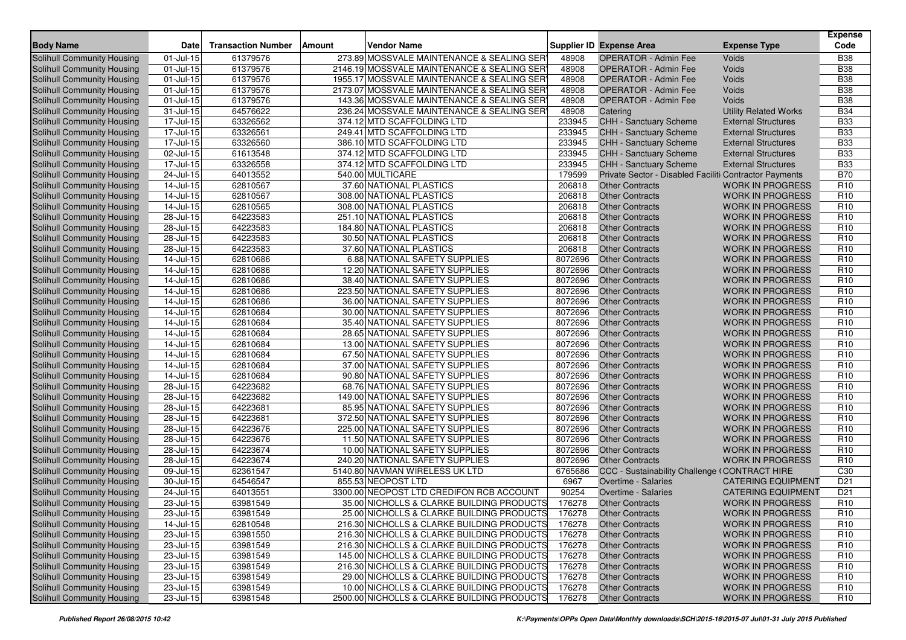| Body Name | Date | Transaction Number | Amount | Vendor Name | Supplier ID | Expense Area | Expense Type | Expense Code |
|---|---|---|---|---|---|---|---|---|
| Solihull Community Housing | 01-Jul-15 | 61379576 | 273.89 | MOSSVALE MAINTENANCE & SEALING SER | 48908 | OPERATOR - Admin Fee | Voids | B38 |
| Solihull Community Housing | 01-Jul-15 | 61379576 | 2146.19 | MOSSVALE MAINTENANCE & SEALING SER | 48908 | OPERATOR - Admin Fee | Voids | B38 |
| Solihull Community Housing | 01-Jul-15 | 61379576 | 1955.17 | MOSSVALE MAINTENANCE & SEALING SER | 48908 | OPERATOR - Admin Fee | Voids | B38 |
| Solihull Community Housing | 01-Jul-15 | 61379576 | 2173.07 | MOSSVALE MAINTENANCE & SEALING SER | 48908 | OPERATOR - Admin Fee | Voids | B38 |
| Solihull Community Housing | 01-Jul-15 | 61379576 | 143.36 | MOSSVALE MAINTENANCE & SEALING SER | 48908 | OPERATOR - Admin Fee | Voids | B38 |
| Solihull Community Housing | 31-Jul-15 | 64576622 | 236.24 | MOSSVALE MAINTENANCE & SEALING SER | 48908 | Catering | Utility Related Works | B34 |
| Solihull Community Housing | 17-Jul-15 | 63326562 | 374.12 | MTD SCAFFOLDING LTD | 233945 | CHH - Sanctuary Scheme | External Structures | B33 |
| Solihull Community Housing | 17-Jul-15 | 63326561 | 249.41 | MTD SCAFFOLDING LTD | 233945 | CHH - Sanctuary Scheme | External Structures | B33 |
| Solihull Community Housing | 17-Jul-15 | 63326560 | 386.10 | MTD SCAFFOLDING LTD | 233945 | CHH - Sanctuary Scheme | External Structures | B33 |
| Solihull Community Housing | 02-Jul-15 | 61613548 | 374.12 | MTD SCAFFOLDING LTD | 233945 | CHH - Sanctuary Scheme | External Structures | B33 |
| Solihull Community Housing | 17-Jul-15 | 63326558 | 374.12 | MTD SCAFFOLDING LTD | 233945 | CHH - Sanctuary Scheme | External Structures | B33 |
| Solihull Community Housing | 24-Jul-15 | 64013552 | 540.00 | MULTICARE | 179599 | Private Sector - Disabled Faciliti | Contractor Payments | B70 |
| Solihull Community Housing | 14-Jul-15 | 62810567 | 37.60 | NATIONAL PLASTICS | 206818 | Other Contracts | WORK IN PROGRESS | R10 |
| Solihull Community Housing | 14-Jul-15 | 62810567 | 308.00 | NATIONAL PLASTICS | 206818 | Other Contracts | WORK IN PROGRESS | R10 |
| Solihull Community Housing | 14-Jul-15 | 62810565 | 308.00 | NATIONAL PLASTICS | 206818 | Other Contracts | WORK IN PROGRESS | R10 |
| Solihull Community Housing | 28-Jul-15 | 64223583 | 251.10 | NATIONAL PLASTICS | 206818 | Other Contracts | WORK IN PROGRESS | R10 |
| Solihull Community Housing | 28-Jul-15 | 64223583 | 184.80 | NATIONAL PLASTICS | 206818 | Other Contracts | WORK IN PROGRESS | R10 |
| Solihull Community Housing | 28-Jul-15 | 64223583 | 30.50 | NATIONAL PLASTICS | 206818 | Other Contracts | WORK IN PROGRESS | R10 |
| Solihull Community Housing | 28-Jul-15 | 64223583 | 37.60 | NATIONAL PLASTICS | 206818 | Other Contracts | WORK IN PROGRESS | R10 |
| Solihull Community Housing | 14-Jul-15 | 62810686 | 6.88 | NATIONAL SAFETY SUPPLIES | 8072696 | Other Contracts | WORK IN PROGRESS | R10 |
| Solihull Community Housing | 14-Jul-15 | 62810686 | 12.20 | NATIONAL SAFETY SUPPLIES | 8072696 | Other Contracts | WORK IN PROGRESS | R10 |
| Solihull Community Housing | 14-Jul-15 | 62810686 | 38.40 | NATIONAL SAFETY SUPPLIES | 8072696 | Other Contracts | WORK IN PROGRESS | R10 |
| Solihull Community Housing | 14-Jul-15 | 62810686 | 223.50 | NATIONAL SAFETY SUPPLIES | 8072696 | Other Contracts | WORK IN PROGRESS | R10 |
| Solihull Community Housing | 14-Jul-15 | 62810686 | 36.00 | NATIONAL SAFETY SUPPLIES | 8072696 | Other Contracts | WORK IN PROGRESS | R10 |
| Solihull Community Housing | 14-Jul-15 | 62810684 | 30.00 | NATIONAL SAFETY SUPPLIES | 8072696 | Other Contracts | WORK IN PROGRESS | R10 |
| Solihull Community Housing | 14-Jul-15 | 62810684 | 35.40 | NATIONAL SAFETY SUPPLIES | 8072696 | Other Contracts | WORK IN PROGRESS | R10 |
| Solihull Community Housing | 14-Jul-15 | 62810684 | 28.65 | NATIONAL SAFETY SUPPLIES | 8072696 | Other Contracts | WORK IN PROGRESS | R10 |
| Solihull Community Housing | 14-Jul-15 | 62810684 | 13.00 | NATIONAL SAFETY SUPPLIES | 8072696 | Other Contracts | WORK IN PROGRESS | R10 |
| Solihull Community Housing | 14-Jul-15 | 62810684 | 67.50 | NATIONAL SAFETY SUPPLIES | 8072696 | Other Contracts | WORK IN PROGRESS | R10 |
| Solihull Community Housing | 14-Jul-15 | 62810684 | 37.00 | NATIONAL SAFETY SUPPLIES | 8072696 | Other Contracts | WORK IN PROGRESS | R10 |
| Solihull Community Housing | 14-Jul-15 | 62810684 | 90.80 | NATIONAL SAFETY SUPPLIES | 8072696 | Other Contracts | WORK IN PROGRESS | R10 |
| Solihull Community Housing | 28-Jul-15 | 64223682 | 68.76 | NATIONAL SAFETY SUPPLIES | 8072696 | Other Contracts | WORK IN PROGRESS | R10 |
| Solihull Community Housing | 28-Jul-15 | 64223682 | 149.00 | NATIONAL SAFETY SUPPLIES | 8072696 | Other Contracts | WORK IN PROGRESS | R10 |
| Solihull Community Housing | 28-Jul-15 | 64223681 | 85.95 | NATIONAL SAFETY SUPPLIES | 8072696 | Other Contracts | WORK IN PROGRESS | R10 |
| Solihull Community Housing | 28-Jul-15 | 64223681 | 372.50 | NATIONAL SAFETY SUPPLIES | 8072696 | Other Contracts | WORK IN PROGRESS | R10 |
| Solihull Community Housing | 28-Jul-15 | 64223676 | 225.00 | NATIONAL SAFETY SUPPLIES | 8072696 | Other Contracts | WORK IN PROGRESS | R10 |
| Solihull Community Housing | 28-Jul-15 | 64223676 | 11.50 | NATIONAL SAFETY SUPPLIES | 8072696 | Other Contracts | WORK IN PROGRESS | R10 |
| Solihull Community Housing | 28-Jul-15 | 64223674 | 10.00 | NATIONAL SAFETY SUPPLIES | 8072696 | Other Contracts | WORK IN PROGRESS | R10 |
| Solihull Community Housing | 28-Jul-15 | 64223674 | 240.20 | NATIONAL SAFETY SUPPLIES | 8072696 | Other Contracts | WORK IN PROGRESS | R10 |
| Solihull Community Housing | 09-Jul-15 | 62361547 | 5140.80 | NAVMAN WIRELESS UK LTD | 6765686 | CCC - Sustainability Challenge ( | CONTRACT HIRE | C30 |
| Solihull Community Housing | 30-Jul-15 | 64546547 | 855.53 | NEOPOST LTD | 6967 | Overtime - Salaries | CATERING EQUIPMENT | D21 |
| Solihull Community Housing | 24-Jul-15 | 64013551 | 3300.00 | NEOPOST LTD CREDIFON RCB ACCOUNT | 90254 | Overtime - Salaries | CATERING EQUIPMENT | D21 |
| Solihull Community Housing | 23-Jul-15 | 63981549 | 35.00 | NICHOLLS & CLARKE BUILDING PRODUCTS | 176278 | Other Contracts | WORK IN PROGRESS | R10 |
| Solihull Community Housing | 23-Jul-15 | 63981549 | 25.00 | NICHOLLS & CLARKE BUILDING PRODUCTS | 176278 | Other Contracts | WORK IN PROGRESS | R10 |
| Solihull Community Housing | 14-Jul-15 | 62810548 | 216.30 | NICHOLLS & CLARKE BUILDING PRODUCTS | 176278 | Other Contracts | WORK IN PROGRESS | R10 |
| Solihull Community Housing | 23-Jul-15 | 63981550 | 216.30 | NICHOLLS & CLARKE BUILDING PRODUCTS | 176278 | Other Contracts | WORK IN PROGRESS | R10 |
| Solihull Community Housing | 23-Jul-15 | 63981549 | 216.30 | NICHOLLS & CLARKE BUILDING PRODUCTS | 176278 | Other Contracts | WORK IN PROGRESS | R10 |
| Solihull Community Housing | 23-Jul-15 | 63981549 | 145.00 | NICHOLLS & CLARKE BUILDING PRODUCTS | 176278 | Other Contracts | WORK IN PROGRESS | R10 |
| Solihull Community Housing | 23-Jul-15 | 63981549 | 216.30 | NICHOLLS & CLARKE BUILDING PRODUCTS | 176278 | Other Contracts | WORK IN PROGRESS | R10 |
| Solihull Community Housing | 23-Jul-15 | 63981549 | 29.00 | NICHOLLS & CLARKE BUILDING PRODUCTS | 176278 | Other Contracts | WORK IN PROGRESS | R10 |
| Solihull Community Housing | 23-Jul-15 | 63981549 | 10.00 | NICHOLLS & CLARKE BUILDING PRODUCTS | 176278 | Other Contracts | WORK IN PROGRESS | R10 |
| Solihull Community Housing | 23-Jul-15 | 63981548 | 2500.00 | NICHOLLS & CLARKE BUILDING PRODUCTS | 176278 | Other Contracts | WORK IN PROGRESS | R10 |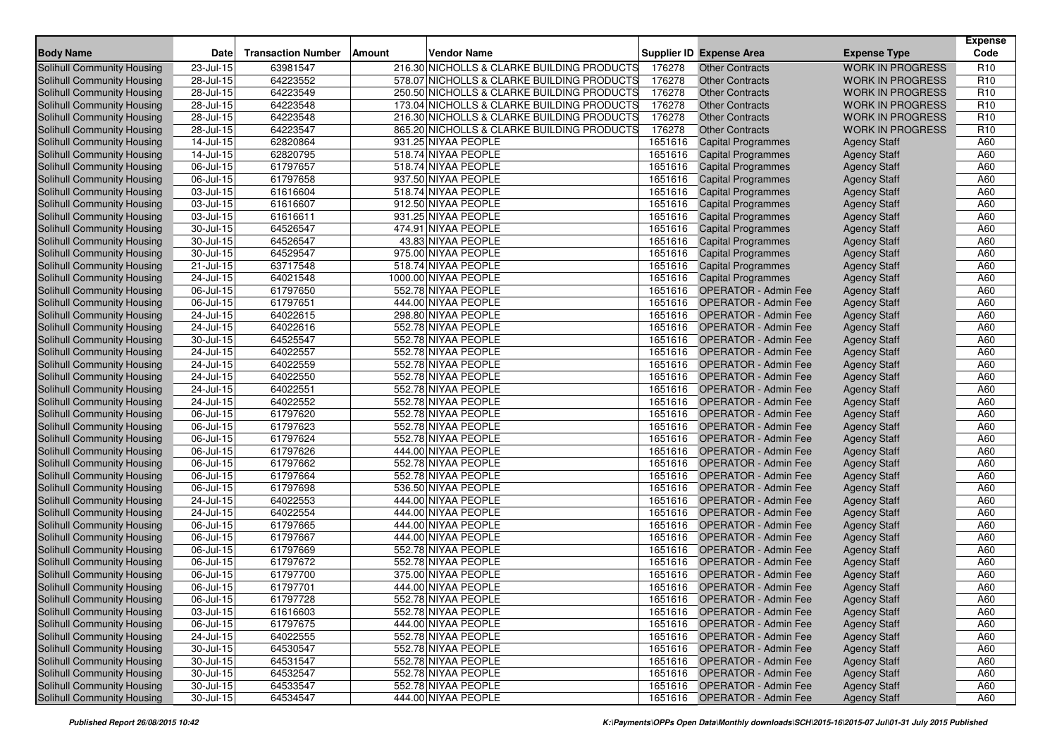| Body Name | Date | Transaction Number | Amount | Vendor Name | Supplier ID | Expense Area | Expense Type | Expense Code |
|---|---|---|---|---|---|---|---|---|
| Solihull Community Housing | 23-Jul-15 | 63981547 | 216.30 | NICHOLLS & CLARKE BUILDING PRODUCTS | 176278 | Other Contracts | WORK IN PROGRESS | R10 |
| Solihull Community Housing | 28-Jul-15 | 64223552 | 578.07 | NICHOLLS & CLARKE BUILDING PRODUCTS | 176278 | Other Contracts | WORK IN PROGRESS | R10 |
| Solihull Community Housing | 28-Jul-15 | 64223549 | 250.50 | NICHOLLS & CLARKE BUILDING PRODUCTS | 176278 | Other Contracts | WORK IN PROGRESS | R10 |
| Solihull Community Housing | 28-Jul-15 | 64223548 | 173.04 | NICHOLLS & CLARKE BUILDING PRODUCTS | 176278 | Other Contracts | WORK IN PROGRESS | R10 |
| Solihull Community Housing | 28-Jul-15 | 64223548 | 216.30 | NICHOLLS & CLARKE BUILDING PRODUCTS | 176278 | Other Contracts | WORK IN PROGRESS | R10 |
| Solihull Community Housing | 28-Jul-15 | 64223547 | 865.20 | NICHOLLS & CLARKE BUILDING PRODUCTS | 176278 | Other Contracts | WORK IN PROGRESS | R10 |
| Solihull Community Housing | 14-Jul-15 | 62820864 | 931.25 | NIYAA PEOPLE | 1651616 | Capital Programmes | Agency Staff | A60 |
| Solihull Community Housing | 14-Jul-15 | 62820795 | 518.74 | NIYAA PEOPLE | 1651616 | Capital Programmes | Agency Staff | A60 |
| Solihull Community Housing | 06-Jul-15 | 61797657 | 518.74 | NIYAA PEOPLE | 1651616 | Capital Programmes | Agency Staff | A60 |
| Solihull Community Housing | 06-Jul-15 | 61797658 | 937.50 | NIYAA PEOPLE | 1651616 | Capital Programmes | Agency Staff | A60 |
| Solihull Community Housing | 03-Jul-15 | 61616604 | 518.74 | NIYAA PEOPLE | 1651616 | Capital Programmes | Agency Staff | A60 |
| Solihull Community Housing | 03-Jul-15 | 61616607 | 912.50 | NIYAA PEOPLE | 1651616 | Capital Programmes | Agency Staff | A60 |
| Solihull Community Housing | 03-Jul-15 | 61616611 | 931.25 | NIYAA PEOPLE | 1651616 | Capital Programmes | Agency Staff | A60 |
| Solihull Community Housing | 30-Jul-15 | 64526547 | 474.91 | NIYAA PEOPLE | 1651616 | Capital Programmes | Agency Staff | A60 |
| Solihull Community Housing | 30-Jul-15 | 64526547 | 43.83 | NIYAA PEOPLE | 1651616 | Capital Programmes | Agency Staff | A60 |
| Solihull Community Housing | 30-Jul-15 | 64529547 | 975.00 | NIYAA PEOPLE | 1651616 | Capital Programmes | Agency Staff | A60 |
| Solihull Community Housing | 21-Jul-15 | 63717548 | 518.74 | NIYAA PEOPLE | 1651616 | Capital Programmes | Agency Staff | A60 |
| Solihull Community Housing | 24-Jul-15 | 64021548 | 1000.00 | NIYAA PEOPLE | 1651616 | Capital Programmes | Agency Staff | A60 |
| Solihull Community Housing | 06-Jul-15 | 61797650 | 552.78 | NIYAA PEOPLE | 1651616 | OPERATOR - Admin Fee | Agency Staff | A60 |
| Solihull Community Housing | 06-Jul-15 | 61797651 | 444.00 | NIYAA PEOPLE | 1651616 | OPERATOR - Admin Fee | Agency Staff | A60 |
| Solihull Community Housing | 24-Jul-15 | 64022615 | 298.80 | NIYAA PEOPLE | 1651616 | OPERATOR - Admin Fee | Agency Staff | A60 |
| Solihull Community Housing | 24-Jul-15 | 64022616 | 552.78 | NIYAA PEOPLE | 1651616 | OPERATOR - Admin Fee | Agency Staff | A60 |
| Solihull Community Housing | 30-Jul-15 | 64525547 | 552.78 | NIYAA PEOPLE | 1651616 | OPERATOR - Admin Fee | Agency Staff | A60 |
| Solihull Community Housing | 24-Jul-15 | 64022557 | 552.78 | NIYAA PEOPLE | 1651616 | OPERATOR - Admin Fee | Agency Staff | A60 |
| Solihull Community Housing | 24-Jul-15 | 64022559 | 552.78 | NIYAA PEOPLE | 1651616 | OPERATOR - Admin Fee | Agency Staff | A60 |
| Solihull Community Housing | 24-Jul-15 | 64022550 | 552.78 | NIYAA PEOPLE | 1651616 | OPERATOR - Admin Fee | Agency Staff | A60 |
| Solihull Community Housing | 24-Jul-15 | 64022551 | 552.78 | NIYAA PEOPLE | 1651616 | OPERATOR - Admin Fee | Agency Staff | A60 |
| Solihull Community Housing | 24-Jul-15 | 64022552 | 552.78 | NIYAA PEOPLE | 1651616 | OPERATOR - Admin Fee | Agency Staff | A60 |
| Solihull Community Housing | 06-Jul-15 | 61797620 | 552.78 | NIYAA PEOPLE | 1651616 | OPERATOR - Admin Fee | Agency Staff | A60 |
| Solihull Community Housing | 06-Jul-15 | 61797623 | 552.78 | NIYAA PEOPLE | 1651616 | OPERATOR - Admin Fee | Agency Staff | A60 |
| Solihull Community Housing | 06-Jul-15 | 61797624 | 552.78 | NIYAA PEOPLE | 1651616 | OPERATOR - Admin Fee | Agency Staff | A60 |
| Solihull Community Housing | 06-Jul-15 | 61797626 | 444.00 | NIYAA PEOPLE | 1651616 | OPERATOR - Admin Fee | Agency Staff | A60 |
| Solihull Community Housing | 06-Jul-15 | 61797662 | 552.78 | NIYAA PEOPLE | 1651616 | OPERATOR - Admin Fee | Agency Staff | A60 |
| Solihull Community Housing | 06-Jul-15 | 61797664 | 552.78 | NIYAA PEOPLE | 1651616 | OPERATOR - Admin Fee | Agency Staff | A60 |
| Solihull Community Housing | 06-Jul-15 | 61797698 | 536.50 | NIYAA PEOPLE | 1651616 | OPERATOR - Admin Fee | Agency Staff | A60 |
| Solihull Community Housing | 24-Jul-15 | 64022553 | 444.00 | NIYAA PEOPLE | 1651616 | OPERATOR - Admin Fee | Agency Staff | A60 |
| Solihull Community Housing | 24-Jul-15 | 64022554 | 444.00 | NIYAA PEOPLE | 1651616 | OPERATOR - Admin Fee | Agency Staff | A60 |
| Solihull Community Housing | 06-Jul-15 | 61797665 | 444.00 | NIYAA PEOPLE | 1651616 | OPERATOR - Admin Fee | Agency Staff | A60 |
| Solihull Community Housing | 06-Jul-15 | 61797667 | 444.00 | NIYAA PEOPLE | 1651616 | OPERATOR - Admin Fee | Agency Staff | A60 |
| Solihull Community Housing | 06-Jul-15 | 61797669 | 552.78 | NIYAA PEOPLE | 1651616 | OPERATOR - Admin Fee | Agency Staff | A60 |
| Solihull Community Housing | 06-Jul-15 | 61797672 | 552.78 | NIYAA PEOPLE | 1651616 | OPERATOR - Admin Fee | Agency Staff | A60 |
| Solihull Community Housing | 06-Jul-15 | 61797700 | 375.00 | NIYAA PEOPLE | 1651616 | OPERATOR - Admin Fee | Agency Staff | A60 |
| Solihull Community Housing | 06-Jul-15 | 61797701 | 444.00 | NIYAA PEOPLE | 1651616 | OPERATOR - Admin Fee | Agency Staff | A60 |
| Solihull Community Housing | 06-Jul-15 | 61797728 | 552.78 | NIYAA PEOPLE | 1651616 | OPERATOR - Admin Fee | Agency Staff | A60 |
| Solihull Community Housing | 03-Jul-15 | 61616603 | 552.78 | NIYAA PEOPLE | 1651616 | OPERATOR - Admin Fee | Agency Staff | A60 |
| Solihull Community Housing | 06-Jul-15 | 61797675 | 444.00 | NIYAA PEOPLE | 1651616 | OPERATOR - Admin Fee | Agency Staff | A60 |
| Solihull Community Housing | 24-Jul-15 | 64022555 | 552.78 | NIYAA PEOPLE | 1651616 | OPERATOR - Admin Fee | Agency Staff | A60 |
| Solihull Community Housing | 30-Jul-15 | 64530547 | 552.78 | NIYAA PEOPLE | 1651616 | OPERATOR - Admin Fee | Agency Staff | A60 |
| Solihull Community Housing | 30-Jul-15 | 64531547 | 552.78 | NIYAA PEOPLE | 1651616 | OPERATOR - Admin Fee | Agency Staff | A60 |
| Solihull Community Housing | 30-Jul-15 | 64532547 | 552.78 | NIYAA PEOPLE | 1651616 | OPERATOR - Admin Fee | Agency Staff | A60 |
| Solihull Community Housing | 30-Jul-15 | 64533547 | 552.78 | NIYAA PEOPLE | 1651616 | OPERATOR - Admin Fee | Agency Staff | A60 |
| Solihull Community Housing | 30-Jul-15 | 64534547 | 444.00 | NIYAA PEOPLE | 1651616 | OPERATOR - Admin Fee | Agency Staff | A60 |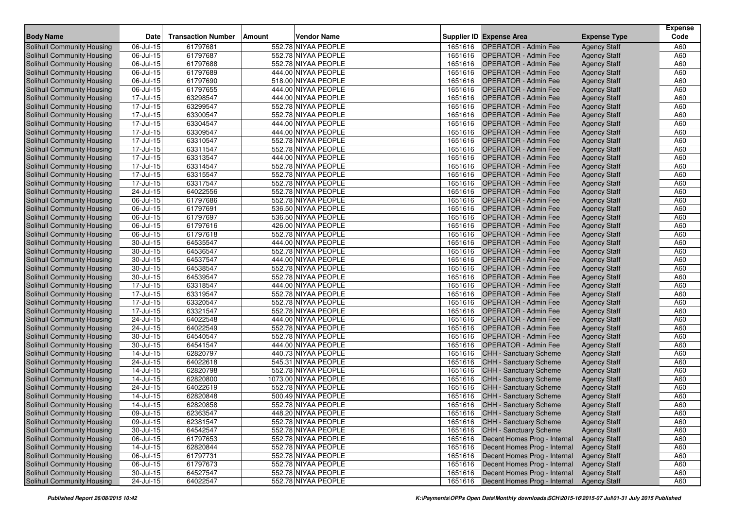| Body Name | Date | Transaction Number | Amount | Vendor Name | Supplier ID | Expense Area | Expense Type | Expense Code |
|---|---|---|---|---|---|---|---|---|
| Solihull Community Housing | 06-Jul-15 | 61797681 | 552.78 | NIYAA PEOPLE | 1651616 | OPERATOR - Admin Fee | Agency Staff | A60 |
| Solihull Community Housing | 06-Jul-15 | 61797687 | 552.78 | NIYAA PEOPLE | 1651616 | OPERATOR - Admin Fee | Agency Staff | A60 |
| Solihull Community Housing | 06-Jul-15 | 61797688 | 552.78 | NIYAA PEOPLE | 1651616 | OPERATOR - Admin Fee | Agency Staff | A60 |
| Solihull Community Housing | 06-Jul-15 | 61797689 | 444.00 | NIYAA PEOPLE | 1651616 | OPERATOR - Admin Fee | Agency Staff | A60 |
| Solihull Community Housing | 06-Jul-15 | 61797690 | 518.00 | NIYAA PEOPLE | 1651616 | OPERATOR - Admin Fee | Agency Staff | A60 |
| Solihull Community Housing | 06-Jul-15 | 61797655 | 444.00 | NIYAA PEOPLE | 1651616 | OPERATOR - Admin Fee | Agency Staff | A60 |
| Solihull Community Housing | 17-Jul-15 | 63298547 | 444.00 | NIYAA PEOPLE | 1651616 | OPERATOR - Admin Fee | Agency Staff | A60 |
| Solihull Community Housing | 17-Jul-15 | 63299547 | 552.78 | NIYAA PEOPLE | 1651616 | OPERATOR - Admin Fee | Agency Staff | A60 |
| Solihull Community Housing | 17-Jul-15 | 63300547 | 552.78 | NIYAA PEOPLE | 1651616 | OPERATOR - Admin Fee | Agency Staff | A60 |
| Solihull Community Housing | 17-Jul-15 | 63304547 | 444.00 | NIYAA PEOPLE | 1651616 | OPERATOR - Admin Fee | Agency Staff | A60 |
| Solihull Community Housing | 17-Jul-15 | 63309547 | 444.00 | NIYAA PEOPLE | 1651616 | OPERATOR - Admin Fee | Agency Staff | A60 |
| Solihull Community Housing | 17-Jul-15 | 63310547 | 552.78 | NIYAA PEOPLE | 1651616 | OPERATOR - Admin Fee | Agency Staff | A60 |
| Solihull Community Housing | 17-Jul-15 | 63311547 | 552.78 | NIYAA PEOPLE | 1651616 | OPERATOR - Admin Fee | Agency Staff | A60 |
| Solihull Community Housing | 17-Jul-15 | 63313547 | 444.00 | NIYAA PEOPLE | 1651616 | OPERATOR - Admin Fee | Agency Staff | A60 |
| Solihull Community Housing | 17-Jul-15 | 63314547 | 552.78 | NIYAA PEOPLE | 1651616 | OPERATOR - Admin Fee | Agency Staff | A60 |
| Solihull Community Housing | 17-Jul-15 | 63315547 | 552.78 | NIYAA PEOPLE | 1651616 | OPERATOR - Admin Fee | Agency Staff | A60 |
| Solihull Community Housing | 17-Jul-15 | 63317547 | 552.78 | NIYAA PEOPLE | 1651616 | OPERATOR - Admin Fee | Agency Staff | A60 |
| Solihull Community Housing | 24-Jul-15 | 64022556 | 552.78 | NIYAA PEOPLE | 1651616 | OPERATOR - Admin Fee | Agency Staff | A60 |
| Solihull Community Housing | 06-Jul-15 | 61797686 | 552.78 | NIYAA PEOPLE | 1651616 | OPERATOR - Admin Fee | Agency Staff | A60 |
| Solihull Community Housing | 06-Jul-15 | 61797691 | 536.50 | NIYAA PEOPLE | 1651616 | OPERATOR - Admin Fee | Agency Staff | A60 |
| Solihull Community Housing | 06-Jul-15 | 61797697 | 536.50 | NIYAA PEOPLE | 1651616 | OPERATOR - Admin Fee | Agency Staff | A60 |
| Solihull Community Housing | 06-Jul-15 | 61797616 | 426.00 | NIYAA PEOPLE | 1651616 | OPERATOR - Admin Fee | Agency Staff | A60 |
| Solihull Community Housing | 06-Jul-15 | 61797618 | 552.78 | NIYAA PEOPLE | 1651616 | OPERATOR - Admin Fee | Agency Staff | A60 |
| Solihull Community Housing | 30-Jul-15 | 64535547 | 444.00 | NIYAA PEOPLE | 1651616 | OPERATOR - Admin Fee | Agency Staff | A60 |
| Solihull Community Housing | 30-Jul-15 | 64536547 | 552.78 | NIYAA PEOPLE | 1651616 | OPERATOR - Admin Fee | Agency Staff | A60 |
| Solihull Community Housing | 30-Jul-15 | 64537547 | 444.00 | NIYAA PEOPLE | 1651616 | OPERATOR - Admin Fee | Agency Staff | A60 |
| Solihull Community Housing | 30-Jul-15 | 64538547 | 552.78 | NIYAA PEOPLE | 1651616 | OPERATOR - Admin Fee | Agency Staff | A60 |
| Solihull Community Housing | 30-Jul-15 | 64539547 | 552.78 | NIYAA PEOPLE | 1651616 | OPERATOR - Admin Fee | Agency Staff | A60 |
| Solihull Community Housing | 17-Jul-15 | 63318547 | 444.00 | NIYAA PEOPLE | 1651616 | OPERATOR - Admin Fee | Agency Staff | A60 |
| Solihull Community Housing | 17-Jul-15 | 63319547 | 552.78 | NIYAA PEOPLE | 1651616 | OPERATOR - Admin Fee | Agency Staff | A60 |
| Solihull Community Housing | 17-Jul-15 | 63320547 | 552.78 | NIYAA PEOPLE | 1651616 | OPERATOR - Admin Fee | Agency Staff | A60 |
| Solihull Community Housing | 17-Jul-15 | 63321547 | 552.78 | NIYAA PEOPLE | 1651616 | OPERATOR - Admin Fee | Agency Staff | A60 |
| Solihull Community Housing | 24-Jul-15 | 64022548 | 444.00 | NIYAA PEOPLE | 1651616 | OPERATOR - Admin Fee | Agency Staff | A60 |
| Solihull Community Housing | 24-Jul-15 | 64022549 | 552.78 | NIYAA PEOPLE | 1651616 | OPERATOR - Admin Fee | Agency Staff | A60 |
| Solihull Community Housing | 30-Jul-15 | 64540547 | 552.78 | NIYAA PEOPLE | 1651616 | OPERATOR - Admin Fee | Agency Staff | A60 |
| Solihull Community Housing | 30-Jul-15 | 64541547 | 444.00 | NIYAA PEOPLE | 1651616 | OPERATOR - Admin Fee | Agency Staff | A60 |
| Solihull Community Housing | 14-Jul-15 | 62820797 | 440.73 | NIYAA PEOPLE | 1651616 | CHH - Sanctuary Scheme | Agency Staff | A60 |
| Solihull Community Housing | 24-Jul-15 | 64022618 | 545.31 | NIYAA PEOPLE | 1651616 | CHH - Sanctuary Scheme | Agency Staff | A60 |
| Solihull Community Housing | 14-Jul-15 | 62820798 | 552.78 | NIYAA PEOPLE | 1651616 | CHH - Sanctuary Scheme | Agency Staff | A60 |
| Solihull Community Housing | 14-Jul-15 | 62820800 | 1073.00 | NIYAA PEOPLE | 1651616 | CHH - Sanctuary Scheme | Agency Staff | A60 |
| Solihull Community Housing | 24-Jul-15 | 64022619 | 552.78 | NIYAA PEOPLE | 1651616 | CHH - Sanctuary Scheme | Agency Staff | A60 |
| Solihull Community Housing | 14-Jul-15 | 62820848 | 500.49 | NIYAA PEOPLE | 1651616 | CHH - Sanctuary Scheme | Agency Staff | A60 |
| Solihull Community Housing | 14-Jul-15 | 62820858 | 552.78 | NIYAA PEOPLE | 1651616 | CHH - Sanctuary Scheme | Agency Staff | A60 |
| Solihull Community Housing | 09-Jul-15 | 62363547 | 448.20 | NIYAA PEOPLE | 1651616 | CHH - Sanctuary Scheme | Agency Staff | A60 |
| Solihull Community Housing | 09-Jul-15 | 62381547 | 552.78 | NIYAA PEOPLE | 1651616 | CHH - Sanctuary Scheme | Agency Staff | A60 |
| Solihull Community Housing | 30-Jul-15 | 64542547 | 552.78 | NIYAA PEOPLE | 1651616 | CHH - Sanctuary Scheme | Agency Staff | A60 |
| Solihull Community Housing | 06-Jul-15 | 61797653 | 552.78 | NIYAA PEOPLE | 1651616 | Decent Homes Prog - Internal | Agency Staff | A60 |
| Solihull Community Housing | 14-Jul-15 | 62820844 | 552.78 | NIYAA PEOPLE | 1651616 | Decent Homes Prog - Internal | Agency Staff | A60 |
| Solihull Community Housing | 06-Jul-15 | 61797731 | 552.78 | NIYAA PEOPLE | 1651616 | Decent Homes Prog - Internal | Agency Staff | A60 |
| Solihull Community Housing | 06-Jul-15 | 61797673 | 552.78 | NIYAA PEOPLE | 1651616 | Decent Homes Prog - Internal | Agency Staff | A60 |
| Solihull Community Housing | 30-Jul-15 | 64527547 | 552.78 | NIYAA PEOPLE | 1651616 | Decent Homes Prog - Internal | Agency Staff | A60 |
| Solihull Community Housing | 24-Jul-15 | 64022547 | 552.78 | NIYAA PEOPLE | 1651616 | Decent Homes Prog - Internal | Agency Staff | A60 |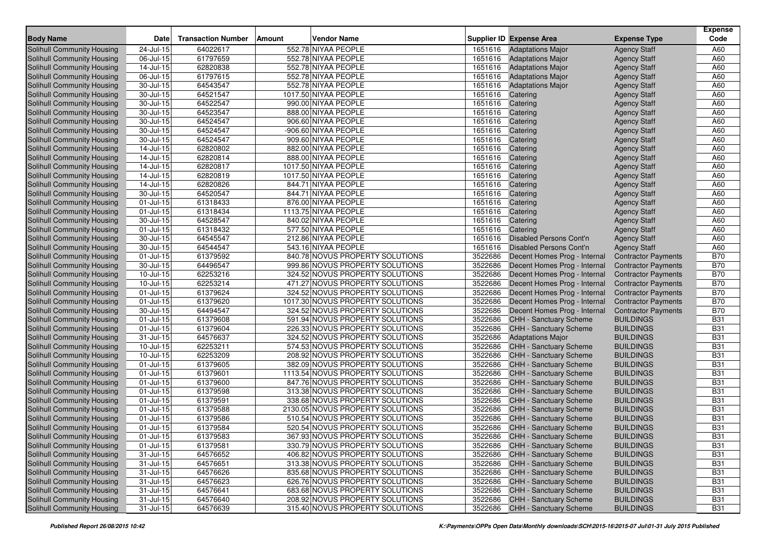| Body Name | Date | Transaction Number | Amount | Vendor Name | Supplier ID | Expense Area | Expense Type | Expense Code |
|---|---|---|---|---|---|---|---|---|
| Solihull Community Housing | 24-Jul-15 | 64022617 | 552.78 | NIYAA PEOPLE | 1651616 | Adaptations Major | Agency Staff | A60 |
| Solihull Community Housing | 06-Jul-15 | 61797659 | 552.78 | NIYAA PEOPLE | 1651616 | Adaptations Major | Agency Staff | A60 |
| Solihull Community Housing | 14-Jul-15 | 62820838 | 552.78 | NIYAA PEOPLE | 1651616 | Adaptations Major | Agency Staff | A60 |
| Solihull Community Housing | 06-Jul-15 | 61797615 | 552.78 | NIYAA PEOPLE | 1651616 | Adaptations Major | Agency Staff | A60 |
| Solihull Community Housing | 30-Jul-15 | 64543547 | 552.78 | NIYAA PEOPLE | 1651616 | Adaptations Major | Agency Staff | A60 |
| Solihull Community Housing | 30-Jul-15 | 64521547 | 1017.50 | NIYAA PEOPLE | 1651616 | Catering | Agency Staff | A60 |
| Solihull Community Housing | 30-Jul-15 | 64522547 | 990.00 | NIYAA PEOPLE | 1651616 | Catering | Agency Staff | A60 |
| Solihull Community Housing | 30-Jul-15 | 64523547 | 888.00 | NIYAA PEOPLE | 1651616 | Catering | Agency Staff | A60 |
| Solihull Community Housing | 30-Jul-15 | 64524547 | 906.60 | NIYAA PEOPLE | 1651616 | Catering | Agency Staff | A60 |
| Solihull Community Housing | 30-Jul-15 | 64524547 | -906.60 | NIYAA PEOPLE | 1651616 | Catering | Agency Staff | A60 |
| Solihull Community Housing | 30-Jul-15 | 64524547 | 909.60 | NIYAA PEOPLE | 1651616 | Catering | Agency Staff | A60 |
| Solihull Community Housing | 14-Jul-15 | 62820802 | 882.00 | NIYAA PEOPLE | 1651616 | Catering | Agency Staff | A60 |
| Solihull Community Housing | 14-Jul-15 | 62820814 | 888.00 | NIYAA PEOPLE | 1651616 | Catering | Agency Staff | A60 |
| Solihull Community Housing | 14-Jul-15 | 62820817 | 1017.50 | NIYAA PEOPLE | 1651616 | Catering | Agency Staff | A60 |
| Solihull Community Housing | 14-Jul-15 | 62820819 | 1017.50 | NIYAA PEOPLE | 1651616 | Catering | Agency Staff | A60 |
| Solihull Community Housing | 14-Jul-15 | 62820826 | 844.71 | NIYAA PEOPLE | 1651616 | Catering | Agency Staff | A60 |
| Solihull Community Housing | 30-Jul-15 | 64520547 | 844.71 | NIYAA PEOPLE | 1651616 | Catering | Agency Staff | A60 |
| Solihull Community Housing | 01-Jul-15 | 61318433 | 876.00 | NIYAA PEOPLE | 1651616 | Catering | Agency Staff | A60 |
| Solihull Community Housing | 01-Jul-15 | 61318434 | 1113.75 | NIYAA PEOPLE | 1651616 | Catering | Agency Staff | A60 |
| Solihull Community Housing | 30-Jul-15 | 64528547 | 840.02 | NIYAA PEOPLE | 1651616 | Catering | Agency Staff | A60 |
| Solihull Community Housing | 01-Jul-15 | 61318432 | 577.50 | NIYAA PEOPLE | 1651616 | Catering | Agency Staff | A60 |
| Solihull Community Housing | 30-Jul-15 | 64545547 | 212.86 | NIYAA PEOPLE | 1651616 | Disabled Persons Cont'n | Agency Staff | A60 |
| Solihull Community Housing | 30-Jul-15 | 64544547 | 543.16 | NIYAA PEOPLE | 1651616 | Disabled Persons Cont'n | Agency Staff | A60 |
| Solihull Community Housing | 01-Jul-15 | 61379592 | 840.78 | NOVUS PROPERTY SOLUTIONS | 3522686 | Decent Homes Prog - Internal | Contractor Payments | B70 |
| Solihull Community Housing | 30-Jul-15 | 64496547 | 999.86 | NOVUS PROPERTY SOLUTIONS | 3522686 | Decent Homes Prog - Internal | Contractor Payments | B70 |
| Solihull Community Housing | 10-Jul-15 | 62253216 | 324.52 | NOVUS PROPERTY SOLUTIONS | 3522686 | Decent Homes Prog - Internal | Contractor Payments | B70 |
| Solihull Community Housing | 10-Jul-15 | 62253214 | 471.27 | NOVUS PROPERTY SOLUTIONS | 3522686 | Decent Homes Prog - Internal | Contractor Payments | B70 |
| Solihull Community Housing | 01-Jul-15 | 61379624 | 324.52 | NOVUS PROPERTY SOLUTIONS | 3522686 | Decent Homes Prog - Internal | Contractor Payments | B70 |
| Solihull Community Housing | 01-Jul-15 | 61379620 | 1017.30 | NOVUS PROPERTY SOLUTIONS | 3522686 | Decent Homes Prog - Internal | Contractor Payments | B70 |
| Solihull Community Housing | 30-Jul-15 | 64494547 | 324.52 | NOVUS PROPERTY SOLUTIONS | 3522686 | Decent Homes Prog - Internal | Contractor Payments | B70 |
| Solihull Community Housing | 01-Jul-15 | 61379608 | 591.94 | NOVUS PROPERTY SOLUTIONS | 3522686 | CHH - Sanctuary Scheme | BUILDINGS | B31 |
| Solihull Community Housing | 01-Jul-15 | 61379604 | 226.33 | NOVUS PROPERTY SOLUTIONS | 3522686 | CHH - Sanctuary Scheme | BUILDINGS | B31 |
| Solihull Community Housing | 31-Jul-15 | 64576637 | 324.52 | NOVUS PROPERTY SOLUTIONS | 3522686 | Adaptations Major | BUILDINGS | B31 |
| Solihull Community Housing | 10-Jul-15 | 62253211 | 574.53 | NOVUS PROPERTY SOLUTIONS | 3522686 | CHH - Sanctuary Scheme | BUILDINGS | B31 |
| Solihull Community Housing | 10-Jul-15 | 62253209 | 208.92 | NOVUS PROPERTY SOLUTIONS | 3522686 | CHH - Sanctuary Scheme | BUILDINGS | B31 |
| Solihull Community Housing | 01-Jul-15 | 61379605 | 382.09 | NOVUS PROPERTY SOLUTIONS | 3522686 | CHH - Sanctuary Scheme | BUILDINGS | B31 |
| Solihull Community Housing | 01-Jul-15 | 61379601 | 1113.54 | NOVUS PROPERTY SOLUTIONS | 3522686 | CHH - Sanctuary Scheme | BUILDINGS | B31 |
| Solihull Community Housing | 01-Jul-15 | 61379600 | 847.76 | NOVUS PROPERTY SOLUTIONS | 3522686 | CHH - Sanctuary Scheme | BUILDINGS | B31 |
| Solihull Community Housing | 01-Jul-15 | 61379598 | 313.38 | NOVUS PROPERTY SOLUTIONS | 3522686 | CHH - Sanctuary Scheme | BUILDINGS | B31 |
| Solihull Community Housing | 01-Jul-15 | 61379591 | 338.68 | NOVUS PROPERTY SOLUTIONS | 3522686 | CHH - Sanctuary Scheme | BUILDINGS | B31 |
| Solihull Community Housing | 01-Jul-15 | 61379588 | 2130.05 | NOVUS PROPERTY SOLUTIONS | 3522686 | CHH - Sanctuary Scheme | BUILDINGS | B31 |
| Solihull Community Housing | 01-Jul-15 | 61379586 | 510.54 | NOVUS PROPERTY SOLUTIONS | 3522686 | CHH - Sanctuary Scheme | BUILDINGS | B31 |
| Solihull Community Housing | 01-Jul-15 | 61379584 | 520.54 | NOVUS PROPERTY SOLUTIONS | 3522686 | CHH - Sanctuary Scheme | BUILDINGS | B31 |
| Solihull Community Housing | 01-Jul-15 | 61379583 | 367.93 | NOVUS PROPERTY SOLUTIONS | 3522686 | CHH - Sanctuary Scheme | BUILDINGS | B31 |
| Solihull Community Housing | 01-Jul-15 | 61379581 | 330.79 | NOVUS PROPERTY SOLUTIONS | 3522686 | CHH - Sanctuary Scheme | BUILDINGS | B31 |
| Solihull Community Housing | 31-Jul-15 | 64576652 | 406.82 | NOVUS PROPERTY SOLUTIONS | 3522686 | CHH - Sanctuary Scheme | BUILDINGS | B31 |
| Solihull Community Housing | 31-Jul-15 | 64576651 | 313.38 | NOVUS PROPERTY SOLUTIONS | 3522686 | CHH - Sanctuary Scheme | BUILDINGS | B31 |
| Solihull Community Housing | 31-Jul-15 | 64576626 | 835.68 | NOVUS PROPERTY SOLUTIONS | 3522686 | CHH - Sanctuary Scheme | BUILDINGS | B31 |
| Solihull Community Housing | 31-Jul-15 | 64576623 | 626.76 | NOVUS PROPERTY SOLUTIONS | 3522686 | CHH - Sanctuary Scheme | BUILDINGS | B31 |
| Solihull Community Housing | 31-Jul-15 | 64576641 | 683.68 | NOVUS PROPERTY SOLUTIONS | 3522686 | CHH - Sanctuary Scheme | BUILDINGS | B31 |
| Solihull Community Housing | 31-Jul-15 | 64576640 | 208.92 | NOVUS PROPERTY SOLUTIONS | 3522686 | CHH - Sanctuary Scheme | BUILDINGS | B31 |
| Solihull Community Housing | 31-Jul-15 | 64576639 | 315.40 | NOVUS PROPERTY SOLUTIONS | 3522686 | CHH - Sanctuary Scheme | BUILDINGS | B31 |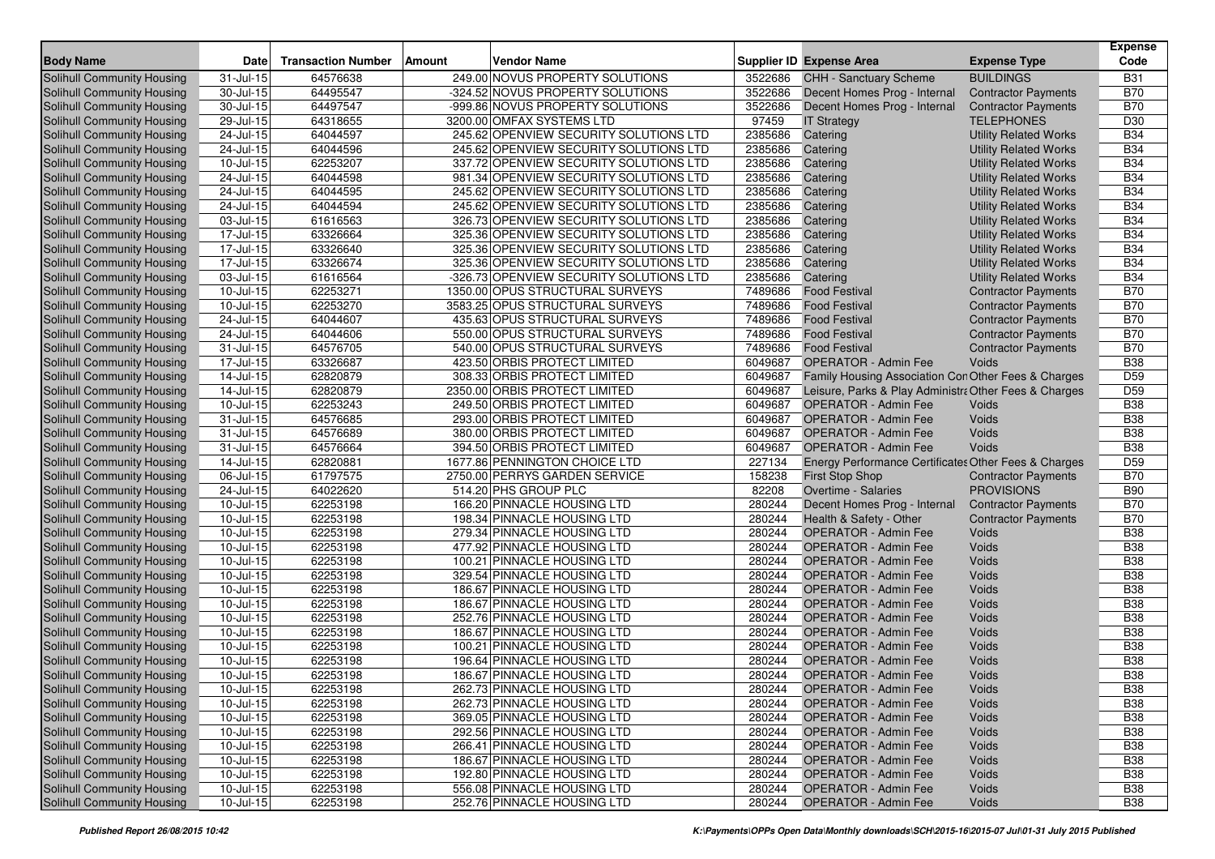| Body Name | Date | Transaction Number | Amount | Vendor Name | Supplier ID | Expense Area | Expense Type | Expense Code |
|---|---|---|---|---|---|---|---|---|
| Solihull Community Housing | 31-Jul-15 | 64576638 | 249.00 | NOVUS PROPERTY SOLUTIONS | 3522686 | CHH - Sanctuary Scheme | BUILDINGS | B31 |
| Solihull Community Housing | 30-Jul-15 | 64495547 | -324.52 | NOVUS PROPERTY SOLUTIONS | 3522686 | Decent Homes Prog - Internal | Contractor Payments | B70 |
| Solihull Community Housing | 30-Jul-15 | 64497547 | -999.86 | NOVUS PROPERTY SOLUTIONS | 3522686 | Decent Homes Prog - Internal | Contractor Payments | B70 |
| Solihull Community Housing | 29-Jul-15 | 64318655 | 3200.00 | OMFAX SYSTEMS LTD | 97459 | IT Strategy | TELEPHONES | D30 |
| Solihull Community Housing | 24-Jul-15 | 64044597 | 245.62 | OPENVIEW SECURITY SOLUTIONS LTD | 2385686 | Catering | Utility Related Works | B34 |
| Solihull Community Housing | 24-Jul-15 | 64044596 | 245.62 | OPENVIEW SECURITY SOLUTIONS LTD | 2385686 | Catering | Utility Related Works | B34 |
| Solihull Community Housing | 10-Jul-15 | 62253207 | 337.72 | OPENVIEW SECURITY SOLUTIONS LTD | 2385686 | Catering | Utility Related Works | B34 |
| Solihull Community Housing | 24-Jul-15 | 64044598 | 981.34 | OPENVIEW SECURITY SOLUTIONS LTD | 2385686 | Catering | Utility Related Works | B34 |
| Solihull Community Housing | 24-Jul-15 | 64044595 | 245.62 | OPENVIEW SECURITY SOLUTIONS LTD | 2385686 | Catering | Utility Related Works | B34 |
| Solihull Community Housing | 24-Jul-15 | 64044594 | 245.62 | OPENVIEW SECURITY SOLUTIONS LTD | 2385686 | Catering | Utility Related Works | B34 |
| Solihull Community Housing | 03-Jul-15 | 61616563 | 326.73 | OPENVIEW SECURITY SOLUTIONS LTD | 2385686 | Catering | Utility Related Works | B34 |
| Solihull Community Housing | 17-Jul-15 | 63326664 | 325.36 | OPENVIEW SECURITY SOLUTIONS LTD | 2385686 | Catering | Utility Related Works | B34 |
| Solihull Community Housing | 17-Jul-15 | 63326640 | 325.36 | OPENVIEW SECURITY SOLUTIONS LTD | 2385686 | Catering | Utility Related Works | B34 |
| Solihull Community Housing | 17-Jul-15 | 63326674 | 325.36 | OPENVIEW SECURITY SOLUTIONS LTD | 2385686 | Catering | Utility Related Works | B34 |
| Solihull Community Housing | 03-Jul-15 | 61616564 | -326.73 | OPENVIEW SECURITY SOLUTIONS LTD | 2385686 | Catering | Utility Related Works | B34 |
| Solihull Community Housing | 10-Jul-15 | 62253271 | 1350.00 | OPUS STRUCTURAL SURVEYS | 7489686 | Food Festival | Contractor Payments | B70 |
| Solihull Community Housing | 10-Jul-15 | 62253270 | 3583.25 | OPUS STRUCTURAL SURVEYS | 7489686 | Food Festival | Contractor Payments | B70 |
| Solihull Community Housing | 24-Jul-15 | 64044607 | 435.63 | OPUS STRUCTURAL SURVEYS | 7489686 | Food Festival | Contractor Payments | B70 |
| Solihull Community Housing | 24-Jul-15 | 64044606 | 550.00 | OPUS STRUCTURAL SURVEYS | 7489686 | Food Festival | Contractor Payments | B70 |
| Solihull Community Housing | 31-Jul-15 | 64576705 | 540.00 | OPUS STRUCTURAL SURVEYS | 7489686 | Food Festival | Contractor Payments | B70 |
| Solihull Community Housing | 17-Jul-15 | 63326687 | 423.50 | ORBIS PROTECT LIMITED | 6049687 | OPERATOR - Admin Fee | Voids | B38 |
| Solihull Community Housing | 14-Jul-15 | 62820879 | 308.33 | ORBIS PROTECT LIMITED | 6049687 | Family Housing Association Con | Other Fees & Charges | D59 |
| Solihull Community Housing | 14-Jul-15 | 62820879 | 2350.00 | ORBIS PROTECT LIMITED | 6049687 | Leisure, Parks & Play Administra | Other Fees & Charges | D59 |
| Solihull Community Housing | 10-Jul-15 | 62253243 | 249.50 | ORBIS PROTECT LIMITED | 6049687 | OPERATOR - Admin Fee | Voids | B38 |
| Solihull Community Housing | 31-Jul-15 | 64576685 | 293.00 | ORBIS PROTECT LIMITED | 6049687 | OPERATOR - Admin Fee | Voids | B38 |
| Solihull Community Housing | 31-Jul-15 | 64576689 | 380.00 | ORBIS PROTECT LIMITED | 6049687 | OPERATOR - Admin Fee | Voids | B38 |
| Solihull Community Housing | 31-Jul-15 | 64576664 | 394.50 | ORBIS PROTECT LIMITED | 6049687 | OPERATOR - Admin Fee | Voids | B38 |
| Solihull Community Housing | 14-Jul-15 | 62820881 | 1677.86 | PENNINGTON CHOICE LTD | 227134 | Energy Performance Certificates | Other Fees & Charges | D59 |
| Solihull Community Housing | 06-Jul-15 | 61797575 | 2750.00 | PERRYS GARDEN SERVICE | 158238 | First Stop Shop | Contractor Payments | B70 |
| Solihull Community Housing | 24-Jul-15 | 64022620 | 514.20 | PHS GROUP PLC | 82208 | Overtime - Salaries | PROVISIONS | B90 |
| Solihull Community Housing | 10-Jul-15 | 62253198 | 166.20 | PINNACLE HOUSING LTD | 280244 | Decent Homes Prog - Internal | Contractor Payments | B70 |
| Solihull Community Housing | 10-Jul-15 | 62253198 | 198.34 | PINNACLE HOUSING LTD | 280244 | Health & Safety - Other | Contractor Payments | B70 |
| Solihull Community Housing | 10-Jul-15 | 62253198 | 279.34 | PINNACLE HOUSING LTD | 280244 | OPERATOR - Admin Fee | Voids | B38 |
| Solihull Community Housing | 10-Jul-15 | 62253198 | 477.92 | PINNACLE HOUSING LTD | 280244 | OPERATOR - Admin Fee | Voids | B38 |
| Solihull Community Housing | 10-Jul-15 | 62253198 | 100.21 | PINNACLE HOUSING LTD | 280244 | OPERATOR - Admin Fee | Voids | B38 |
| Solihull Community Housing | 10-Jul-15 | 62253198 | 329.54 | PINNACLE HOUSING LTD | 280244 | OPERATOR - Admin Fee | Voids | B38 |
| Solihull Community Housing | 10-Jul-15 | 62253198 | 186.67 | PINNACLE HOUSING LTD | 280244 | OPERATOR - Admin Fee | Voids | B38 |
| Solihull Community Housing | 10-Jul-15 | 62253198 | 186.67 | PINNACLE HOUSING LTD | 280244 | OPERATOR - Admin Fee | Voids | B38 |
| Solihull Community Housing | 10-Jul-15 | 62253198 | 252.76 | PINNACLE HOUSING LTD | 280244 | OPERATOR - Admin Fee | Voids | B38 |
| Solihull Community Housing | 10-Jul-15 | 62253198 | 186.67 | PINNACLE HOUSING LTD | 280244 | OPERATOR - Admin Fee | Voids | B38 |
| Solihull Community Housing | 10-Jul-15 | 62253198 | 100.21 | PINNACLE HOUSING LTD | 280244 | OPERATOR - Admin Fee | Voids | B38 |
| Solihull Community Housing | 10-Jul-15 | 62253198 | 196.64 | PINNACLE HOUSING LTD | 280244 | OPERATOR - Admin Fee | Voids | B38 |
| Solihull Community Housing | 10-Jul-15 | 62253198 | 186.67 | PINNACLE HOUSING LTD | 280244 | OPERATOR - Admin Fee | Voids | B38 |
| Solihull Community Housing | 10-Jul-15 | 62253198 | 262.73 | PINNACLE HOUSING LTD | 280244 | OPERATOR - Admin Fee | Voids | B38 |
| Solihull Community Housing | 10-Jul-15 | 62253198 | 262.73 | PINNACLE HOUSING LTD | 280244 | OPERATOR - Admin Fee | Voids | B38 |
| Solihull Community Housing | 10-Jul-15 | 62253198 | 369.05 | PINNACLE HOUSING LTD | 280244 | OPERATOR - Admin Fee | Voids | B38 |
| Solihull Community Housing | 10-Jul-15 | 62253198 | 292.56 | PINNACLE HOUSING LTD | 280244 | OPERATOR - Admin Fee | Voids | B38 |
| Solihull Community Housing | 10-Jul-15 | 62253198 | 266.41 | PINNACLE HOUSING LTD | 280244 | OPERATOR - Admin Fee | Voids | B38 |
| Solihull Community Housing | 10-Jul-15 | 62253198 | 186.67 | PINNACLE HOUSING LTD | 280244 | OPERATOR - Admin Fee | Voids | B38 |
| Solihull Community Housing | 10-Jul-15 | 62253198 | 192.80 | PINNACLE HOUSING LTD | 280244 | OPERATOR - Admin Fee | Voids | B38 |
| Solihull Community Housing | 10-Jul-15 | 62253198 | 556.08 | PINNACLE HOUSING LTD | 280244 | OPERATOR - Admin Fee | Voids | B38 |
| Solihull Community Housing | 10-Jul-15 | 62253198 | 252.76 | PINNACLE HOUSING LTD | 280244 | OPERATOR - Admin Fee | Voids | B38 |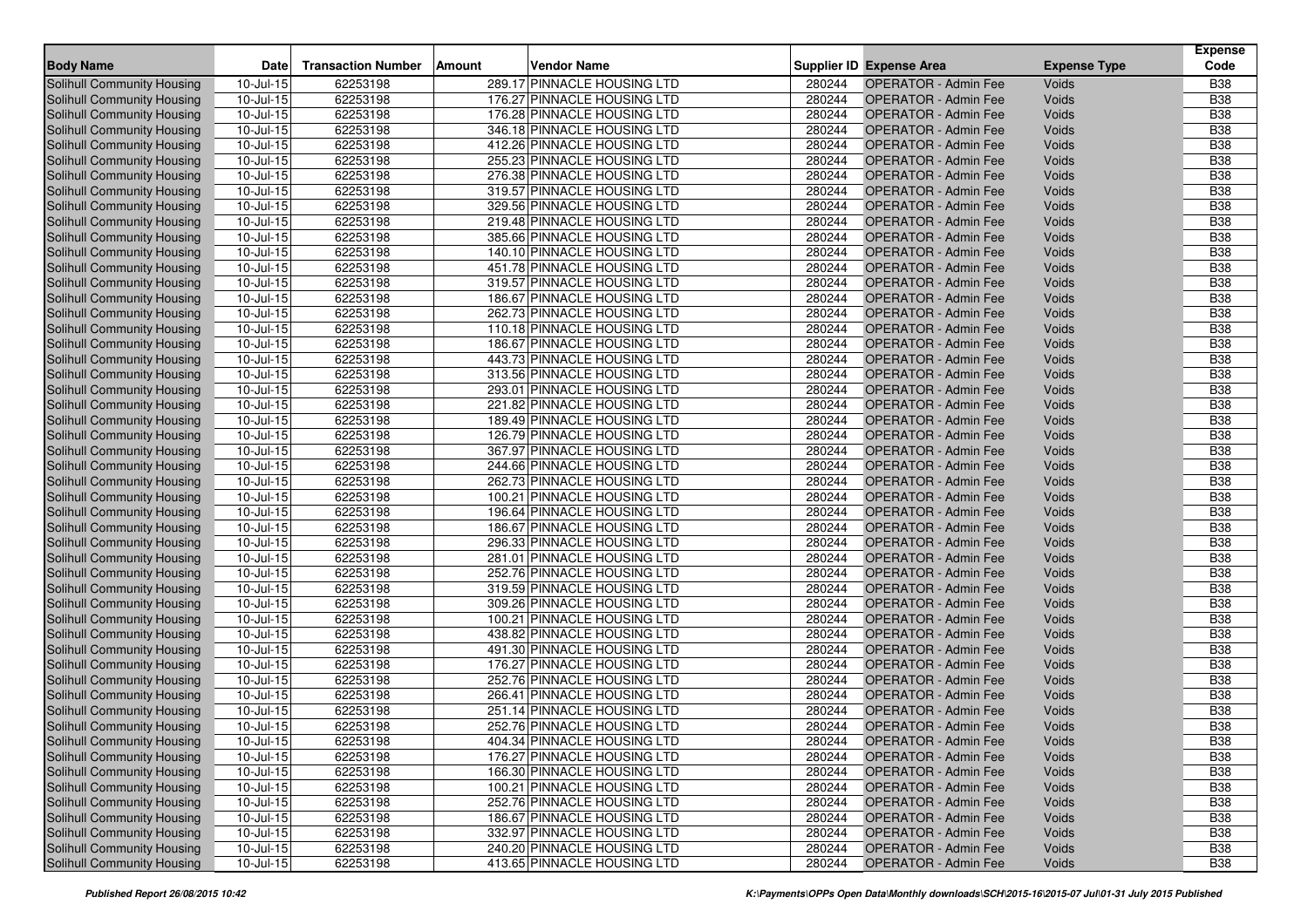| Body Name | Date | Transaction Number | Amount | Vendor Name | Supplier ID | Expense Area | Expense Type | Expense Code |
|---|---|---|---|---|---|---|---|---|
| Solihull Community Housing | 10-Jul-15 | 62253198 | 289.17 | PINNACLE HOUSING LTD | 280244 | OPERATOR - Admin Fee | Voids | B38 |
| Solihull Community Housing | 10-Jul-15 | 62253198 | 176.27 | PINNACLE HOUSING LTD | 280244 | OPERATOR - Admin Fee | Voids | B38 |
| Solihull Community Housing | 10-Jul-15 | 62253198 | 176.28 | PINNACLE HOUSING LTD | 280244 | OPERATOR - Admin Fee | Voids | B38 |
| Solihull Community Housing | 10-Jul-15 | 62253198 | 346.18 | PINNACLE HOUSING LTD | 280244 | OPERATOR - Admin Fee | Voids | B38 |
| Solihull Community Housing | 10-Jul-15 | 62253198 | 412.26 | PINNACLE HOUSING LTD | 280244 | OPERATOR - Admin Fee | Voids | B38 |
| Solihull Community Housing | 10-Jul-15 | 62253198 | 255.23 | PINNACLE HOUSING LTD | 280244 | OPERATOR - Admin Fee | Voids | B38 |
| Solihull Community Housing | 10-Jul-15 | 62253198 | 276.38 | PINNACLE HOUSING LTD | 280244 | OPERATOR - Admin Fee | Voids | B38 |
| Solihull Community Housing | 10-Jul-15 | 62253198 | 319.57 | PINNACLE HOUSING LTD | 280244 | OPERATOR - Admin Fee | Voids | B38 |
| Solihull Community Housing | 10-Jul-15 | 62253198 | 329.56 | PINNACLE HOUSING LTD | 280244 | OPERATOR - Admin Fee | Voids | B38 |
| Solihull Community Housing | 10-Jul-15 | 62253198 | 219.48 | PINNACLE HOUSING LTD | 280244 | OPERATOR - Admin Fee | Voids | B38 |
| Solihull Community Housing | 10-Jul-15 | 62253198 | 385.66 | PINNACLE HOUSING LTD | 280244 | OPERATOR - Admin Fee | Voids | B38 |
| Solihull Community Housing | 10-Jul-15 | 62253198 | 140.10 | PINNACLE HOUSING LTD | 280244 | OPERATOR - Admin Fee | Voids | B38 |
| Solihull Community Housing | 10-Jul-15 | 62253198 | 451.78 | PINNACLE HOUSING LTD | 280244 | OPERATOR - Admin Fee | Voids | B38 |
| Solihull Community Housing | 10-Jul-15 | 62253198 | 319.57 | PINNACLE HOUSING LTD | 280244 | OPERATOR - Admin Fee | Voids | B38 |
| Solihull Community Housing | 10-Jul-15 | 62253198 | 186.67 | PINNACLE HOUSING LTD | 280244 | OPERATOR - Admin Fee | Voids | B38 |
| Solihull Community Housing | 10-Jul-15 | 62253198 | 262.73 | PINNACLE HOUSING LTD | 280244 | OPERATOR - Admin Fee | Voids | B38 |
| Solihull Community Housing | 10-Jul-15 | 62253198 | 110.18 | PINNACLE HOUSING LTD | 280244 | OPERATOR - Admin Fee | Voids | B38 |
| Solihull Community Housing | 10-Jul-15 | 62253198 | 186.67 | PINNACLE HOUSING LTD | 280244 | OPERATOR - Admin Fee | Voids | B38 |
| Solihull Community Housing | 10-Jul-15 | 62253198 | 443.73 | PINNACLE HOUSING LTD | 280244 | OPERATOR - Admin Fee | Voids | B38 |
| Solihull Community Housing | 10-Jul-15 | 62253198 | 313.56 | PINNACLE HOUSING LTD | 280244 | OPERATOR - Admin Fee | Voids | B38 |
| Solihull Community Housing | 10-Jul-15 | 62253198 | 293.01 | PINNACLE HOUSING LTD | 280244 | OPERATOR - Admin Fee | Voids | B38 |
| Solihull Community Housing | 10-Jul-15 | 62253198 | 221.82 | PINNACLE HOUSING LTD | 280244 | OPERATOR - Admin Fee | Voids | B38 |
| Solihull Community Housing | 10-Jul-15 | 62253198 | 189.49 | PINNACLE HOUSING LTD | 280244 | OPERATOR - Admin Fee | Voids | B38 |
| Solihull Community Housing | 10-Jul-15 | 62253198 | 126.79 | PINNACLE HOUSING LTD | 280244 | OPERATOR - Admin Fee | Voids | B38 |
| Solihull Community Housing | 10-Jul-15 | 62253198 | 367.97 | PINNACLE HOUSING LTD | 280244 | OPERATOR - Admin Fee | Voids | B38 |
| Solihull Community Housing | 10-Jul-15 | 62253198 | 244.66 | PINNACLE HOUSING LTD | 280244 | OPERATOR - Admin Fee | Voids | B38 |
| Solihull Community Housing | 10-Jul-15 | 62253198 | 262.73 | PINNACLE HOUSING LTD | 280244 | OPERATOR - Admin Fee | Voids | B38 |
| Solihull Community Housing | 10-Jul-15 | 62253198 | 100.21 | PINNACLE HOUSING LTD | 280244 | OPERATOR - Admin Fee | Voids | B38 |
| Solihull Community Housing | 10-Jul-15 | 62253198 | 196.64 | PINNACLE HOUSING LTD | 280244 | OPERATOR - Admin Fee | Voids | B38 |
| Solihull Community Housing | 10-Jul-15 | 62253198 | 186.67 | PINNACLE HOUSING LTD | 280244 | OPERATOR - Admin Fee | Voids | B38 |
| Solihull Community Housing | 10-Jul-15 | 62253198 | 296.33 | PINNACLE HOUSING LTD | 280244 | OPERATOR - Admin Fee | Voids | B38 |
| Solihull Community Housing | 10-Jul-15 | 62253198 | 281.01 | PINNACLE HOUSING LTD | 280244 | OPERATOR - Admin Fee | Voids | B38 |
| Solihull Community Housing | 10-Jul-15 | 62253198 | 252.76 | PINNACLE HOUSING LTD | 280244 | OPERATOR - Admin Fee | Voids | B38 |
| Solihull Community Housing | 10-Jul-15 | 62253198 | 319.59 | PINNACLE HOUSING LTD | 280244 | OPERATOR - Admin Fee | Voids | B38 |
| Solihull Community Housing | 10-Jul-15 | 62253198 | 309.26 | PINNACLE HOUSING LTD | 280244 | OPERATOR - Admin Fee | Voids | B38 |
| Solihull Community Housing | 10-Jul-15 | 62253198 | 100.21 | PINNACLE HOUSING LTD | 280244 | OPERATOR - Admin Fee | Voids | B38 |
| Solihull Community Housing | 10-Jul-15 | 62253198 | 438.82 | PINNACLE HOUSING LTD | 280244 | OPERATOR - Admin Fee | Voids | B38 |
| Solihull Community Housing | 10-Jul-15 | 62253198 | 491.30 | PINNACLE HOUSING LTD | 280244 | OPERATOR - Admin Fee | Voids | B38 |
| Solihull Community Housing | 10-Jul-15 | 62253198 | 176.27 | PINNACLE HOUSING LTD | 280244 | OPERATOR - Admin Fee | Voids | B38 |
| Solihull Community Housing | 10-Jul-15 | 62253198 | 252.76 | PINNACLE HOUSING LTD | 280244 | OPERATOR - Admin Fee | Voids | B38 |
| Solihull Community Housing | 10-Jul-15 | 62253198 | 266.41 | PINNACLE HOUSING LTD | 280244 | OPERATOR - Admin Fee | Voids | B38 |
| Solihull Community Housing | 10-Jul-15 | 62253198 | 251.14 | PINNACLE HOUSING LTD | 280244 | OPERATOR - Admin Fee | Voids | B38 |
| Solihull Community Housing | 10-Jul-15 | 62253198 | 252.76 | PINNACLE HOUSING LTD | 280244 | OPERATOR - Admin Fee | Voids | B38 |
| Solihull Community Housing | 10-Jul-15 | 62253198 | 404.34 | PINNACLE HOUSING LTD | 280244 | OPERATOR - Admin Fee | Voids | B38 |
| Solihull Community Housing | 10-Jul-15 | 62253198 | 176.27 | PINNACLE HOUSING LTD | 280244 | OPERATOR - Admin Fee | Voids | B38 |
| Solihull Community Housing | 10-Jul-15 | 62253198 | 166.30 | PINNACLE HOUSING LTD | 280244 | OPERATOR - Admin Fee | Voids | B38 |
| Solihull Community Housing | 10-Jul-15 | 62253198 | 100.21 | PINNACLE HOUSING LTD | 280244 | OPERATOR - Admin Fee | Voids | B38 |
| Solihull Community Housing | 10-Jul-15 | 62253198 | 252.76 | PINNACLE HOUSING LTD | 280244 | OPERATOR - Admin Fee | Voids | B38 |
| Solihull Community Housing | 10-Jul-15 | 62253198 | 186.67 | PINNACLE HOUSING LTD | 280244 | OPERATOR - Admin Fee | Voids | B38 |
| Solihull Community Housing | 10-Jul-15 | 62253198 | 332.97 | PINNACLE HOUSING LTD | 280244 | OPERATOR - Admin Fee | Voids | B38 |
| Solihull Community Housing | 10-Jul-15 | 62253198 | 240.20 | PINNACLE HOUSING LTD | 280244 | OPERATOR - Admin Fee | Voids | B38 |
| Solihull Community Housing | 10-Jul-15 | 62253198 | 413.65 | PINNACLE HOUSING LTD | 280244 | OPERATOR - Admin Fee | Voids | B38 |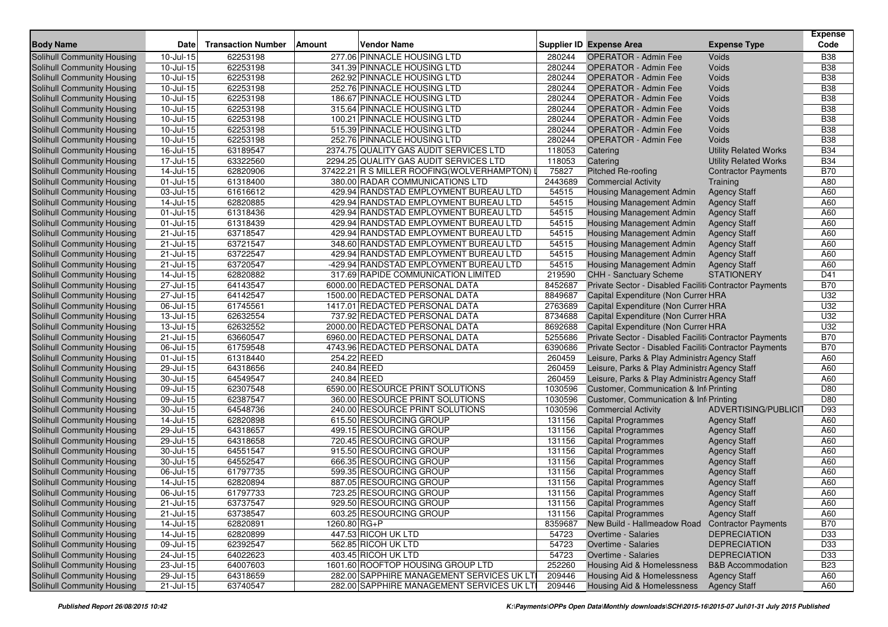| Body Name | Date | Transaction Number | Amount | Vendor Name | Supplier ID | Expense Area | Expense Type | Expense Code |
|---|---|---|---|---|---|---|---|---|
| Solihull Community Housing | 10-Jul-15 | 62253198 | 277.06 | PINNACLE HOUSING LTD | 280244 | OPERATOR - Admin Fee | Voids | B38 |
| Solihull Community Housing | 10-Jul-15 | 62253198 | 341.39 | PINNACLE HOUSING LTD | 280244 | OPERATOR - Admin Fee | Voids | B38 |
| Solihull Community Housing | 10-Jul-15 | 62253198 | 262.92 | PINNACLE HOUSING LTD | 280244 | OPERATOR - Admin Fee | Voids | B38 |
| Solihull Community Housing | 10-Jul-15 | 62253198 | 252.76 | PINNACLE HOUSING LTD | 280244 | OPERATOR - Admin Fee | Voids | B38 |
| Solihull Community Housing | 10-Jul-15 | 62253198 | 186.67 | PINNACLE HOUSING LTD | 280244 | OPERATOR - Admin Fee | Voids | B38 |
| Solihull Community Housing | 10-Jul-15 | 62253198 | 315.64 | PINNACLE HOUSING LTD | 280244 | OPERATOR - Admin Fee | Voids | B38 |
| Solihull Community Housing | 10-Jul-15 | 62253198 | 100.21 | PINNACLE HOUSING LTD | 280244 | OPERATOR - Admin Fee | Voids | B38 |
| Solihull Community Housing | 10-Jul-15 | 62253198 | 515.39 | PINNACLE HOUSING LTD | 280244 | OPERATOR - Admin Fee | Voids | B38 |
| Solihull Community Housing | 10-Jul-15 | 62253198 | 252.76 | PINNACLE HOUSING LTD | 280244 | OPERATOR - Admin Fee | Voids | B38 |
| Solihull Community Housing | 16-Jul-15 | 63189547 | 2374.75 | QUALITY GAS AUDIT SERVICES LTD | 118053 | Catering | Utility Related Works | B34 |
| Solihull Community Housing | 17-Jul-15 | 63322560 | 2294.25 | QUALITY GAS AUDIT SERVICES LTD | 118053 | Catering | Utility Related Works | B34 |
| Solihull Community Housing | 14-Jul-15 | 62820906 | 37422.21 | R S MILLER ROOFING(WOLVERHAMPTON) | 75827 | Pitched Re-roofing | Contractor Payments | B70 |
| Solihull Community Housing | 01-Jul-15 | 61318400 | 380.00 | RADAR COMMUNICATIONS LTD | 2443689 | Commercial Activity | Training | A80 |
| Solihull Community Housing | 03-Jul-15 | 61616612 | 429.94 | RANDSTAD EMPLOYMENT BUREAU LTD | 54515 | Housing Management Admin | Agency Staff | A60 |
| Solihull Community Housing | 14-Jul-15 | 62820885 | 429.94 | RANDSTAD EMPLOYMENT BUREAU LTD | 54515 | Housing Management Admin | Agency Staff | A60 |
| Solihull Community Housing | 01-Jul-15 | 61318436 | 429.94 | RANDSTAD EMPLOYMENT BUREAU LTD | 54515 | Housing Management Admin | Agency Staff | A60 |
| Solihull Community Housing | 01-Jul-15 | 61318439 | 429.94 | RANDSTAD EMPLOYMENT BUREAU LTD | 54515 | Housing Management Admin | Agency Staff | A60 |
| Solihull Community Housing | 21-Jul-15 | 63718547 | 429.94 | RANDSTAD EMPLOYMENT BUREAU LTD | 54515 | Housing Management Admin | Agency Staff | A60 |
| Solihull Community Housing | 21-Jul-15 | 63721547 | 348.60 | RANDSTAD EMPLOYMENT BUREAU LTD | 54515 | Housing Management Admin | Agency Staff | A60 |
| Solihull Community Housing | 21-Jul-15 | 63722547 | 429.94 | RANDSTAD EMPLOYMENT BUREAU LTD | 54515 | Housing Management Admin | Agency Staff | A60 |
| Solihull Community Housing | 21-Jul-15 | 63720547 | -429.94 | RANDSTAD EMPLOYMENT BUREAU LTD | 54515 | Housing Management Admin | Agency Staff | A60 |
| Solihull Community Housing | 14-Jul-15 | 62820882 | 317.69 | RAPIDE COMMUNICATION LIMITED | 219590 | CHH - Sanctuary Scheme | STATIONERY | D41 |
| Solihull Community Housing | 27-Jul-15 | 64143547 | 6000.00 | REDACTED PERSONAL DATA | 8452687 | Private Sector - Disabled Faciliti | Contractor Payments | B70 |
| Solihull Community Housing | 27-Jul-15 | 64142547 | 1500.00 | REDACTED PERSONAL DATA | 8849687 | Capital Expenditure (Non Curren | HRA | U32 |
| Solihull Community Housing | 06-Jul-15 | 61745561 | 1417.01 | REDACTED PERSONAL DATA | 2763689 | Capital Expenditure (Non Curren | HRA | U32 |
| Solihull Community Housing | 13-Jul-15 | 62632554 | 737.92 | REDACTED PERSONAL DATA | 8734688 | Capital Expenditure (Non Curren | HRA | U32 |
| Solihull Community Housing | 13-Jul-15 | 62632552 | 2000.00 | REDACTED PERSONAL DATA | 8692688 | Capital Expenditure (Non Curren | HRA | U32 |
| Solihull Community Housing | 21-Jul-15 | 63660547 | 6960.00 | REDACTED PERSONAL DATA | 5255686 | Private Sector - Disabled Faciliti | Contractor Payments | B70 |
| Solihull Community Housing | 06-Jul-15 | 61759548 | 4743.96 | REDACTED PERSONAL DATA | 6390686 | Private Sector - Disabled Faciliti | Contractor Payments | B70 |
| Solihull Community Housing | 01-Jul-15 | 61318440 | 254.22 | REED | 260459 | Leisure, Parks & Play Administra | Agency Staff | A60 |
| Solihull Community Housing | 29-Jul-15 | 64318656 | 240.84 | REED | 260459 | Leisure, Parks & Play Administra | Agency Staff | A60 |
| Solihull Community Housing | 30-Jul-15 | 64549547 | 240.84 | REED | 260459 | Leisure, Parks & Play Administra | Agency Staff | A60 |
| Solihull Community Housing | 09-Jul-15 | 62307548 | 6590.00 | RESOURCE PRINT SOLUTIONS | 1030596 | Customer, Communication & Inf | Printing | D80 |
| Solihull Community Housing | 09-Jul-15 | 62387547 | 360.00 | RESOURCE PRINT SOLUTIONS | 1030596 | Customer, Communication & Inf | Printing | D80 |
| Solihull Community Housing | 30-Jul-15 | 64548736 | 240.00 | RESOURCE PRINT SOLUTIONS | 1030596 | Commercial Activity | ADVERTISING/PUBLICIT | D93 |
| Solihull Community Housing | 14-Jul-15 | 62820898 | 615.50 | RESOURCING GROUP | 131156 | Capital Programmes | Agency Staff | A60 |
| Solihull Community Housing | 29-Jul-15 | 64318657 | 499.15 | RESOURCING GROUP | 131156 | Capital Programmes | Agency Staff | A60 |
| Solihull Community Housing | 29-Jul-15 | 64318658 | 720.45 | RESOURCING GROUP | 131156 | Capital Programmes | Agency Staff | A60 |
| Solihull Community Housing | 30-Jul-15 | 64551547 | 915.50 | RESOURCING GROUP | 131156 | Capital Programmes | Agency Staff | A60 |
| Solihull Community Housing | 30-Jul-15 | 64552547 | 666.35 | RESOURCING GROUP | 131156 | Capital Programmes | Agency Staff | A60 |
| Solihull Community Housing | 06-Jul-15 | 61797735 | 599.35 | RESOURCING GROUP | 131156 | Capital Programmes | Agency Staff | A60 |
| Solihull Community Housing | 14-Jul-15 | 62820894 | 887.05 | RESOURCING GROUP | 131156 | Capital Programmes | Agency Staff | A60 |
| Solihull Community Housing | 06-Jul-15 | 61797733 | 723.25 | RESOURCING GROUP | 131156 | Capital Programmes | Agency Staff | A60 |
| Solihull Community Housing | 21-Jul-15 | 63737547 | 929.50 | RESOURCING GROUP | 131156 | Capital Programmes | Agency Staff | A60 |
| Solihull Community Housing | 21-Jul-15 | 63738547 | 603.25 | RESOURCING GROUP | 131156 | Capital Programmes | Agency Staff | A60 |
| Solihull Community Housing | 14-Jul-15 | 62820891 | 1260.80 | RG+P | 8359687 | New Build - Hallmeadow Road | Contractor Payments | B70 |
| Solihull Community Housing | 14-Jul-15 | 62820899 | 447.53 | RICOH UK LTD | 54723 | Overtime - Salaries | DEPRECIATION | D33 |
| Solihull Community Housing | 09-Jul-15 | 62392547 | 562.85 | RICOH UK LTD | 54723 | Overtime - Salaries | DEPRECIATION | D33 |
| Solihull Community Housing | 24-Jul-15 | 64022623 | 403.45 | RICOH UK LTD | 54723 | Overtime - Salaries | DEPRECIATION | D33 |
| Solihull Community Housing | 23-Jul-15 | 64007603 | 1601.60 | ROOFTOP HOUSING GROUP LTD | 252260 | Housing Aid & Homelessness | B&B Accommodation | B23 |
| Solihull Community Housing | 29-Jul-15 | 64318659 | 282.00 | SAPPHIRE MANAGEMENT SERVICES UK LT | 209446 | Housing Aid & Homelessness | Agency Staff | A60 |
| Solihull Community Housing | 21-Jul-15 | 63740547 | 282.00 | SAPPHIRE MANAGEMENT SERVICES UK LT | 209446 | Housing Aid & Homelessness | Agency Staff | A60 |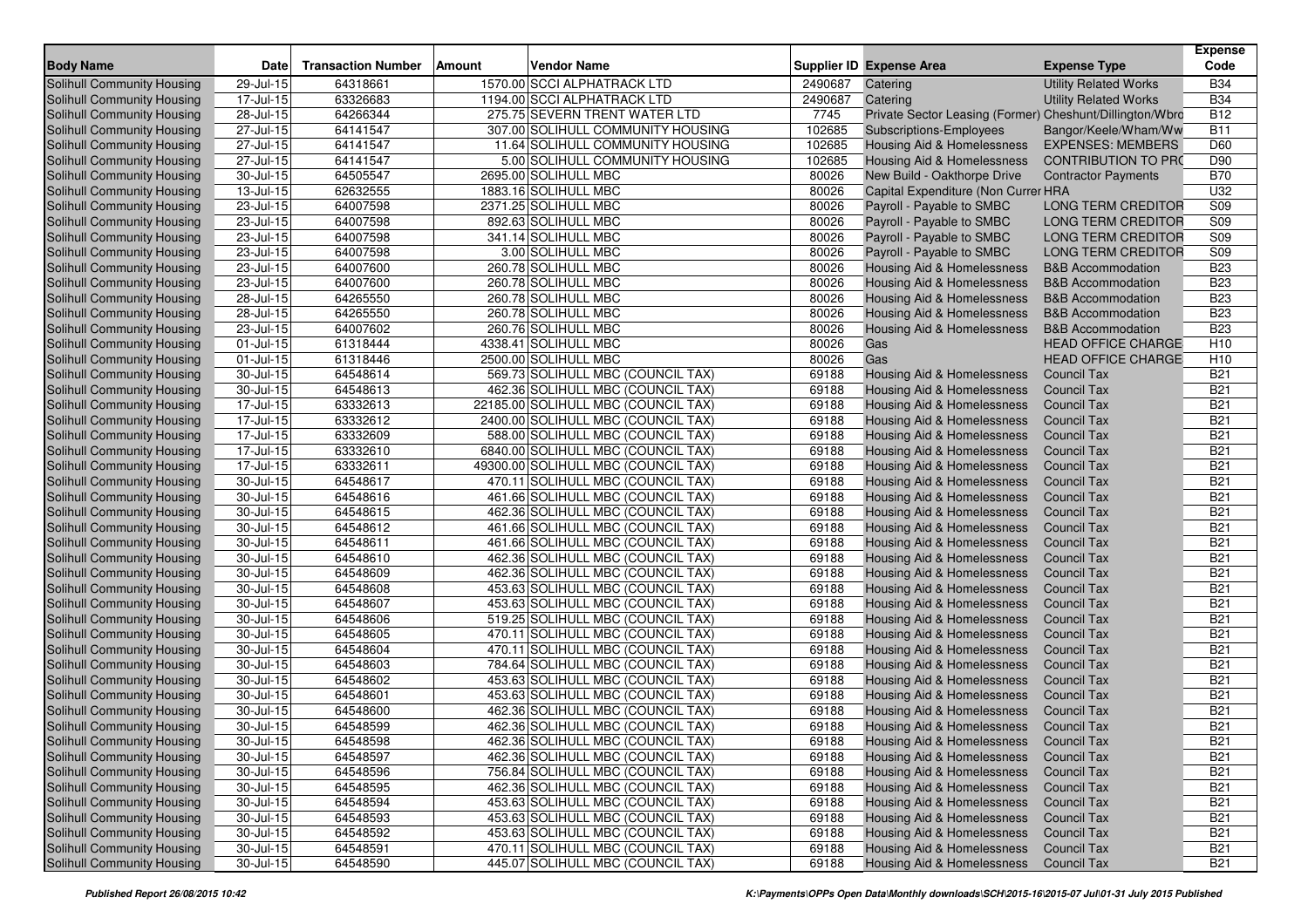| Body Name | Date | Transaction Number | Amount | Vendor Name | Supplier ID | Expense Area | Expense Type | Expense Code |
|---|---|---|---|---|---|---|---|---|
| Solihull Community Housing | 29-Jul-15 | 64318661 | 1570.00 | SCCI ALPHATRACK LTD | 2490687 | Catering | Utility Related Works | B34 |
| Solihull Community Housing | 17-Jul-15 | 63326683 | 1194.00 | SCCI ALPHATRACK LTD | 2490687 | Catering | Utility Related Works | B34 |
| Solihull Community Housing | 28-Jul-15 | 64266344 | 275.75 | SEVERN TRENT WATER LTD | 7745 | Private Sector Leasing (Former) | Cheshunt/Dillington/Wbro | B12 |
| Solihull Community Housing | 27-Jul-15 | 64141547 | 307.00 | SOLIHULL COMMUNITY HOUSING | 102685 | Subscriptions-Employees | Bangor/Keele/Wham/Ww | B11 |
| Solihull Community Housing | 27-Jul-15 | 64141547 | 11.64 | SOLIHULL COMMUNITY HOUSING | 102685 | Housing Aid & Homelessness | EXPENSES: MEMBERS | D60 |
| Solihull Community Housing | 27-Jul-15 | 64141547 | 5.00 | SOLIHULL COMMUNITY HOUSING | 102685 | Housing Aid & Homelessness | CONTRIBUTION TO PRO | D90 |
| Solihull Community Housing | 30-Jul-15 | 64505547 | 2695.00 | SOLIHULL MBC | 80026 | New Build - Oakthorpe Drive | Contractor Payments | B70 |
| Solihull Community Housing | 13-Jul-15 | 62632555 | 1883.16 | SOLIHULL MBC | 80026 | Capital Expenditure (Non Curren | HRA | U32 |
| Solihull Community Housing | 23-Jul-15 | 64007598 | 2371.25 | SOLIHULL MBC | 80026 | Payroll - Payable to SMBC | LONG TERM CREDITOR | S09 |
| Solihull Community Housing | 23-Jul-15 | 64007598 | 892.63 | SOLIHULL MBC | 80026 | Payroll - Payable to SMBC | LONG TERM CREDITOR | S09 |
| Solihull Community Housing | 23-Jul-15 | 64007598 | 341.14 | SOLIHULL MBC | 80026 | Payroll - Payable to SMBC | LONG TERM CREDITOR | S09 |
| Solihull Community Housing | 23-Jul-15 | 64007598 | 3.00 | SOLIHULL MBC | 80026 | Payroll - Payable to SMBC | LONG TERM CREDITOR | S09 |
| Solihull Community Housing | 23-Jul-15 | 64007600 | 260.78 | SOLIHULL MBC | 80026 | Housing Aid & Homelessness | B&B Accommodation | B23 |
| Solihull Community Housing | 23-Jul-15 | 64007600 | 260.78 | SOLIHULL MBC | 80026 | Housing Aid & Homelessness | B&B Accommodation | B23 |
| Solihull Community Housing | 28-Jul-15 | 64265550 | 260.78 | SOLIHULL MBC | 80026 | Housing Aid & Homelessness | B&B Accommodation | B23 |
| Solihull Community Housing | 28-Jul-15 | 64265550 | 260.78 | SOLIHULL MBC | 80026 | Housing Aid & Homelessness | B&B Accommodation | B23 |
| Solihull Community Housing | 23-Jul-15 | 64007602 | 260.76 | SOLIHULL MBC | 80026 | Housing Aid & Homelessness | B&B Accommodation | B23 |
| Solihull Community Housing | 01-Jul-15 | 61318444 | 4338.41 | SOLIHULL MBC | 80026 | Gas | HEAD OFFICE CHARGE | H10 |
| Solihull Community Housing | 01-Jul-15 | 61318446 | 2500.00 | SOLIHULL MBC | 80026 | Gas | HEAD OFFICE CHARGE | H10 |
| Solihull Community Housing | 30-Jul-15 | 64548614 | 569.73 | SOLIHULL MBC (COUNCIL TAX) | 69188 | Housing Aid & Homelessness | Council Tax | B21 |
| Solihull Community Housing | 30-Jul-15 | 64548613 | 462.36 | SOLIHULL MBC (COUNCIL TAX) | 69188 | Housing Aid & Homelessness | Council Tax | B21 |
| Solihull Community Housing | 17-Jul-15 | 63332613 | 22185.00 | SOLIHULL MBC (COUNCIL TAX) | 69188 | Housing Aid & Homelessness | Council Tax | B21 |
| Solihull Community Housing | 17-Jul-15 | 63332612 | 2400.00 | SOLIHULL MBC (COUNCIL TAX) | 69188 | Housing Aid & Homelessness | Council Tax | B21 |
| Solihull Community Housing | 17-Jul-15 | 63332609 | 588.00 | SOLIHULL MBC (COUNCIL TAX) | 69188 | Housing Aid & Homelessness | Council Tax | B21 |
| Solihull Community Housing | 17-Jul-15 | 63332610 | 6840.00 | SOLIHULL MBC (COUNCIL TAX) | 69188 | Housing Aid & Homelessness | Council Tax | B21 |
| Solihull Community Housing | 17-Jul-15 | 63332611 | 49300.00 | SOLIHULL MBC (COUNCIL TAX) | 69188 | Housing Aid & Homelessness | Council Tax | B21 |
| Solihull Community Housing | 30-Jul-15 | 64548617 | 470.11 | SOLIHULL MBC (COUNCIL TAX) | 69188 | Housing Aid & Homelessness | Council Tax | B21 |
| Solihull Community Housing | 30-Jul-15 | 64548616 | 461.66 | SOLIHULL MBC (COUNCIL TAX) | 69188 | Housing Aid & Homelessness | Council Tax | B21 |
| Solihull Community Housing | 30-Jul-15 | 64548615 | 462.36 | SOLIHULL MBC (COUNCIL TAX) | 69188 | Housing Aid & Homelessness | Council Tax | B21 |
| Solihull Community Housing | 30-Jul-15 | 64548612 | 461.66 | SOLIHULL MBC (COUNCIL TAX) | 69188 | Housing Aid & Homelessness | Council Tax | B21 |
| Solihull Community Housing | 30-Jul-15 | 64548611 | 461.66 | SOLIHULL MBC (COUNCIL TAX) | 69188 | Housing Aid & Homelessness | Council Tax | B21 |
| Solihull Community Housing | 30-Jul-15 | 64548610 | 462.36 | SOLIHULL MBC (COUNCIL TAX) | 69188 | Housing Aid & Homelessness | Council Tax | B21 |
| Solihull Community Housing | 30-Jul-15 | 64548609 | 462.36 | SOLIHULL MBC (COUNCIL TAX) | 69188 | Housing Aid & Homelessness | Council Tax | B21 |
| Solihull Community Housing | 30-Jul-15 | 64548608 | 453.63 | SOLIHULL MBC (COUNCIL TAX) | 69188 | Housing Aid & Homelessness | Council Tax | B21 |
| Solihull Community Housing | 30-Jul-15 | 64548607 | 453.63 | SOLIHULL MBC (COUNCIL TAX) | 69188 | Housing Aid & Homelessness | Council Tax | B21 |
| Solihull Community Housing | 30-Jul-15 | 64548606 | 519.25 | SOLIHULL MBC (COUNCIL TAX) | 69188 | Housing Aid & Homelessness | Council Tax | B21 |
| Solihull Community Housing | 30-Jul-15 | 64548605 | 470.11 | SOLIHULL MBC (COUNCIL TAX) | 69188 | Housing Aid & Homelessness | Council Tax | B21 |
| Solihull Community Housing | 30-Jul-15 | 64548604 | 470.11 | SOLIHULL MBC (COUNCIL TAX) | 69188 | Housing Aid & Homelessness | Council Tax | B21 |
| Solihull Community Housing | 30-Jul-15 | 64548603 | 784.64 | SOLIHULL MBC (COUNCIL TAX) | 69188 | Housing Aid & Homelessness | Council Tax | B21 |
| Solihull Community Housing | 30-Jul-15 | 64548602 | 453.63 | SOLIHULL MBC (COUNCIL TAX) | 69188 | Housing Aid & Homelessness | Council Tax | B21 |
| Solihull Community Housing | 30-Jul-15 | 64548601 | 453.63 | SOLIHULL MBC (COUNCIL TAX) | 69188 | Housing Aid & Homelessness | Council Tax | B21 |
| Solihull Community Housing | 30-Jul-15 | 64548600 | 462.36 | SOLIHULL MBC (COUNCIL TAX) | 69188 | Housing Aid & Homelessness | Council Tax | B21 |
| Solihull Community Housing | 30-Jul-15 | 64548599 | 462.36 | SOLIHULL MBC (COUNCIL TAX) | 69188 | Housing Aid & Homelessness | Council Tax | B21 |
| Solihull Community Housing | 30-Jul-15 | 64548598 | 462.36 | SOLIHULL MBC (COUNCIL TAX) | 69188 | Housing Aid & Homelessness | Council Tax | B21 |
| Solihull Community Housing | 30-Jul-15 | 64548597 | 462.36 | SOLIHULL MBC (COUNCIL TAX) | 69188 | Housing Aid & Homelessness | Council Tax | B21 |
| Solihull Community Housing | 30-Jul-15 | 64548596 | 756.84 | SOLIHULL MBC (COUNCIL TAX) | 69188 | Housing Aid & Homelessness | Council Tax | B21 |
| Solihull Community Housing | 30-Jul-15 | 64548595 | 462.36 | SOLIHULL MBC (COUNCIL TAX) | 69188 | Housing Aid & Homelessness | Council Tax | B21 |
| Solihull Community Housing | 30-Jul-15 | 64548594 | 453.63 | SOLIHULL MBC (COUNCIL TAX) | 69188 | Housing Aid & Homelessness | Council Tax | B21 |
| Solihull Community Housing | 30-Jul-15 | 64548593 | 453.63 | SOLIHULL MBC (COUNCIL TAX) | 69188 | Housing Aid & Homelessness | Council Tax | B21 |
| Solihull Community Housing | 30-Jul-15 | 64548592 | 453.63 | SOLIHULL MBC (COUNCIL TAX) | 69188 | Housing Aid & Homelessness | Council Tax | B21 |
| Solihull Community Housing | 30-Jul-15 | 64548591 | 470.11 | SOLIHULL MBC (COUNCIL TAX) | 69188 | Housing Aid & Homelessness | Council Tax | B21 |
| Solihull Community Housing | 30-Jul-15 | 64548590 | 445.07 | SOLIHULL MBC (COUNCIL TAX) | 69188 | Housing Aid & Homelessness | Council Tax | B21 |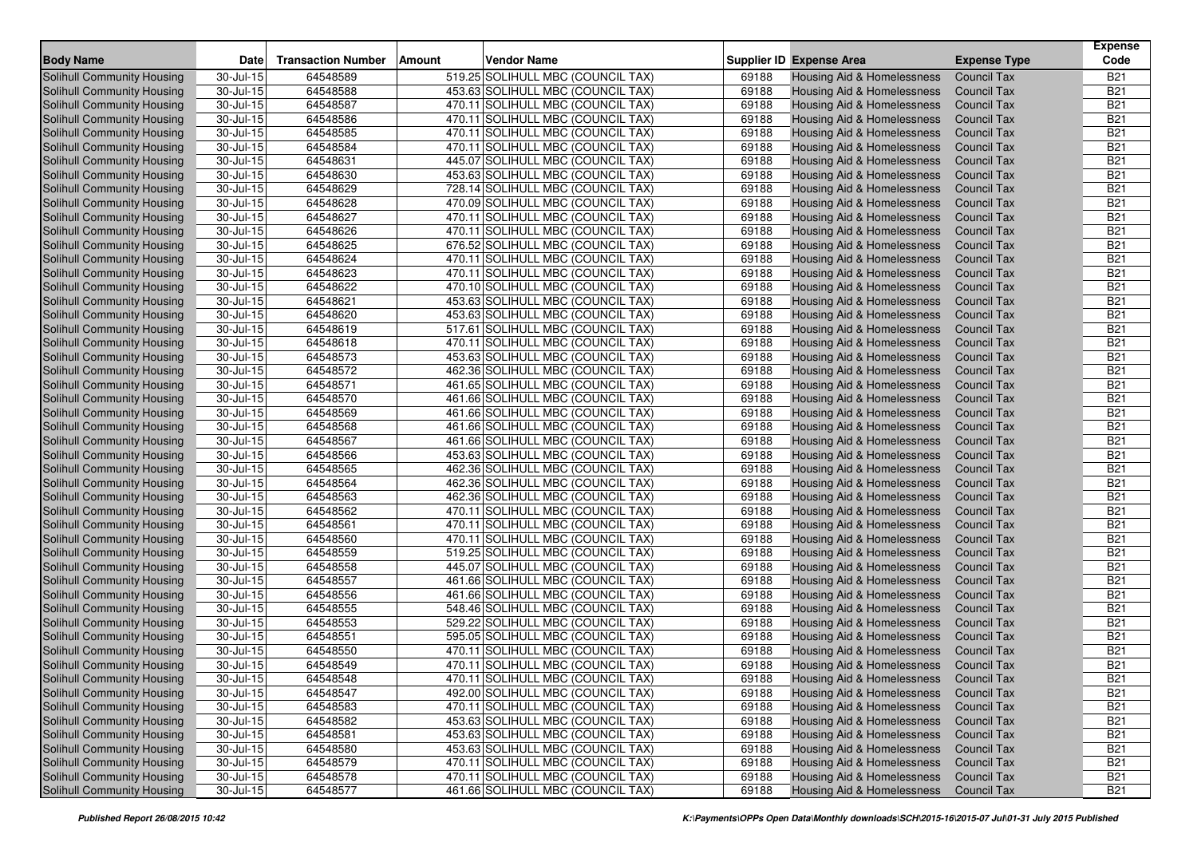| Body Name | Date | Transaction Number | Amount | Vendor Name | Supplier ID | Expense Area | Expense Type | Expense Code |
|---|---|---|---|---|---|---|---|---|
| Solihull Community Housing | 30-Jul-15 | 64548589 | 519.25 | SOLIHULL MBC (COUNCIL TAX) | 69188 | Housing Aid & Homelessness | Council Tax | B21 |
| Solihull Community Housing | 30-Jul-15 | 64548588 | 453.63 | SOLIHULL MBC (COUNCIL TAX) | 69188 | Housing Aid & Homelessness | Council Tax | B21 |
| Solihull Community Housing | 30-Jul-15 | 64548587 | 470.11 | SOLIHULL MBC (COUNCIL TAX) | 69188 | Housing Aid & Homelessness | Council Tax | B21 |
| Solihull Community Housing | 30-Jul-15 | 64548586 | 470.11 | SOLIHULL MBC (COUNCIL TAX) | 69188 | Housing Aid & Homelessness | Council Tax | B21 |
| Solihull Community Housing | 30-Jul-15 | 64548585 | 470.11 | SOLIHULL MBC (COUNCIL TAX) | 69188 | Housing Aid & Homelessness | Council Tax | B21 |
| Solihull Community Housing | 30-Jul-15 | 64548584 | 470.11 | SOLIHULL MBC (COUNCIL TAX) | 69188 | Housing Aid & Homelessness | Council Tax | B21 |
| Solihull Community Housing | 30-Jul-15 | 64548631 | 445.07 | SOLIHULL MBC (COUNCIL TAX) | 69188 | Housing Aid & Homelessness | Council Tax | B21 |
| Solihull Community Housing | 30-Jul-15 | 64548630 | 453.63 | SOLIHULL MBC (COUNCIL TAX) | 69188 | Housing Aid & Homelessness | Council Tax | B21 |
| Solihull Community Housing | 30-Jul-15 | 64548629 | 728.14 | SOLIHULL MBC (COUNCIL TAX) | 69188 | Housing Aid & Homelessness | Council Tax | B21 |
| Solihull Community Housing | 30-Jul-15 | 64548628 | 470.09 | SOLIHULL MBC (COUNCIL TAX) | 69188 | Housing Aid & Homelessness | Council Tax | B21 |
| Solihull Community Housing | 30-Jul-15 | 64548627 | 470.11 | SOLIHULL MBC (COUNCIL TAX) | 69188 | Housing Aid & Homelessness | Council Tax | B21 |
| Solihull Community Housing | 30-Jul-15 | 64548626 | 470.11 | SOLIHULL MBC (COUNCIL TAX) | 69188 | Housing Aid & Homelessness | Council Tax | B21 |
| Solihull Community Housing | 30-Jul-15 | 64548625 | 676.52 | SOLIHULL MBC (COUNCIL TAX) | 69188 | Housing Aid & Homelessness | Council Tax | B21 |
| Solihull Community Housing | 30-Jul-15 | 64548624 | 470.11 | SOLIHULL MBC (COUNCIL TAX) | 69188 | Housing Aid & Homelessness | Council Tax | B21 |
| Solihull Community Housing | 30-Jul-15 | 64548623 | 470.11 | SOLIHULL MBC (COUNCIL TAX) | 69188 | Housing Aid & Homelessness | Council Tax | B21 |
| Solihull Community Housing | 30-Jul-15 | 64548622 | 470.10 | SOLIHULL MBC (COUNCIL TAX) | 69188 | Housing Aid & Homelessness | Council Tax | B21 |
| Solihull Community Housing | 30-Jul-15 | 64548621 | 453.63 | SOLIHULL MBC (COUNCIL TAX) | 69188 | Housing Aid & Homelessness | Council Tax | B21 |
| Solihull Community Housing | 30-Jul-15 | 64548620 | 453.63 | SOLIHULL MBC (COUNCIL TAX) | 69188 | Housing Aid & Homelessness | Council Tax | B21 |
| Solihull Community Housing | 30-Jul-15 | 64548619 | 517.61 | SOLIHULL MBC (COUNCIL TAX) | 69188 | Housing Aid & Homelessness | Council Tax | B21 |
| Solihull Community Housing | 30-Jul-15 | 64548618 | 470.11 | SOLIHULL MBC (COUNCIL TAX) | 69188 | Housing Aid & Homelessness | Council Tax | B21 |
| Solihull Community Housing | 30-Jul-15 | 64548573 | 453.63 | SOLIHULL MBC (COUNCIL TAX) | 69188 | Housing Aid & Homelessness | Council Tax | B21 |
| Solihull Community Housing | 30-Jul-15 | 64548572 | 462.36 | SOLIHULL MBC (COUNCIL TAX) | 69188 | Housing Aid & Homelessness | Council Tax | B21 |
| Solihull Community Housing | 30-Jul-15 | 64548571 | 461.65 | SOLIHULL MBC (COUNCIL TAX) | 69188 | Housing Aid & Homelessness | Council Tax | B21 |
| Solihull Community Housing | 30-Jul-15 | 64548570 | 461.66 | SOLIHULL MBC (COUNCIL TAX) | 69188 | Housing Aid & Homelessness | Council Tax | B21 |
| Solihull Community Housing | 30-Jul-15 | 64548569 | 461.66 | SOLIHULL MBC (COUNCIL TAX) | 69188 | Housing Aid & Homelessness | Council Tax | B21 |
| Solihull Community Housing | 30-Jul-15 | 64548568 | 461.66 | SOLIHULL MBC (COUNCIL TAX) | 69188 | Housing Aid & Homelessness | Council Tax | B21 |
| Solihull Community Housing | 30-Jul-15 | 64548567 | 461.66 | SOLIHULL MBC (COUNCIL TAX) | 69188 | Housing Aid & Homelessness | Council Tax | B21 |
| Solihull Community Housing | 30-Jul-15 | 64548566 | 453.63 | SOLIHULL MBC (COUNCIL TAX) | 69188 | Housing Aid & Homelessness | Council Tax | B21 |
| Solihull Community Housing | 30-Jul-15 | 64548565 | 462.36 | SOLIHULL MBC (COUNCIL TAX) | 69188 | Housing Aid & Homelessness | Council Tax | B21 |
| Solihull Community Housing | 30-Jul-15 | 64548564 | 462.36 | SOLIHULL MBC (COUNCIL TAX) | 69188 | Housing Aid & Homelessness | Council Tax | B21 |
| Solihull Community Housing | 30-Jul-15 | 64548563 | 462.36 | SOLIHULL MBC (COUNCIL TAX) | 69188 | Housing Aid & Homelessness | Council Tax | B21 |
| Solihull Community Housing | 30-Jul-15 | 64548562 | 470.11 | SOLIHULL MBC (COUNCIL TAX) | 69188 | Housing Aid & Homelessness | Council Tax | B21 |
| Solihull Community Housing | 30-Jul-15 | 64548561 | 470.11 | SOLIHULL MBC (COUNCIL TAX) | 69188 | Housing Aid & Homelessness | Council Tax | B21 |
| Solihull Community Housing | 30-Jul-15 | 64548560 | 470.11 | SOLIHULL MBC (COUNCIL TAX) | 69188 | Housing Aid & Homelessness | Council Tax | B21 |
| Solihull Community Housing | 30-Jul-15 | 64548559 | 519.25 | SOLIHULL MBC (COUNCIL TAX) | 69188 | Housing Aid & Homelessness | Council Tax | B21 |
| Solihull Community Housing | 30-Jul-15 | 64548558 | 445.07 | SOLIHULL MBC (COUNCIL TAX) | 69188 | Housing Aid & Homelessness | Council Tax | B21 |
| Solihull Community Housing | 30-Jul-15 | 64548557 | 461.66 | SOLIHULL MBC (COUNCIL TAX) | 69188 | Housing Aid & Homelessness | Council Tax | B21 |
| Solihull Community Housing | 30-Jul-15 | 64548556 | 461.66 | SOLIHULL MBC (COUNCIL TAX) | 69188 | Housing Aid & Homelessness | Council Tax | B21 |
| Solihull Community Housing | 30-Jul-15 | 64548555 | 548.46 | SOLIHULL MBC (COUNCIL TAX) | 69188 | Housing Aid & Homelessness | Council Tax | B21 |
| Solihull Community Housing | 30-Jul-15 | 64548553 | 529.22 | SOLIHULL MBC (COUNCIL TAX) | 69188 | Housing Aid & Homelessness | Council Tax | B21 |
| Solihull Community Housing | 30-Jul-15 | 64548551 | 595.05 | SOLIHULL MBC (COUNCIL TAX) | 69188 | Housing Aid & Homelessness | Council Tax | B21 |
| Solihull Community Housing | 30-Jul-15 | 64548550 | 470.11 | SOLIHULL MBC (COUNCIL TAX) | 69188 | Housing Aid & Homelessness | Council Tax | B21 |
| Solihull Community Housing | 30-Jul-15 | 64548549 | 470.11 | SOLIHULL MBC (COUNCIL TAX) | 69188 | Housing Aid & Homelessness | Council Tax | B21 |
| Solihull Community Housing | 30-Jul-15 | 64548548 | 470.11 | SOLIHULL MBC (COUNCIL TAX) | 69188 | Housing Aid & Homelessness | Council Tax | B21 |
| Solihull Community Housing | 30-Jul-15 | 64548547 | 492.00 | SOLIHULL MBC (COUNCIL TAX) | 69188 | Housing Aid & Homelessness | Council Tax | B21 |
| Solihull Community Housing | 30-Jul-15 | 64548583 | 470.11 | SOLIHULL MBC (COUNCIL TAX) | 69188 | Housing Aid & Homelessness | Council Tax | B21 |
| Solihull Community Housing | 30-Jul-15 | 64548582 | 453.63 | SOLIHULL MBC (COUNCIL TAX) | 69188 | Housing Aid & Homelessness | Council Tax | B21 |
| Solihull Community Housing | 30-Jul-15 | 64548581 | 453.63 | SOLIHULL MBC (COUNCIL TAX) | 69188 | Housing Aid & Homelessness | Council Tax | B21 |
| Solihull Community Housing | 30-Jul-15 | 64548580 | 453.63 | SOLIHULL MBC (COUNCIL TAX) | 69188 | Housing Aid & Homelessness | Council Tax | B21 |
| Solihull Community Housing | 30-Jul-15 | 64548579 | 470.11 | SOLIHULL MBC (COUNCIL TAX) | 69188 | Housing Aid & Homelessness | Council Tax | B21 |
| Solihull Community Housing | 30-Jul-15 | 64548578 | 470.11 | SOLIHULL MBC (COUNCIL TAX) | 69188 | Housing Aid & Homelessness | Council Tax | B21 |
| Solihull Community Housing | 30-Jul-15 | 64548577 | 461.66 | SOLIHULL MBC (COUNCIL TAX) | 69188 | Housing Aid & Homelessness | Council Tax | B21 |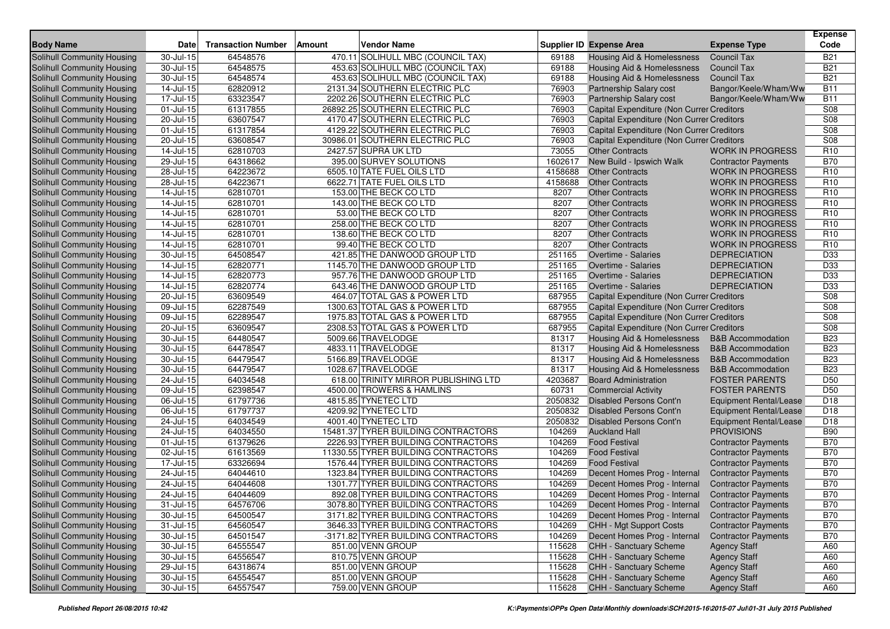| Body Name | Date | Transaction Number | Amount | Vendor Name | Supplier ID | Expense Area | Expense Type | Expense Code |
|---|---|---|---|---|---|---|---|---|
| Solihull Community Housing | 30-Jul-15 | 64548576 | 470.11 | SOLIHULL MBC (COUNCIL TAX) | 69188 | Housing Aid & Homelessness | Council Tax | B21 |
| Solihull Community Housing | 30-Jul-15 | 64548575 | 453.63 | SOLIHULL MBC (COUNCIL TAX) | 69188 | Housing Aid & Homelessness | Council Tax | B21 |
| Solihull Community Housing | 30-Jul-15 | 64548574 | 453.63 | SOLIHULL MBC (COUNCIL TAX) | 69188 | Housing Aid & Homelessness | Council Tax | B21 |
| Solihull Community Housing | 14-Jul-15 | 62820912 | 2131.34 | SOUTHERN ELECTRIC PLC | 76903 | Partnership Salary cost | Bangor/Keele/Wham/Ww | B11 |
| Solihull Community Housing | 17-Jul-15 | 63323547 | 2202.26 | SOUTHERN ELECTRIC PLC | 76903 | Partnership Salary cost | Bangor/Keele/Wham/Ww | B11 |
| Solihull Community Housing | 01-Jul-15 | 61317855 | 26892.25 | SOUTHERN ELECTRIC PLC | 76903 | Capital Expenditure (Non Currer Creditors | | S08 |
| Solihull Community Housing | 20-Jul-15 | 63607547 | 4170.47 | SOUTHERN ELECTRIC PLC | 76903 | Capital Expenditure (Non Currer Creditors | | S08 |
| Solihull Community Housing | 01-Jul-15 | 61317854 | 4129.22 | SOUTHERN ELECTRIC PLC | 76903 | Capital Expenditure (Non Currer Creditors | | S08 |
| Solihull Community Housing | 20-Jul-15 | 63608547 | 30986.01 | SOUTHERN ELECTRIC PLC | 76903 | Capital Expenditure (Non Currer Creditors | | S08 |
| Solihull Community Housing | 14-Jul-15 | 62810703 | 2427.57 | SUPRA UK LTD | 73055 | Other Contracts | WORK IN PROGRESS | R10 |
| Solihull Community Housing | 29-Jul-15 | 64318662 | 395.00 | SURVEY SOLUTIONS | 1602617 | New Build - Ipswich Walk | Contractor Payments | B70 |
| Solihull Community Housing | 28-Jul-15 | 64223672 | 6505.10 | TATE FUEL OILS LTD | 4158688 | Other Contracts | WORK IN PROGRESS | R10 |
| Solihull Community Housing | 28-Jul-15 | 64223671 | 6622.71 | TATE FUEL OILS LTD | 4158688 | Other Contracts | WORK IN PROGRESS | R10 |
| Solihull Community Housing | 14-Jul-15 | 62810701 | 153.00 | THE BECK CO LTD | 8207 | Other Contracts | WORK IN PROGRESS | R10 |
| Solihull Community Housing | 14-Jul-15 | 62810701 | 143.00 | THE BECK CO LTD | 8207 | Other Contracts | WORK IN PROGRESS | R10 |
| Solihull Community Housing | 14-Jul-15 | 62810701 | 53.00 | THE BECK CO LTD | 8207 | Other Contracts | WORK IN PROGRESS | R10 |
| Solihull Community Housing | 14-Jul-15 | 62810701 | 258.00 | THE BECK CO LTD | 8207 | Other Contracts | WORK IN PROGRESS | R10 |
| Solihull Community Housing | 14-Jul-15 | 62810701 | 138.60 | THE BECK CO LTD | 8207 | Other Contracts | WORK IN PROGRESS | R10 |
| Solihull Community Housing | 14-Jul-15 | 62810701 | 99.40 | THE BECK CO LTD | 8207 | Other Contracts | WORK IN PROGRESS | R10 |
| Solihull Community Housing | 30-Jul-15 | 64508547 | 421.85 | THE DANWOOD GROUP LTD | 251165 | Overtime - Salaries | DEPRECIATION | D33 |
| Solihull Community Housing | 14-Jul-15 | 62820771 | 1145.70 | THE DANWOOD GROUP LTD | 251165 | Overtime - Salaries | DEPRECIATION | D33 |
| Solihull Community Housing | 14-Jul-15 | 62820773 | 957.76 | THE DANWOOD GROUP LTD | 251165 | Overtime - Salaries | DEPRECIATION | D33 |
| Solihull Community Housing | 14-Jul-15 | 62820774 | 643.46 | THE DANWOOD GROUP LTD | 251165 | Overtime - Salaries | DEPRECIATION | D33 |
| Solihull Community Housing | 20-Jul-15 | 63609549 | 464.07 | TOTAL GAS & POWER LTD | 687955 | Capital Expenditure (Non Currer Creditors | | S08 |
| Solihull Community Housing | 09-Jul-15 | 62287549 | 1300.63 | TOTAL GAS & POWER LTD | 687955 | Capital Expenditure (Non Currer Creditors | | S08 |
| Solihull Community Housing | 09-Jul-15 | 62289547 | 1975.83 | TOTAL GAS & POWER LTD | 687955 | Capital Expenditure (Non Currer Creditors | | S08 |
| Solihull Community Housing | 20-Jul-15 | 63609547 | 2308.53 | TOTAL GAS & POWER LTD | 687955 | Capital Expenditure (Non Currer Creditors | | S08 |
| Solihull Community Housing | 30-Jul-15 | 64480547 | 5009.66 | TRAVELODGE | 81317 | Housing Aid & Homelessness | B&B Accommodation | B23 |
| Solihull Community Housing | 30-Jul-15 | 64478547 | 4833.11 | TRAVELODGE | 81317 | Housing Aid & Homelessness | B&B Accommodation | B23 |
| Solihull Community Housing | 30-Jul-15 | 64479547 | 5166.89 | TRAVELODGE | 81317 | Housing Aid & Homelessness | B&B Accommodation | B23 |
| Solihull Community Housing | 30-Jul-15 | 64479547 | 1028.67 | TRAVELODGE | 81317 | Housing Aid & Homelessness | B&B Accommodation | B23 |
| Solihull Community Housing | 24-Jul-15 | 64034548 | 618.00 | TRINITY MIRROR PUBLISHING LTD | 4203687 | Board Administration | FOSTER PARENTS | D50 |
| Solihull Community Housing | 09-Jul-15 | 62398547 | 4500.00 | TROWERS & HAMLINS | 60731 | Commercial Activity | FOSTER PARENTS | D50 |
| Solihull Community Housing | 06-Jul-15 | 61797736 | 4815.85 | TYNETEC LTD | 2050832 | Disabled Persons Cont'n | Equipment Rental/Lease | D18 |
| Solihull Community Housing | 06-Jul-15 | 61797737 | 4209.92 | TYNETEC LTD | 2050832 | Disabled Persons Cont'n | Equipment Rental/Lease | D18 |
| Solihull Community Housing | 24-Jul-15 | 64034549 | 4001.40 | TYNETEC LTD | 2050832 | Disabled Persons Cont'n | Equipment Rental/Lease | D18 |
| Solihull Community Housing | 24-Jul-15 | 64034550 | 15481.37 | TYRER BUILDING CONTRACTORS | 104269 | Auckland Hall | PROVISIONS | B90 |
| Solihull Community Housing | 01-Jul-15 | 61379626 | 2226.93 | TYRER BUILDING CONTRACTORS | 104269 | Food Festival | Contractor Payments | B70 |
| Solihull Community Housing | 02-Jul-15 | 61613569 | 11330.55 | TYRER BUILDING CONTRACTORS | 104269 | Food Festival | Contractor Payments | B70 |
| Solihull Community Housing | 17-Jul-15 | 63326694 | 1576.44 | TYRER BUILDING CONTRACTORS | 104269 | Food Festival | Contractor Payments | B70 |
| Solihull Community Housing | 24-Jul-15 | 64044610 | 1323.84 | TYRER BUILDING CONTRACTORS | 104269 | Decent Homes Prog - Internal | Contractor Payments | B70 |
| Solihull Community Housing | 24-Jul-15 | 64044608 | 1301.77 | TYRER BUILDING CONTRACTORS | 104269 | Decent Homes Prog - Internal | Contractor Payments | B70 |
| Solihull Community Housing | 24-Jul-15 | 64044609 | 892.08 | TYRER BUILDING CONTRACTORS | 104269 | Decent Homes Prog - Internal | Contractor Payments | B70 |
| Solihull Community Housing | 31-Jul-15 | 64576706 | 3078.80 | TYRER BUILDING CONTRACTORS | 104269 | Decent Homes Prog - Internal | Contractor Payments | B70 |
| Solihull Community Housing | 30-Jul-15 | 64500547 | 3171.82 | TYRER BUILDING CONTRACTORS | 104269 | Decent Homes Prog - Internal | Contractor Payments | B70 |
| Solihull Community Housing | 31-Jul-15 | 64560547 | 3646.33 | TYRER BUILDING CONTRACTORS | 104269 | CHH - Mgt Support Costs | Contractor Payments | B70 |
| Solihull Community Housing | 30-Jul-15 | 64501547 | -3171.82 | TYRER BUILDING CONTRACTORS | 104269 | Decent Homes Prog - Internal | Contractor Payments | B70 |
| Solihull Community Housing | 30-Jul-15 | 64555547 | 851.00 | VENN GROUP | 115628 | CHH - Sanctuary Scheme | Agency Staff | A60 |
| Solihull Community Housing | 30-Jul-15 | 64556547 | 810.75 | VENN GROUP | 115628 | CHH - Sanctuary Scheme | Agency Staff | A60 |
| Solihull Community Housing | 29-Jul-15 | 64318674 | 851.00 | VENN GROUP | 115628 | CHH - Sanctuary Scheme | Agency Staff | A60 |
| Solihull Community Housing | 30-Jul-15 | 64554547 | 851.00 | VENN GROUP | 115628 | CHH - Sanctuary Scheme | Agency Staff | A60 |
| Solihull Community Housing | 30-Jul-15 | 64557547 | 759.00 | VENN GROUP | 115628 | CHH - Sanctuary Scheme | Agency Staff | A60 |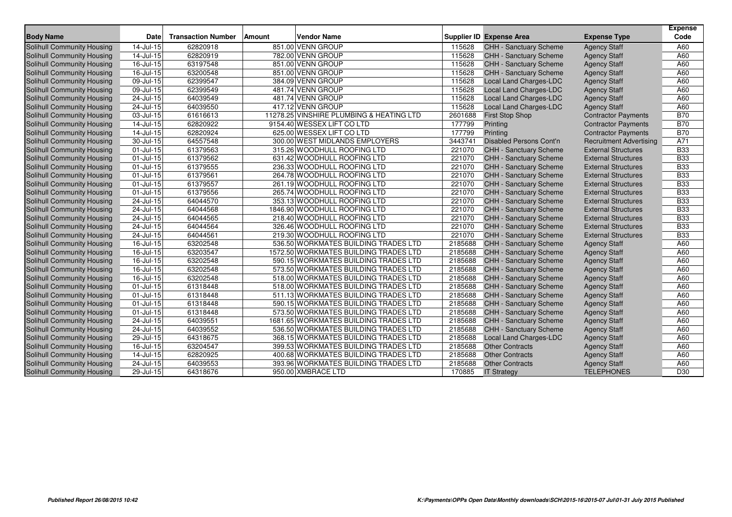| Body Name | Date | Transaction Number | Amount | Vendor Name | Supplier ID | Expense Area | Expense Type | Expense Code |
|---|---|---|---|---|---|---|---|---|
| Solihull Community Housing | 14-Jul-15 | 62820918 | 851.00 | VENN GROUP | 115628 | CHH - Sanctuary Scheme | Agency Staff | A60 |
| Solihull Community Housing | 14-Jul-15 | 62820919 | 782.00 | VENN GROUP | 115628 | CHH - Sanctuary Scheme | Agency Staff | A60 |
| Solihull Community Housing | 16-Jul-15 | 63197548 | 851.00 | VENN GROUP | 115628 | CHH - Sanctuary Scheme | Agency Staff | A60 |
| Solihull Community Housing | 16-Jul-15 | 63200548 | 851.00 | VENN GROUP | 115628 | CHH - Sanctuary Scheme | Agency Staff | A60 |
| Solihull Community Housing | 09-Jul-15 | 62399547 | 384.09 | VENN GROUP | 115628 | Local Land Charges-LDC | Agency Staff | A60 |
| Solihull Community Housing | 09-Jul-15 | 62399549 | 481.74 | VENN GROUP | 115628 | Local Land Charges-LDC | Agency Staff | A60 |
| Solihull Community Housing | 24-Jul-15 | 64039549 | 481.74 | VENN GROUP | 115628 | Local Land Charges-LDC | Agency Staff | A60 |
| Solihull Community Housing | 24-Jul-15 | 64039550 | 417.12 | VENN GROUP | 115628 | Local Land Charges-LDC | Agency Staff | A60 |
| Solihull Community Housing | 03-Jul-15 | 61616613 | 11278.25 | VINSHIRE PLUMBING & HEATING LTD | 2601688 | First Stop Shop | Contractor Payments | B70 |
| Solihull Community Housing | 14-Jul-15 | 62820922 | 9154.40 | WESSEX LIFT CO LTD | 177799 | Printing | Contractor Payments | B70 |
| Solihull Community Housing | 14-Jul-15 | 62820924 | 625.00 | WESSEX LIFT CO LTD | 177799 | Printing | Contractor Payments | B70 |
| Solihull Community Housing | 30-Jul-15 | 64557548 | 300.00 | WEST MIDLANDS EMPLOYERS | 3443741 | Disabled Persons Cont'n | Recruitment Advertising | A71 |
| Solihull Community Housing | 01-Jul-15 | 61379563 | 315.26 | WOODHULL ROOFING LTD | 221070 | CHH - Sanctuary Scheme | External Structures | B33 |
| Solihull Community Housing | 01-Jul-15 | 61379562 | 631.42 | WOODHULL ROOFING LTD | 221070 | CHH - Sanctuary Scheme | External Structures | B33 |
| Solihull Community Housing | 01-Jul-15 | 61379555 | 236.33 | WOODHULL ROOFING LTD | 221070 | CHH - Sanctuary Scheme | External Structures | B33 |
| Solihull Community Housing | 01-Jul-15 | 61379561 | 264.78 | WOODHULL ROOFING LTD | 221070 | CHH - Sanctuary Scheme | External Structures | B33 |
| Solihull Community Housing | 01-Jul-15 | 61379557 | 261.19 | WOODHULL ROOFING LTD | 221070 | CHH - Sanctuary Scheme | External Structures | B33 |
| Solihull Community Housing | 01-Jul-15 | 61379556 | 265.74 | WOODHULL ROOFING LTD | 221070 | CHH - Sanctuary Scheme | External Structures | B33 |
| Solihull Community Housing | 24-Jul-15 | 64044570 | 353.13 | WOODHULL ROOFING LTD | 221070 | CHH - Sanctuary Scheme | External Structures | B33 |
| Solihull Community Housing | 24-Jul-15 | 64044568 | 1846.90 | WOODHULL ROOFING LTD | 221070 | CHH - Sanctuary Scheme | External Structures | B33 |
| Solihull Community Housing | 24-Jul-15 | 64044565 | 218.40 | WOODHULL ROOFING LTD | 221070 | CHH - Sanctuary Scheme | External Structures | B33 |
| Solihull Community Housing | 24-Jul-15 | 64044564 | 326.46 | WOODHULL ROOFING LTD | 221070 | CHH - Sanctuary Scheme | External Structures | B33 |
| Solihull Community Housing | 24-Jul-15 | 64044561 | 219.30 | WOODHULL ROOFING LTD | 221070 | CHH - Sanctuary Scheme | External Structures | B33 |
| Solihull Community Housing | 16-Jul-15 | 63202548 | 536.50 | WORKMATES BUILDING TRADES LTD | 2185688 | CHH - Sanctuary Scheme | Agency Staff | A60 |
| Solihull Community Housing | 16-Jul-15 | 63203547 | 1572.50 | WORKMATES BUILDING TRADES LTD | 2185688 | CHH - Sanctuary Scheme | Agency Staff | A60 |
| Solihull Community Housing | 16-Jul-15 | 63202548 | 590.15 | WORKMATES BUILDING TRADES LTD | 2185688 | CHH - Sanctuary Scheme | Agency Staff | A60 |
| Solihull Community Housing | 16-Jul-15 | 63202548 | 573.50 | WORKMATES BUILDING TRADES LTD | 2185688 | CHH - Sanctuary Scheme | Agency Staff | A60 |
| Solihull Community Housing | 16-Jul-15 | 63202548 | 518.00 | WORKMATES BUILDING TRADES LTD | 2185688 | CHH - Sanctuary Scheme | Agency Staff | A60 |
| Solihull Community Housing | 01-Jul-15 | 61318448 | 518.00 | WORKMATES BUILDING TRADES LTD | 2185688 | CHH - Sanctuary Scheme | Agency Staff | A60 |
| Solihull Community Housing | 01-Jul-15 | 61318448 | 511.13 | WORKMATES BUILDING TRADES LTD | 2185688 | CHH - Sanctuary Scheme | Agency Staff | A60 |
| Solihull Community Housing | 01-Jul-15 | 61318448 | 590.15 | WORKMATES BUILDING TRADES LTD | 2185688 | CHH - Sanctuary Scheme | Agency Staff | A60 |
| Solihull Community Housing | 01-Jul-15 | 61318448 | 573.50 | WORKMATES BUILDING TRADES LTD | 2185688 | CHH - Sanctuary Scheme | Agency Staff | A60 |
| Solihull Community Housing | 24-Jul-15 | 64039551 | 1681.65 | WORKMATES BUILDING TRADES LTD | 2185688 | CHH - Sanctuary Scheme | Agency Staff | A60 |
| Solihull Community Housing | 24-Jul-15 | 64039552 | 536.50 | WORKMATES BUILDING TRADES LTD | 2185688 | CHH - Sanctuary Scheme | Agency Staff | A60 |
| Solihull Community Housing | 29-Jul-15 | 64318675 | 368.15 | WORKMATES BUILDING TRADES LTD | 2185688 | Local Land Charges-LDC | Agency Staff | A60 |
| Solihull Community Housing | 16-Jul-15 | 63204547 | 399.53 | WORKMATES BUILDING TRADES LTD | 2185688 | Other Contracts | Agency Staff | A60 |
| Solihull Community Housing | 14-Jul-15 | 62820925 | 400.68 | WORKMATES BUILDING TRADES LTD | 2185688 | Other Contracts | Agency Staff | A60 |
| Solihull Community Housing | 24-Jul-15 | 64039553 | 393.96 | WORKMATES BUILDING TRADES LTD | 2185688 | Other Contracts | Agency Staff | A60 |
| Solihull Community Housing | 29-Jul-15 | 64318676 | 950.00 | XMBRACE LTD | 170885 | IT Strategy | TELEPHONES | D30 |